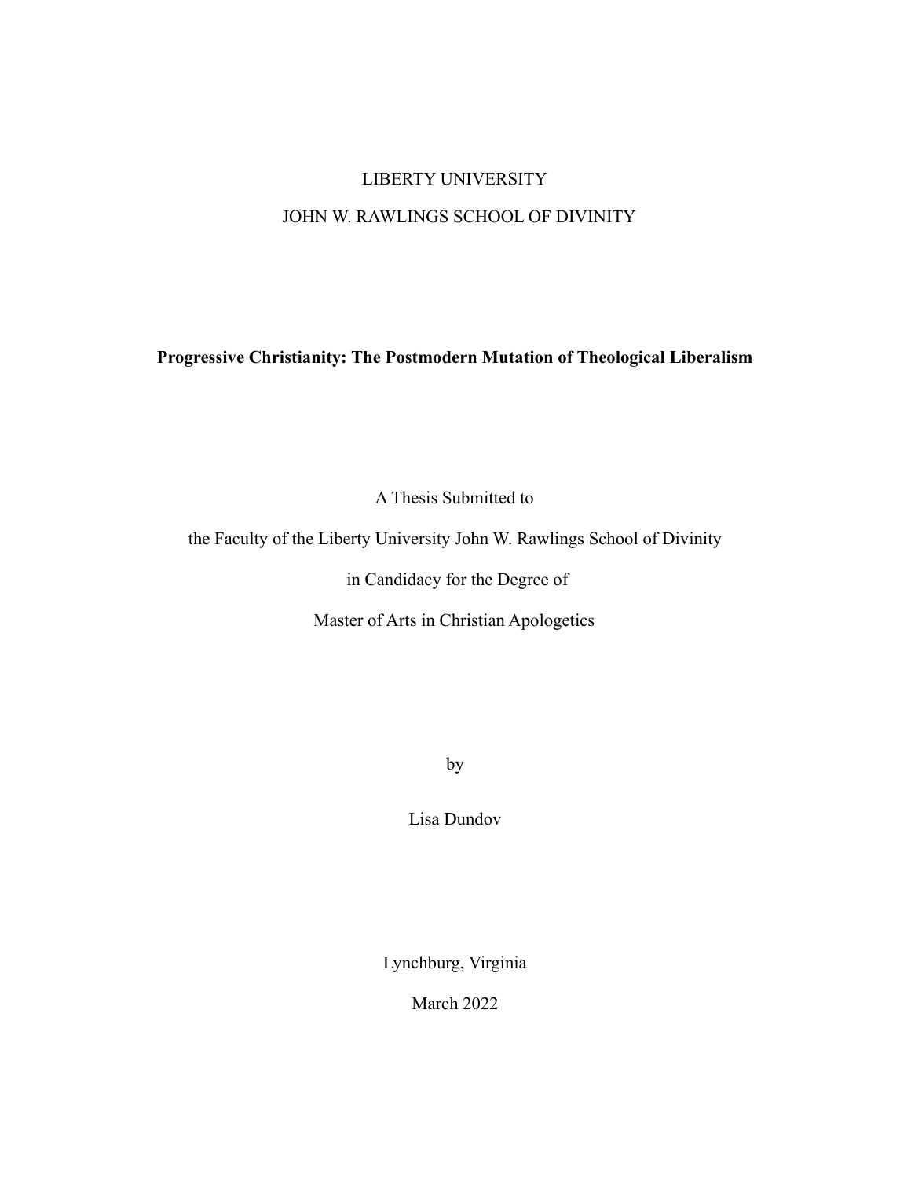LIBERTY UNIVERSITY

JOHN W. RAWLINGS SCHOOL OF DIVINITY

# Progressive Christianity: The Postmodern Mutation of Theological Liberalism

A Thesis Submitted to

the Faculty of the Liberty University John W. Rawlings School of Divinity

in Candidacy for the Degree of

Master of Arts in Christian Apologetics

by

Lisa Dundov

Lynchburg, Virginia

March 2022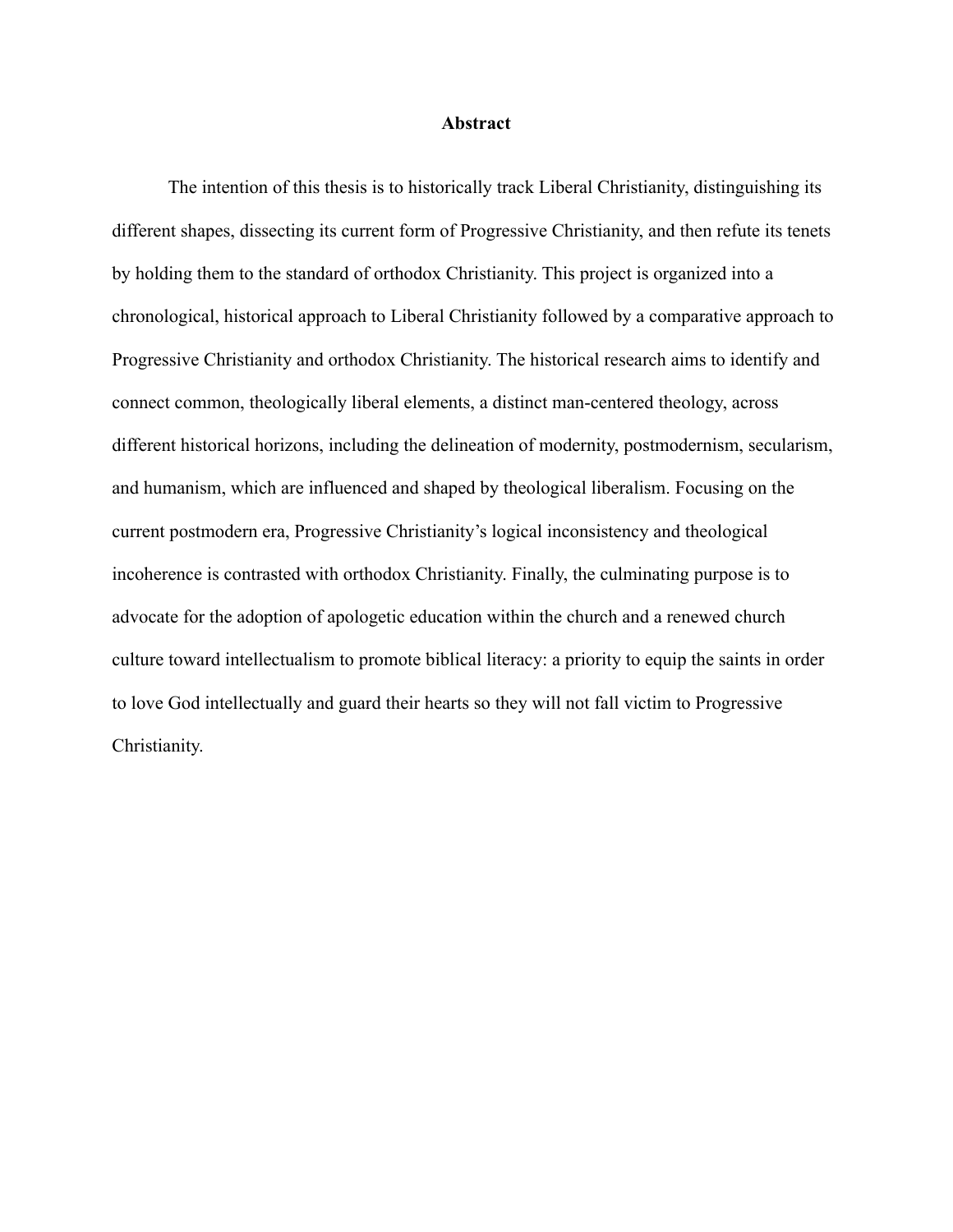## Abstract

The intention of this thesis is to historically track Liberal Christianity, distinguishing its different shapes, dissecting its current form of Progressive Christianity, and then refute its tenets by holding them to the standard of orthodox Christianity. This project is organized into a chronological, historical approach to Liberal Christianity followed by a comparative approach to Progressive Christianity and orthodox Christianity. The historical research aims to identify and connect common, theologically liberal elements, a distinct man-centered theology, across different historical horizons, including the delineation of modernity, postmodernism, secularism, and humanism, which are influenced and shaped by theological liberalism. Focusing on the current postmodern era, Progressive Christianity's logical inconsistency and theological incoherence is contrasted with orthodox Christianity. Finally, the culminating purpose is to advocate for the adoption of apologetic education within the church and a renewed church culture toward intellectualism to promote biblical literacy: a priority to equip the saints in order to love God intellectually and guard their hearts so they will not fall victim to Progressive Christianity.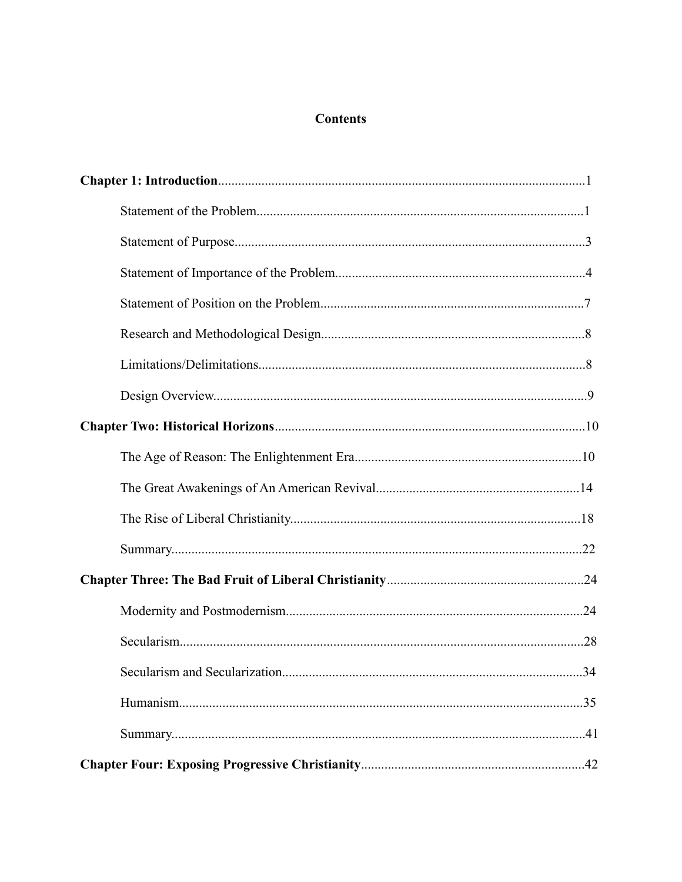# Contents

**Chapter 1: Introduction**......................................................................................................1

Statement of the Problem...................................................................................................1

Statement of Purpose..........................................................................................................3

Statement of Importance of the Problem............................................................................4

Statement of Position on the Problem................................................................................7

Research and Methodological Design.................................................................................8

Limitations/Delimitations...................................................................................................8

Design Overview................................................................................................................9

**Chapter Two: Historical Horizons**......................................................................................10

The Age of Reason: The Enlightenment Era......................................................................10

The Great Awakenings of An American Revival..............................................................14

The Rise of Liberal Christianity.........................................................................................18

Summary............................................................................................................................22

**Chapter Three: The Bad Fruit of Liberal Christianity**.......................................................24

Modernity and Postmodernism...........................................................................................24

Secularism..........................................................................................................................28

Secularism and Secularization............................................................................................34

Humanism..........................................................................................................................35

Summary............................................................................................................................41

**Chapter Four: Exposing Progressive Christianity**.............................................................42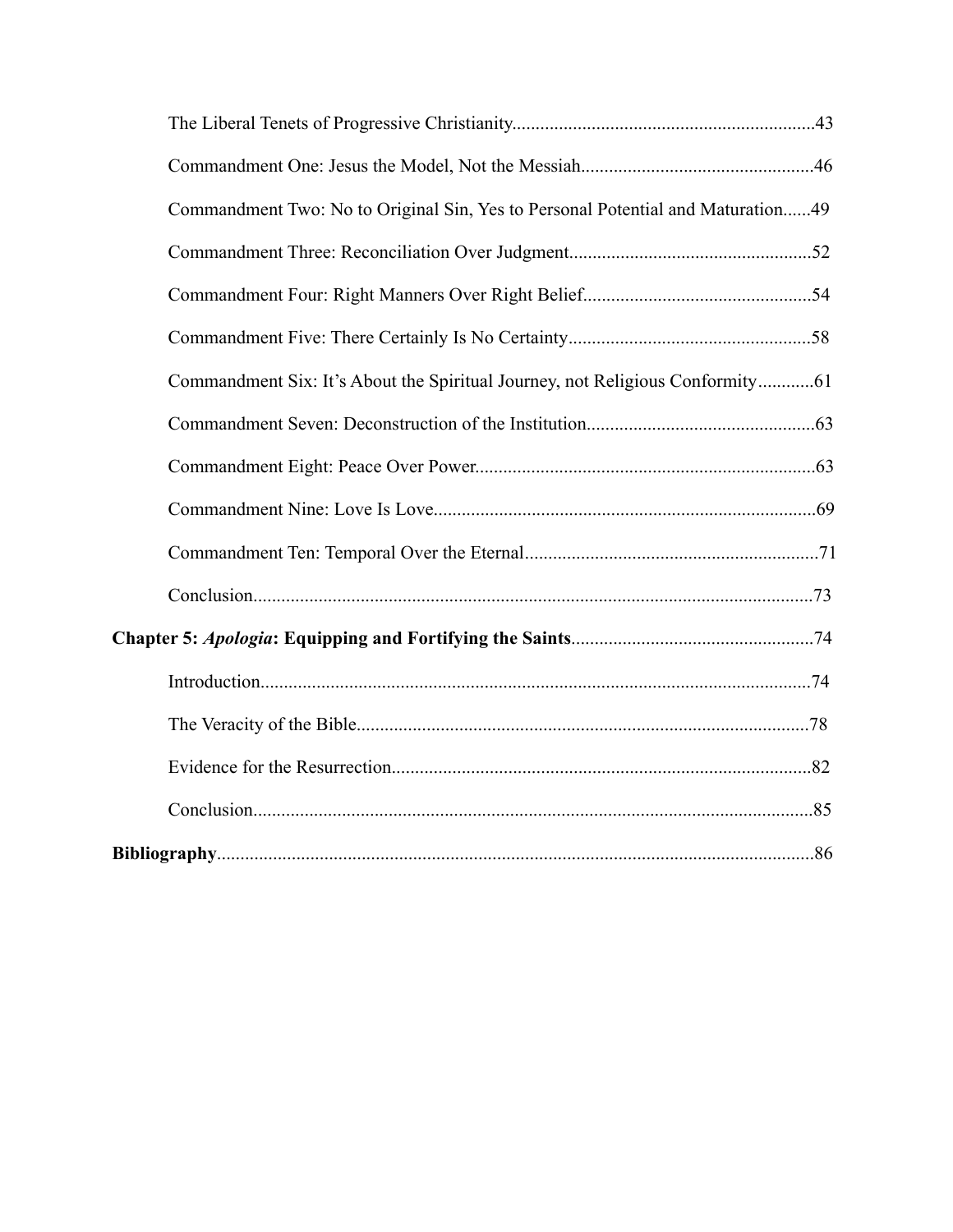The Liberal Tenets of Progressive Christianity................................................................43

Commandment One: Jesus the Model, Not the Messiah.................................................46

Commandment Two: No to Original Sin, Yes to Personal Potential and Maturation......49

Commandment Three: Reconciliation Over Judgment...................................................52

Commandment Four: Right Manners Over Right Belief................................................54

Commandment Five: There Certainly Is No Certainty...................................................58

Commandment Six: It's About the Spiritual Journey, not Religious Conformity............61

Commandment Seven: Deconstruction of the Institution................................................63

Commandment Eight: Peace Over Power........................................................................63

Commandment Nine: Love Is Love.................................................................................69

Commandment Ten: Temporal Over the Eternal..............................................................71

Conclusion.......................................................................................................................73

**Chapter 5: *Apologia*: Equipping and Fortifying the Saints**...................................................74

Introduction.....................................................................................................................74

The Veracity of the Bible................................................................................................78

Evidence for the Resurrection.........................................................................................82

Conclusion.......................................................................................................................85

**Bibliography**...............................................................................................................................86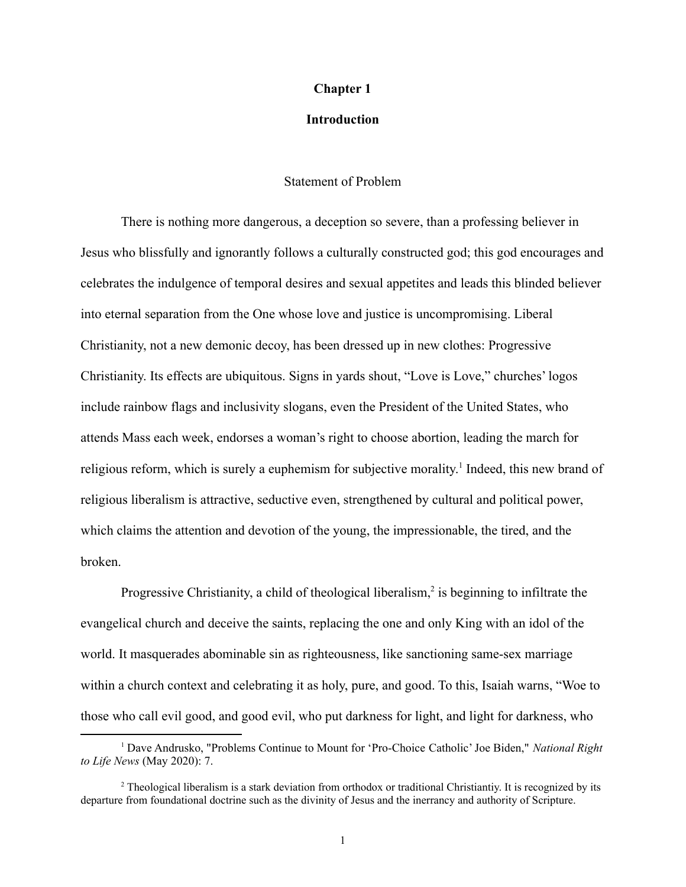# Chapter 1

## Introduction

### Statement of Problem

There is nothing more dangerous, a deception so severe, than a professing believer in Jesus who blissfully and ignorantly follows a culturally constructed god; this god encourages and celebrates the indulgence of temporal desires and sexual appetites and leads this blinded believer into eternal separation from the One whose love and justice is uncompromising. Liberal Christianity, not a new demonic decoy, has been dressed up in new clothes: Progressive Christianity. Its effects are ubiquitous. Signs in yards shout, "Love is Love," churches' logos include rainbow flags and inclusivity slogans, even the President of the United States, who attends Mass each week, endorses a woman's right to choose abortion, leading the march for religious reform, which is surely a euphemism for subjective morality.[1] Indeed, this new brand of religious liberalism is attractive, seductive even, strengthened by cultural and political power, which claims the attention and devotion of the young, the impressionable, the tired, and the broken.

Progressive Christianity, a child of theological liberalism,[2] is beginning to infiltrate the evangelical church and deceive the saints, replacing the one and only King with an idol of the world. It masquerades abominable sin as righteousness, like sanctioning same-sex marriage within a church context and celebrating it as holy, pure, and good. To this, Isaiah warns, "Woe to those who call evil good, and good evil, who put darkness for light, and light for darkness, who

---

[1] Dave Andrusko, "Problems Continue to Mount for 'Pro-Choice Catholic' Joe Biden," *National Right to Life News* (May 2020): 7.

[2] Theological liberalism is a stark deviation from orthodox or traditional Christiantiy. It is recognized by its departure from foundational doctrine such as the divinity of Jesus and the inerrancy and authority of Scripture.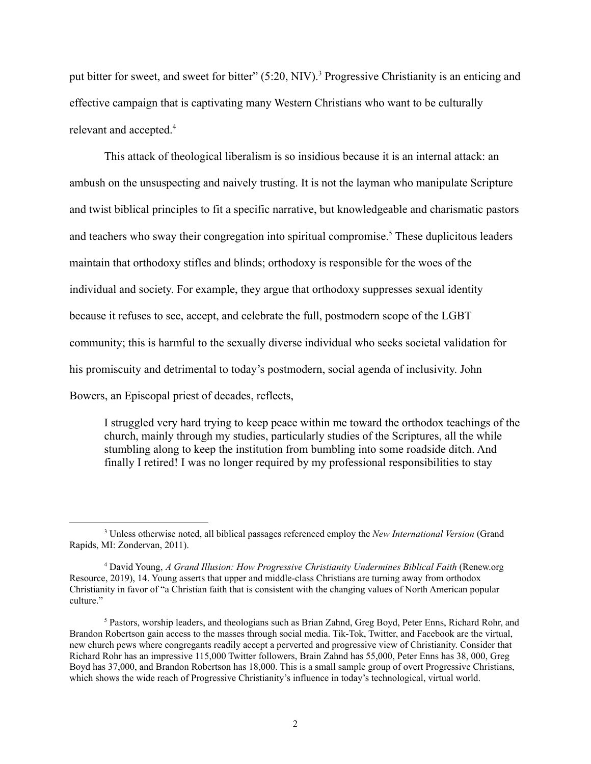put bitter for sweet, and sweet for bitter" (5:20, NIV).[3] Progressive Christianity is an enticing and effective campaign that is captivating many Western Christians who want to be culturally relevant and accepted.[4]

This attack of theological liberalism is so insidious because it is an internal attack: an ambush on the unsuspecting and naively trusting. It is not the layman who manipulate Scripture and twist biblical principles to fit a specific narrative, but knowledgeable and charismatic pastors and teachers who sway their congregation into spiritual compromise.[5] These duplicitous leaders maintain that orthodoxy stifles and blinds; orthodoxy is responsible for the woes of the individual and society. For example, they argue that orthodoxy suppresses sexual identity because it refuses to see, accept, and celebrate the full, postmodern scope of the LGBT community; this is harmful to the sexually diverse individual who seeks societal validation for his promiscuity and detrimental to today's postmodern, social agenda of inclusivity. John Bowers, an Episcopal priest of decades, reflects,

> I struggled very hard trying to keep peace within me toward the orthodox teachings of the church, mainly through my studies, particularly studies of the Scriptures, all the while stumbling along to keep the institution from bumbling into some roadside ditch. And finally I retired! I was no longer required by my professional responsibilities to stay

---

[3] Unless otherwise noted, all biblical passages referenced employ the *New International Version* (Grand Rapids, MI: Zondervan, 2011).

[4] David Young, *A Grand Illusion: How Progressive Christianity Undermines Biblical Faith* (Renew.org Resource, 2019), 14. Young asserts that upper and middle-class Christians are turning away from orthodox Christianity in favor of "a Christian faith that is consistent with the changing values of North American popular culture."

[5] Pastors, worship leaders, and theologians such as Brian Zahnd, Greg Boyd, Peter Enns, Richard Rohr, and Brandon Robertson gain access to the masses through social media. Tik-Tok, Twitter, and Facebook are the virtual, new church pews where congregants readily accept a perverted and progressive view of Christianity. Consider that Richard Rohr has an impressive 115,000 Twitter followers, Brain Zahnd has 55,000, Peter Enns has 38, 000, Greg Boyd has 37,000, and Brandon Robertson has 18,000. This is a small sample group of overt Progressive Christians, which shows the wide reach of Progressive Christianity's influence in today's technological, virtual world.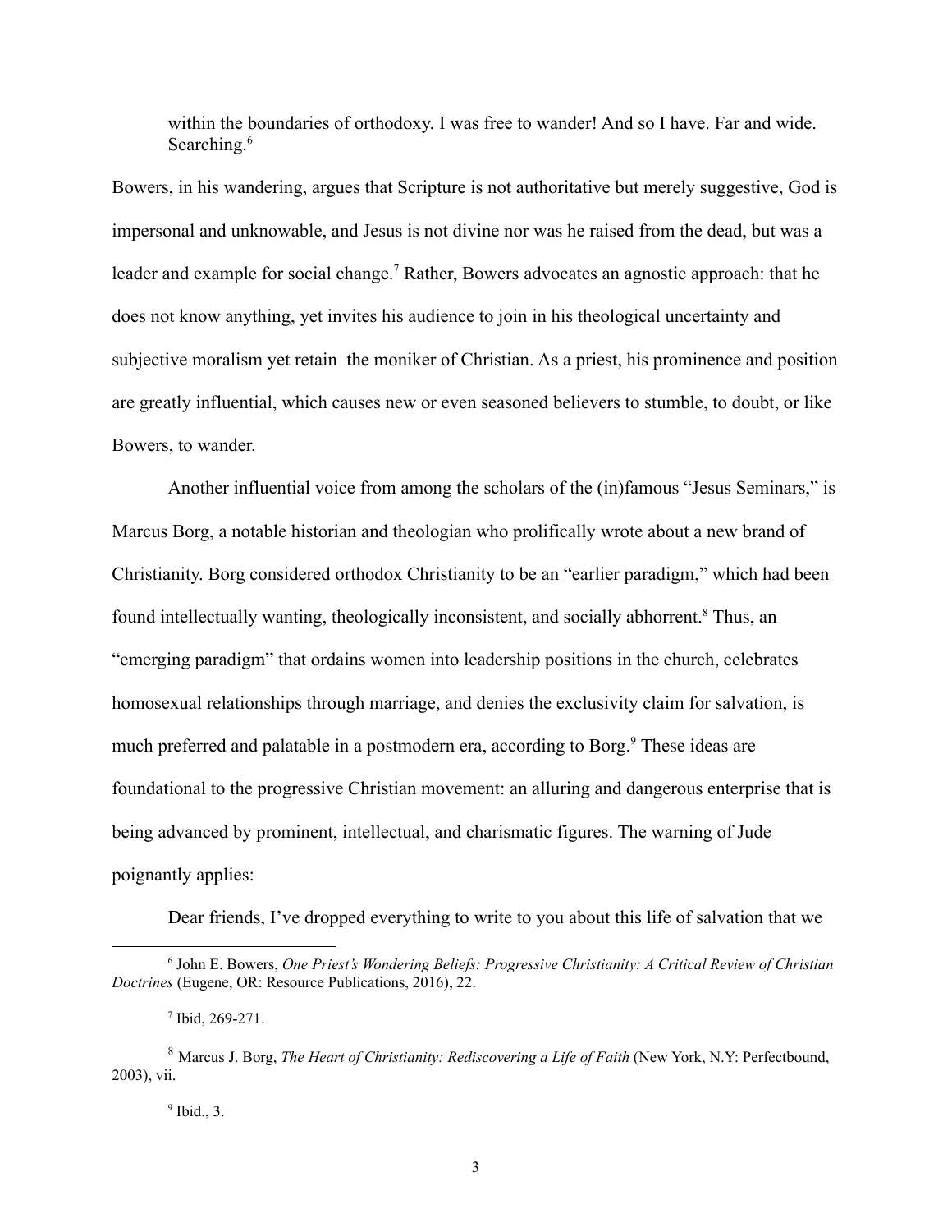> within the boundaries of orthodoxy. I was free to wander! And so I have. Far and wide. Searching.[6]

Bowers, in his wandering, argues that Scripture is not authoritative but merely suggestive, God is impersonal and unknowable, and Jesus is not divine nor was he raised from the dead, but was a leader and example for social change.[7] Rather, Bowers advocates an agnostic approach: that he does not know anything, yet invites his audience to join in his theological uncertainty and subjective moralism yet retain the moniker of Christian. As a priest, his prominence and position are greatly influential, which causes new or even seasoned believers to stumble, to doubt, or like Bowers, to wander.

Another influential voice from among the scholars of the (in)famous "Jesus Seminars," is Marcus Borg, a notable historian and theologian who prolifically wrote about a new brand of Christianity. Borg considered orthodox Christianity to be an "earlier paradigm," which had been found intellectually wanting, theologically inconsistent, and socially abhorrent.[8] Thus, an "emerging paradigm" that ordains women into leadership positions in the church, celebrates homosexual relationships through marriage, and denies the exclusivity claim for salvation, is much preferred and palatable in a postmodern era, according to Borg.[9] These ideas are foundational to the progressive Christian movement: an alluring and dangerous enterprise that is being advanced by prominent, intellectual, and charismatic figures. The warning of Jude poignantly applies:

> Dear friends, I've dropped everything to write to you about this life of salvation that we

---

[6] John E. Bowers, *One Priest's Wondering Beliefs: Progressive Christianity: A Critical Review of Christian Doctrines* (Eugene, OR: Resource Publications, 2016), 22.

[7] Ibid, 269-271.

[8] Marcus J. Borg, *The Heart of Christianity: Rediscovering a Life of Faith* (New York, N.Y: Perfectbound, 2003), vii.

[9] Ibid., 3.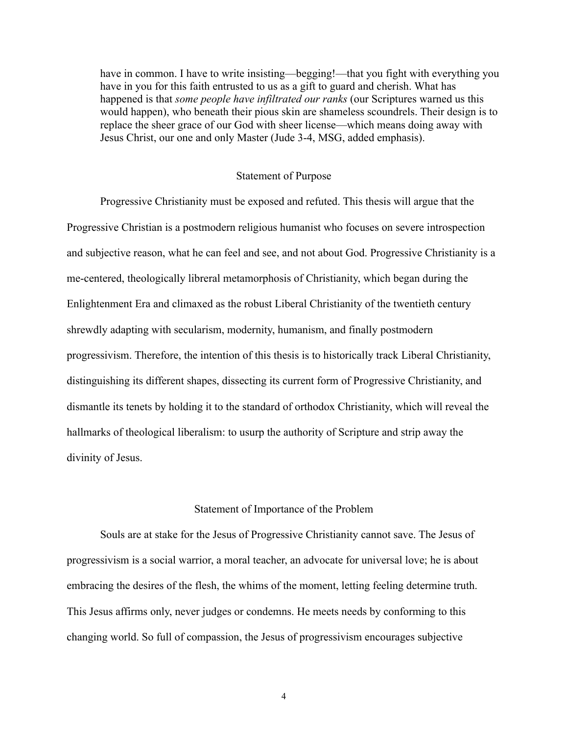> have in common. I have to write insisting—begging!—that you fight with everything you have in you for this faith entrusted to us as a gift to guard and cherish. What has happened is that *some people have infiltrated our ranks* (our Scriptures warned us this would happen), who beneath their pious skin are shameless scoundrels. Their design is to replace the sheer grace of our God with sheer license—which means doing away with Jesus Christ, our one and only Master (Jude 3-4, MSG, added emphasis).

## Statement of Purpose

Progressive Christianity must be exposed and refuted. This thesis will argue that the Progressive Christian is a postmodern religious humanist who focuses on severe introspection and subjective reason, what he can feel and see, and not about God. Progressive Christianity is a me-centered, theologically libreral metamorphosis of Christianity, which began during the Enlightenment Era and climaxed as the robust Liberal Christianity of the twentieth century shrewdly adapting with secularism, modernity, humanism, and finally postmodern progressivism. Therefore, the intention of this thesis is to historically track Liberal Christianity, distinguishing its different shapes, dissecting its current form of Progressive Christianity, and dismantle its tenets by holding it to the standard of orthodox Christianity, which will reveal the hallmarks of theological liberalism: to usurp the authority of Scripture and strip away the divinity of Jesus.

## Statement of Importance of the Problem

Souls are at stake for the Jesus of Progressive Christianity cannot save. The Jesus of progressivism is a social warrior, a moral teacher, an advocate for universal love; he is about embracing the desires of the flesh, the whims of the moment, letting feeling determine truth. This Jesus affirms only, never judges or condemns. He meets needs by conforming to this changing world. So full of compassion, the Jesus of progressivism encourages subjective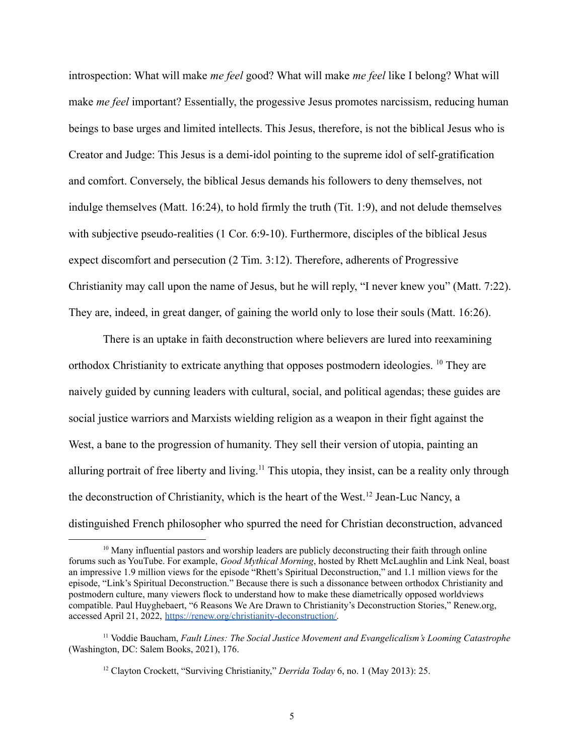introspection: What will make *me feel* good? What will make *me feel* like I belong? What will make *me feel* important? Essentially, the progessive Jesus promotes narcissism, reducing human beings to base urges and limited intellects. This Jesus, therefore, is not the biblical Jesus who is Creator and Judge: This Jesus is a demi-idol pointing to the supreme idol of self-gratification and comfort. Conversely, the biblical Jesus demands his followers to deny themselves, not indulge themselves (Matt. 16:24), to hold firmly the truth (Tit. 1:9), and not delude themselves with subjective pseudo-realities (1 Cor. 6:9-10). Furthermore, disciples of the biblical Jesus expect discomfort and persecution (2 Tim. 3:12). Therefore, adherents of Progressive Christianity may call upon the name of Jesus, but he will reply, "I never knew you" (Matt. 7:22). They are, indeed, in great danger, of gaining the world only to lose their souls (Matt. 16:26).

There is an uptake in faith deconstruction where believers are lured into reexamining orthodox Christianity to extricate anything that opposes postmodern ideologies. [10] They are naively guided by cunning leaders with cultural, social, and political agendas; these guides are social justice warriors and Marxists wielding religion as a weapon in their fight against the West, a bane to the progression of humanity. They sell their version of utopia, painting an alluring portrait of free liberty and living.[11] This utopia, they insist, can be a reality only through the deconstruction of Christianity, which is the heart of the West.[12] Jean-Luc Nancy, a distinguished French philosopher who spurred the need for Christian deconstruction, advanced

---

[10] Many influential pastors and worship leaders are publicly deconstructing their faith through online forums such as YouTube. For example, *Good Mythical Morning*, hosted by Rhett McLaughlin and Link Neal, boast an impressive 1.9 million views for the episode "Rhett's Spiritual Deconstruction," and 1.1 million views for the episode, "Link's Spiritual Deconstruction." Because there is such a dissonance between orthodox Christianity and postmodern culture, many viewers flock to understand how to make these diametrically opposed worldviews compatible. Paul Huyghebaert, "6 Reasons We Are Drawn to Christianity's Deconstruction Stories," Renew.org, accessed April 21, 2022, https://renew.org/christianity-deconstruction/.

[11] Voddie Baucham, *Fault Lines: The Social Justice Movement and Evangelicalism's Looming Catastrophe* (Washington, DC: Salem Books, 2021), 176.

[12] Clayton Crockett, "Surviving Christianity," *Derrida Today* 6, no. 1 (May 2013): 25.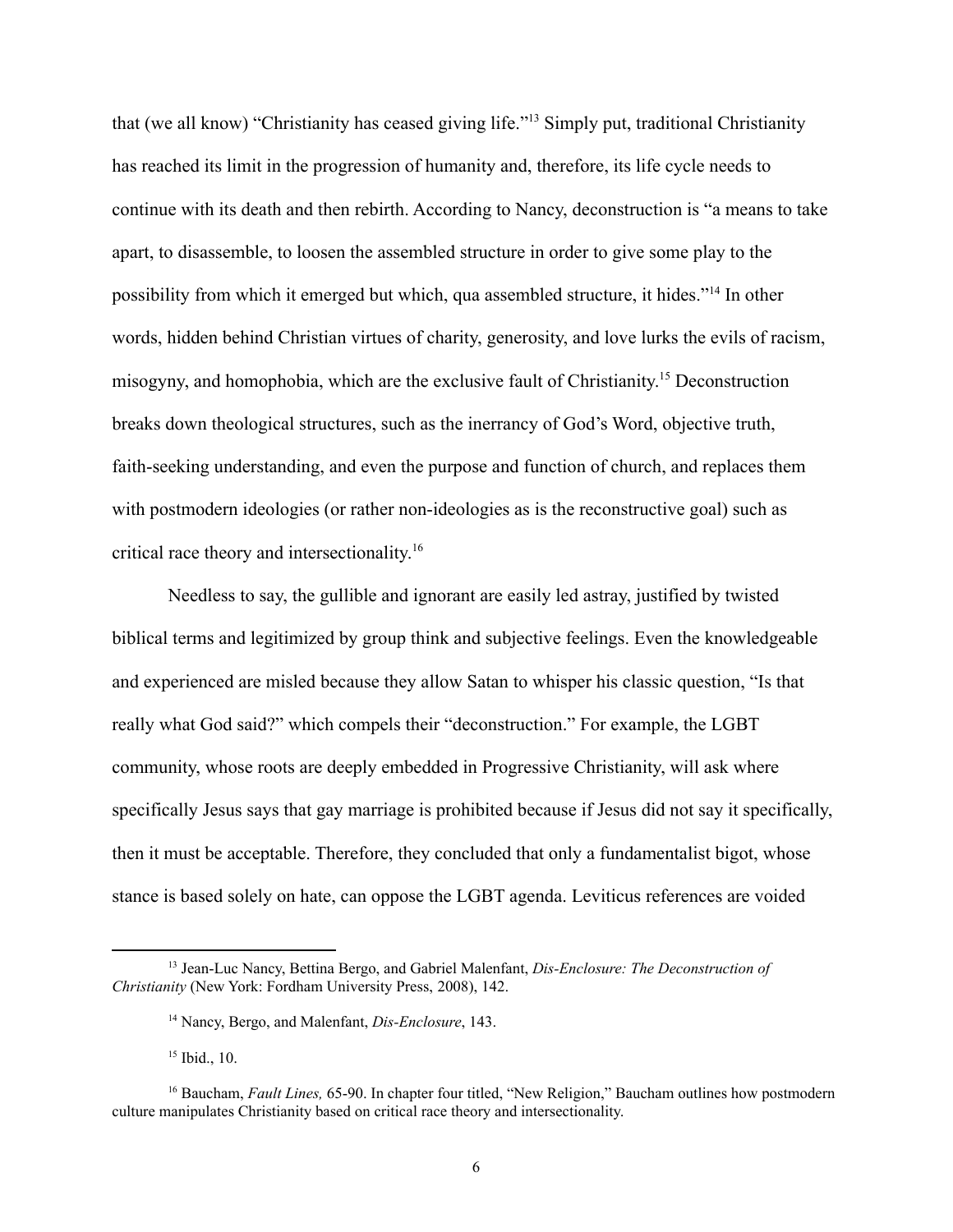that (we all know) "Christianity has ceased giving life."[13] Simply put, traditional Christianity has reached its limit in the progression of humanity and, therefore, its life cycle needs to continue with its death and then rebirth. According to Nancy, deconstruction is "a means to take apart, to disassemble, to loosen the assembled structure in order to give some play to the possibility from which it emerged but which, qua assembled structure, it hides."[14] In other words, hidden behind Christian virtues of charity, generosity, and love lurks the evils of racism, misogyny, and homophobia, which are the exclusive fault of Christianity.[15] Deconstruction breaks down theological structures, such as the inerrancy of God's Word, objective truth, faith-seeking understanding, and even the purpose and function of church, and replaces them with postmodern ideologies (or rather non-ideologies as is the reconstructive goal) such as critical race theory and intersectionality.[16]

Needless to say, the gullible and ignorant are easily led astray, justified by twisted biblical terms and legitimized by group think and subjective feelings. Even the knowledgeable and experienced are misled because they allow Satan to whisper his classic question, "Is that really what God said?" which compels their "deconstruction." For example, the LGBT community, whose roots are deeply embedded in Progressive Christianity, will ask where specifically Jesus says that gay marriage is prohibited because if Jesus did not say it specifically, then it must be acceptable. Therefore, they concluded that only a fundamentalist bigot, whose stance is based solely on hate, can oppose the LGBT agenda. Leviticus references are voided

---

[13] Jean-Luc Nancy, Bettina Bergo, and Gabriel Malenfant, *Dis-Enclosure: The Deconstruction of Christianity* (New York: Fordham University Press, 2008), 142.

[14] Nancy, Bergo, and Malenfant, *Dis-Enclosure*, 143.

[15] Ibid., 10.

[16] Baucham, *Fault Lines,* 65-90. In chapter four titled, "New Religion," Baucham outlines how postmodern culture manipulates Christianity based on critical race theory and intersectionality.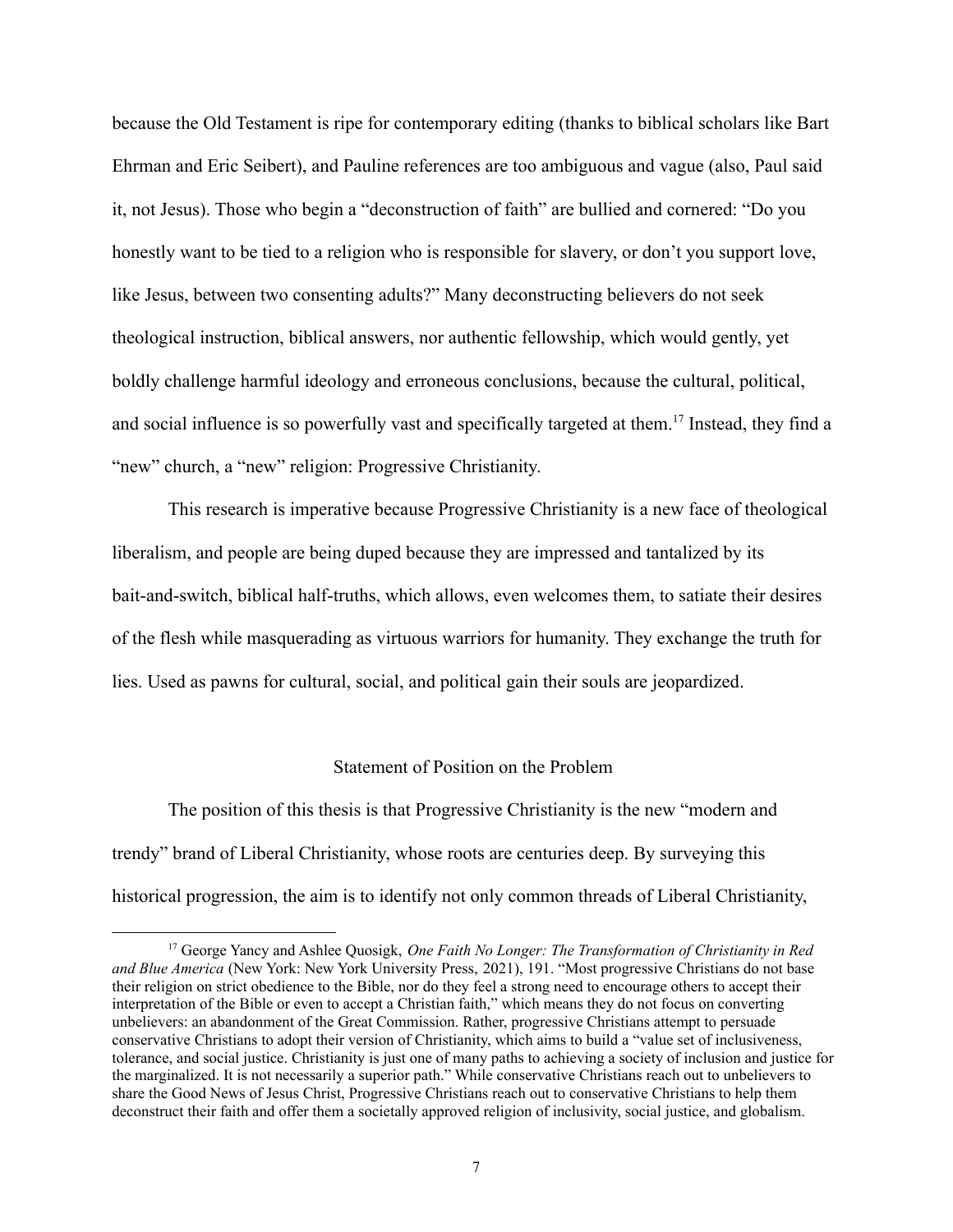because the Old Testament is ripe for contemporary editing (thanks to biblical scholars like Bart Ehrman and Eric Seibert), and Pauline references are too ambiguous and vague (also, Paul said it, not Jesus). Those who begin a "deconstruction of faith" are bullied and cornered: "Do you honestly want to be tied to a religion who is responsible for slavery, or don't you support love, like Jesus, between two consenting adults?" Many deconstructing believers do not seek theological instruction, biblical answers, nor authentic fellowship, which would gently, yet boldly challenge harmful ideology and erroneous conclusions, because the cultural, political, and social influence is so powerfully vast and specifically targeted at them.[17] Instead, they find a "new" church, a "new" religion: Progressive Christianity.

This research is imperative because Progressive Christianity is a new face of theological liberalism, and people are being duped because they are impressed and tantalized by its bait-and-switch, biblical half-truths, which allows, even welcomes them, to satiate their desires of the flesh while masquerading as virtuous warriors for humanity. They exchange the truth for lies. Used as pawns for cultural, social, and political gain their souls are jeopardized.

## Statement of Position on the Problem

The position of this thesis is that Progressive Christianity is the new "modern and trendy" brand of Liberal Christianity, whose roots are centuries deep. By surveying this historical progression, the aim is to identify not only common threads of Liberal Christianity,

---

[17] George Yancy and Ashlee Quosigk, *One Faith No Longer: The Transformation of Christianity in Red and Blue America* (New York: New York University Press, 2021), 191. "Most progressive Christians do not base their religion on strict obedience to the Bible, nor do they feel a strong need to encourage others to accept their interpretation of the Bible or even to accept a Christian faith," which means they do not focus on converting unbelievers: an abandonment of the Great Commission. Rather, progressive Christians attempt to persuade conservative Christians to adopt their version of Christianity, which aims to build a "value set of inclusiveness, tolerance, and social justice. Christianity is just one of many paths to achieving a society of inclusion and justice for the marginalized. It is not necessarily a superior path." While conservative Christians reach out to unbelievers to share the Good News of Jesus Christ, Progressive Christians reach out to conservative Christians to help them deconstruct their faith and offer them a societally approved religion of inclusivity, social justice, and globalism.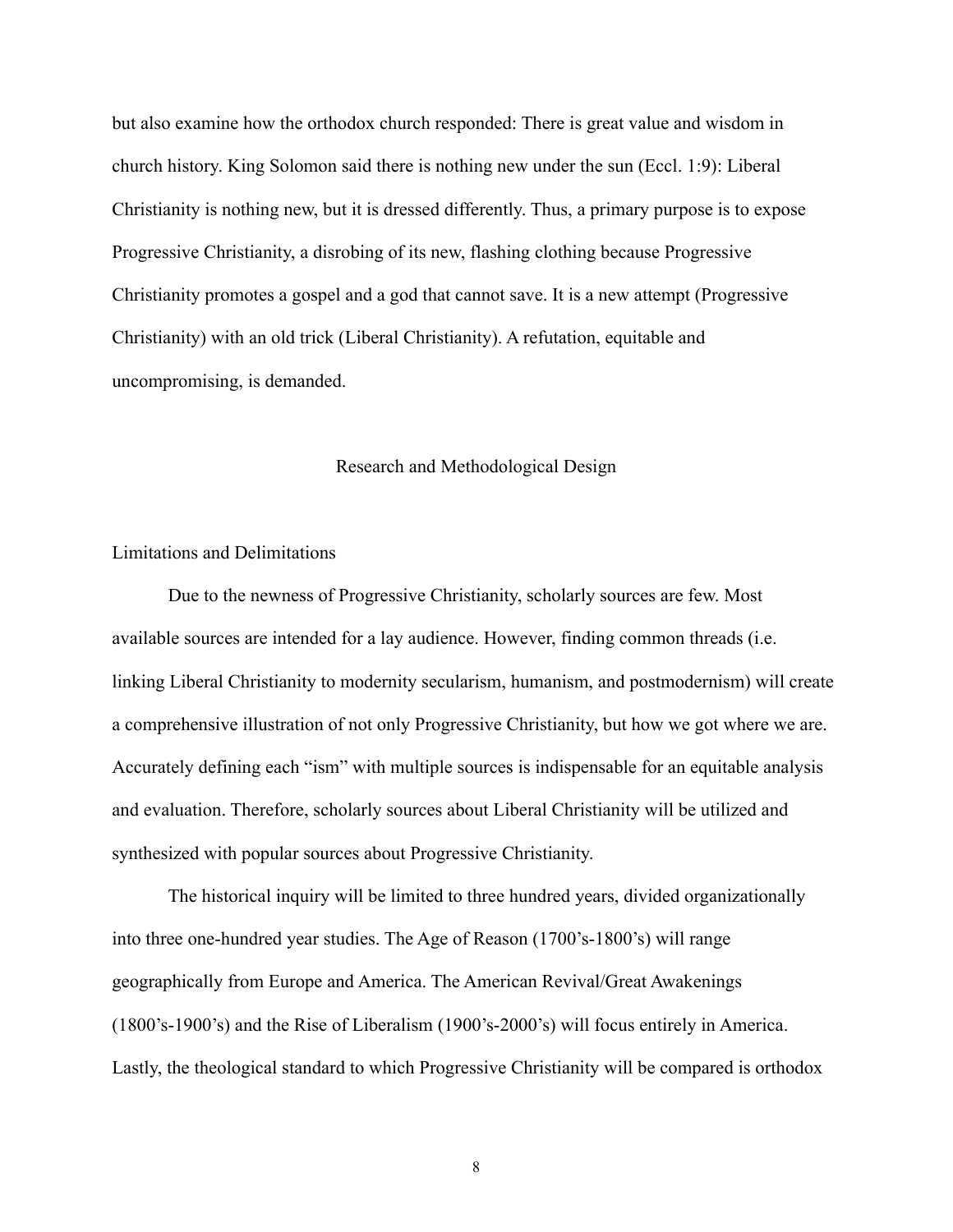but also examine how the orthodox church responded: There is great value and wisdom in church history. King Solomon said there is nothing new under the sun (Eccl. 1:9): Liberal Christianity is nothing new, but it is dressed differently. Thus, a primary purpose is to expose Progressive Christianity, a disrobing of its new, flashing clothing because Progressive Christianity promotes a gospel and a god that cannot save. It is a new attempt (Progressive Christianity) with an old trick (Liberal Christianity). A refutation, equitable and uncompromising, is demanded.

## Research and Methodological Design

### Limitations and Delimitations

Due to the newness of Progressive Christianity, scholarly sources are few. Most available sources are intended for a lay audience. However, finding common threads (i.e. linking Liberal Christianity to modernity secularism, humanism, and postmodernism) will create a comprehensive illustration of not only Progressive Christianity, but how we got where we are. Accurately defining each "ism" with multiple sources is indispensable for an equitable analysis and evaluation. Therefore, scholarly sources about Liberal Christianity will be utilized and synthesized with popular sources about Progressive Christianity.

The historical inquiry will be limited to three hundred years, divided organizationally into three one-hundred year studies. The Age of Reason (1700's-1800's) will range geographically from Europe and America. The American Revival/Great Awakenings (1800's-1900's) and the Rise of Liberalism (1900's-2000's) will focus entirely in America. Lastly, the theological standard to which Progressive Christianity will be compared is orthodox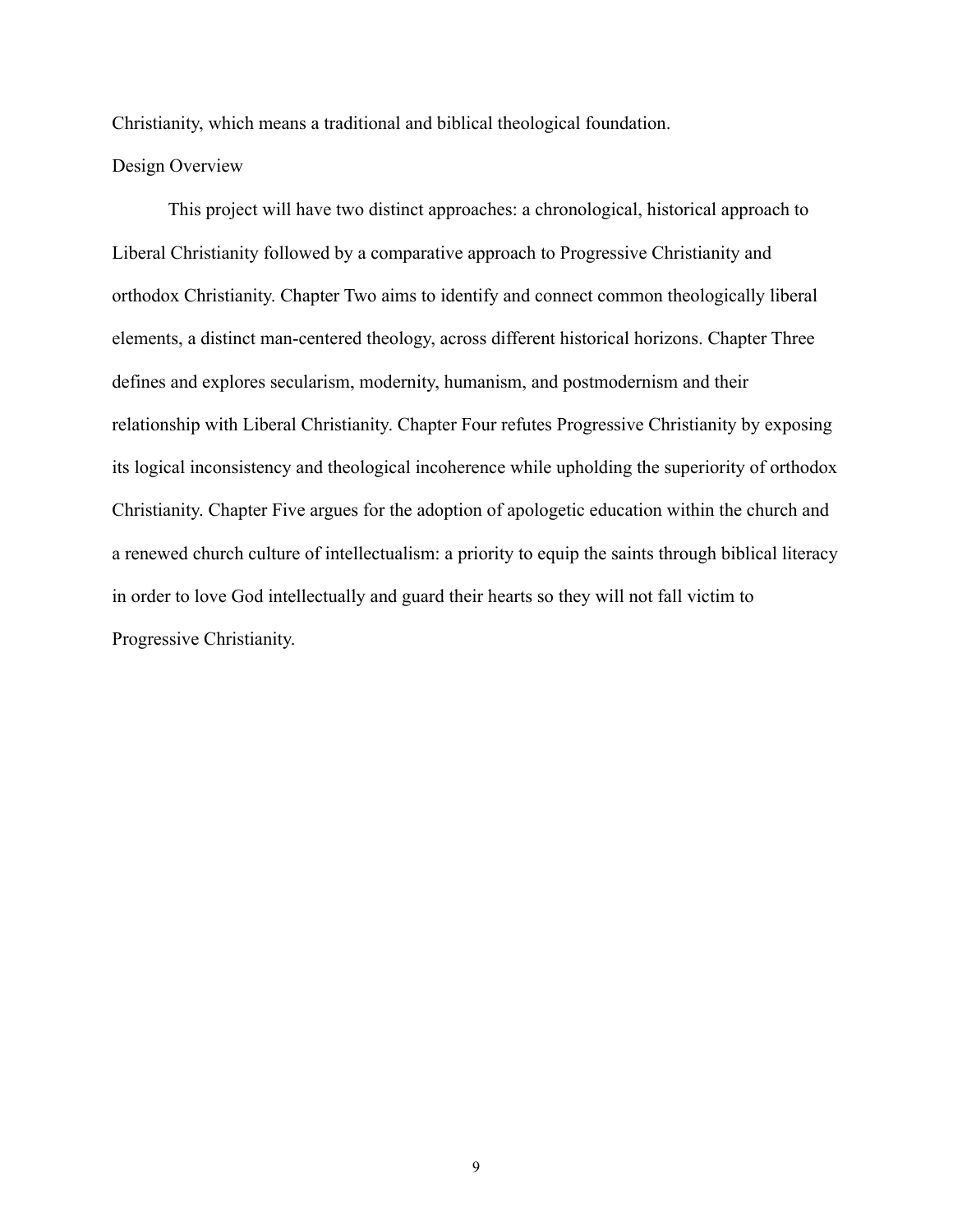Christianity, which means a traditional and biblical theological foundation.

## Design Overview

This project will have two distinct approaches: a chronological, historical approach to Liberal Christianity followed by a comparative approach to Progressive Christianity and orthodox Christianity. Chapter Two aims to identify and connect common theologically liberal elements, a distinct man-centered theology, across different historical horizons. Chapter Three defines and explores secularism, modernity, humanism, and postmodernism and their relationship with Liberal Christianity. Chapter Four refutes Progressive Christianity by exposing its logical inconsistency and theological incoherence while upholding the superiority of orthodox Christianity. Chapter Five argues for the adoption of apologetic education within the church and a renewed church culture of intellectualism: a priority to equip the saints through biblical literacy in order to love God intellectually and guard their hearts so they will not fall victim to Progressive Christianity.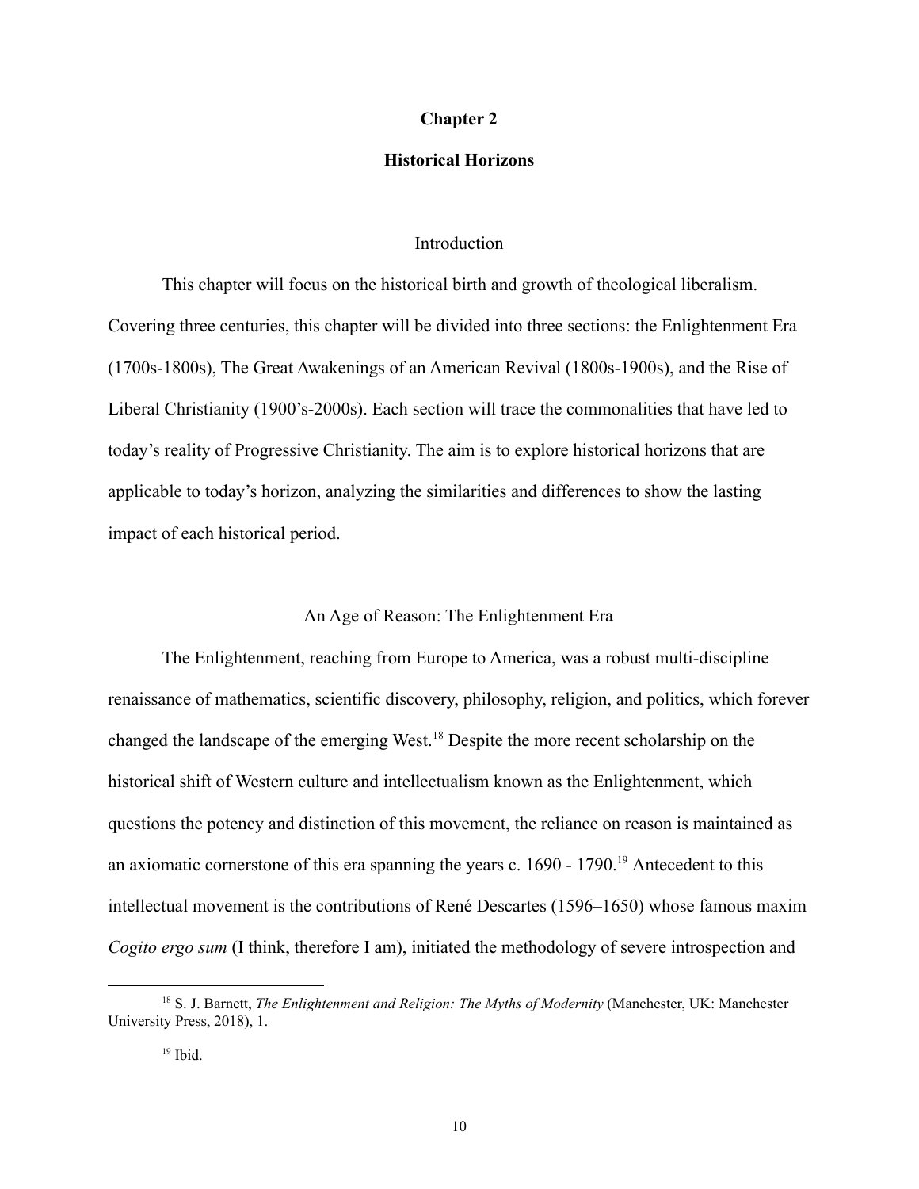# Chapter 2

## Historical Horizons

### Introduction

This chapter will focus on the historical birth and growth of theological liberalism. Covering three centuries, this chapter will be divided into three sections: the Enlightenment Era (1700s-1800s), The Great Awakenings of an American Revival (1800s-1900s), and the Rise of Liberal Christianity (1900's-2000s). Each section will trace the commonalities that have led to today's reality of Progressive Christianity. The aim is to explore historical horizons that are applicable to today's horizon, analyzing the similarities and differences to show the lasting impact of each historical period.

### An Age of Reason: The Enlightenment Era

The Enlightenment, reaching from Europe to America, was a robust multi-discipline renaissance of mathematics, scientific discovery, philosophy, religion, and politics, which forever changed the landscape of the emerging West.[18] Despite the more recent scholarship on the historical shift of Western culture and intellectualism known as the Enlightenment, which questions the potency and distinction of this movement, the reliance on reason is maintained as an axiomatic cornerstone of this era spanning the years c. 1690 - 1790.[19] Antecedent to this intellectual movement is the contributions of René Descartes (1596–1650) whose famous maxim *Cogito ergo sum* (I think, therefore I am), initiated the methodology of severe introspection and

---

[18] S. J. Barnett, *The Enlightenment and Religion: The Myths of Modernity* (Manchester, UK: Manchester University Press, 2018), 1.

[19] Ibid.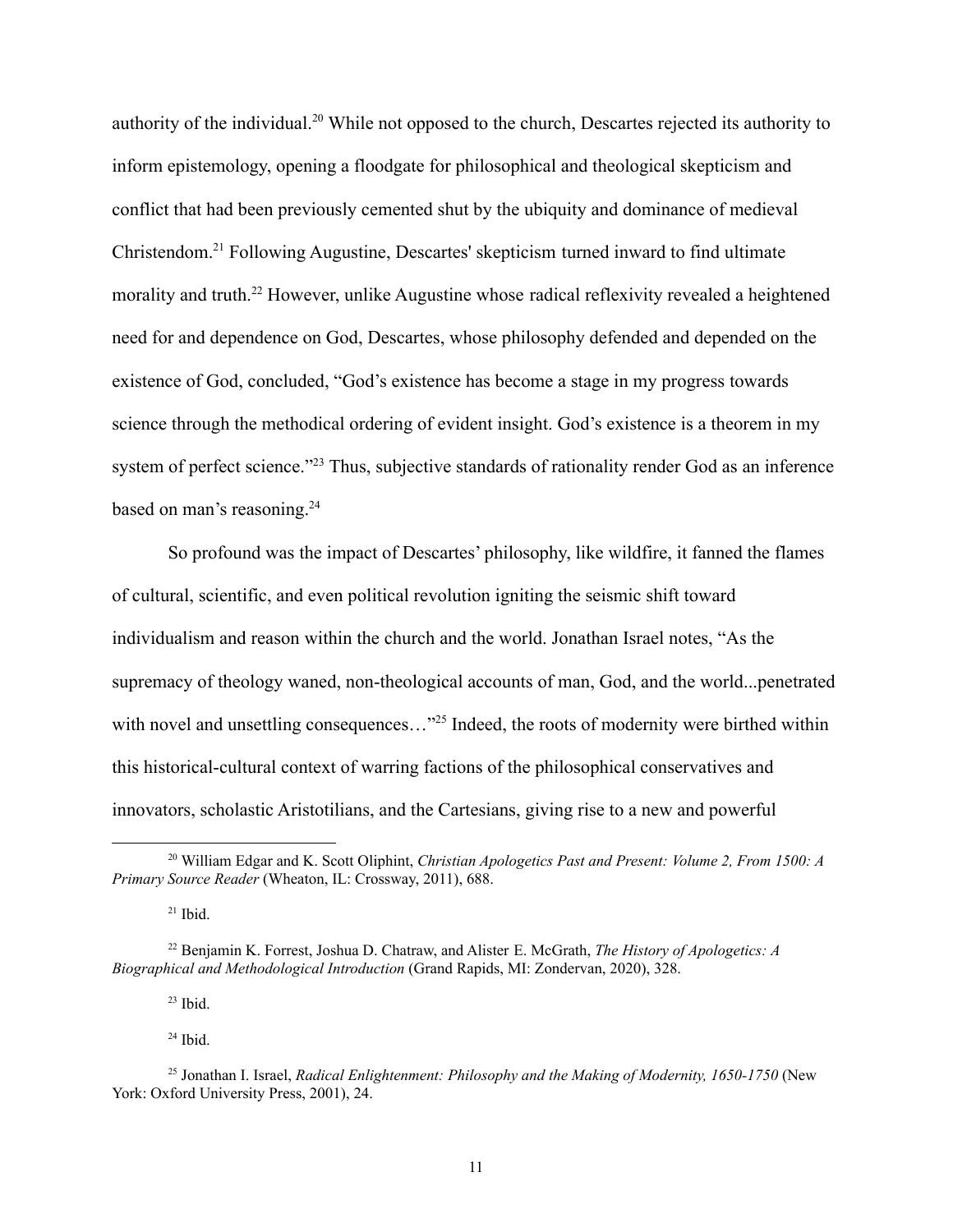authority of the individual.[20] While not opposed to the church, Descartes rejected its authority to inform epistemology, opening a floodgate for philosophical and theological skepticism and conflict that had been previously cemented shut by the ubiquity and dominance of medieval Christendom.[21] Following Augustine, Descartes' skepticism turned inward to find ultimate morality and truth.[22] However, unlike Augustine whose radical reflexivity revealed a heightened need for and dependence on God, Descartes, whose philosophy defended and depended on the existence of God, concluded, "God's existence has become a stage in my progress towards science through the methodical ordering of evident insight. God's existence is a theorem in my system of perfect science."[23] Thus, subjective standards of rationality render God as an inference based on man's reasoning.[24]

So profound was the impact of Descartes' philosophy, like wildfire, it fanned the flames of cultural, scientific, and even political revolution igniting the seismic shift toward individualism and reason within the church and the world. Jonathan Israel notes, "As the supremacy of theology waned, non-theological accounts of man, God, and the world...penetrated with novel and unsettling consequences…"[25] Indeed, the roots of modernity were birthed within this historical-cultural context of warring factions of the philosophical conservatives and innovators, scholastic Aristotilians, and the Cartesians, giving rise to a new and powerful

---

[20] William Edgar and K. Scott Oliphint, *Christian Apologetics Past and Present: Volume 2, From 1500: A Primary Source Reader* (Wheaton, IL: Crossway, 2011), 688.

[21] Ibid.

[22] Benjamin K. Forrest, Joshua D. Chatraw, and Alister E. McGrath, *The History of Apologetics: A Biographical and Methodological Introduction* (Grand Rapids, MI: Zondervan, 2020), 328.

[23] Ibid.

[24] Ibid.

[25] Jonathan I. Israel, *Radical Enlightenment: Philosophy and the Making of Modernity, 1650-1750* (New York: Oxford University Press, 2001), 24.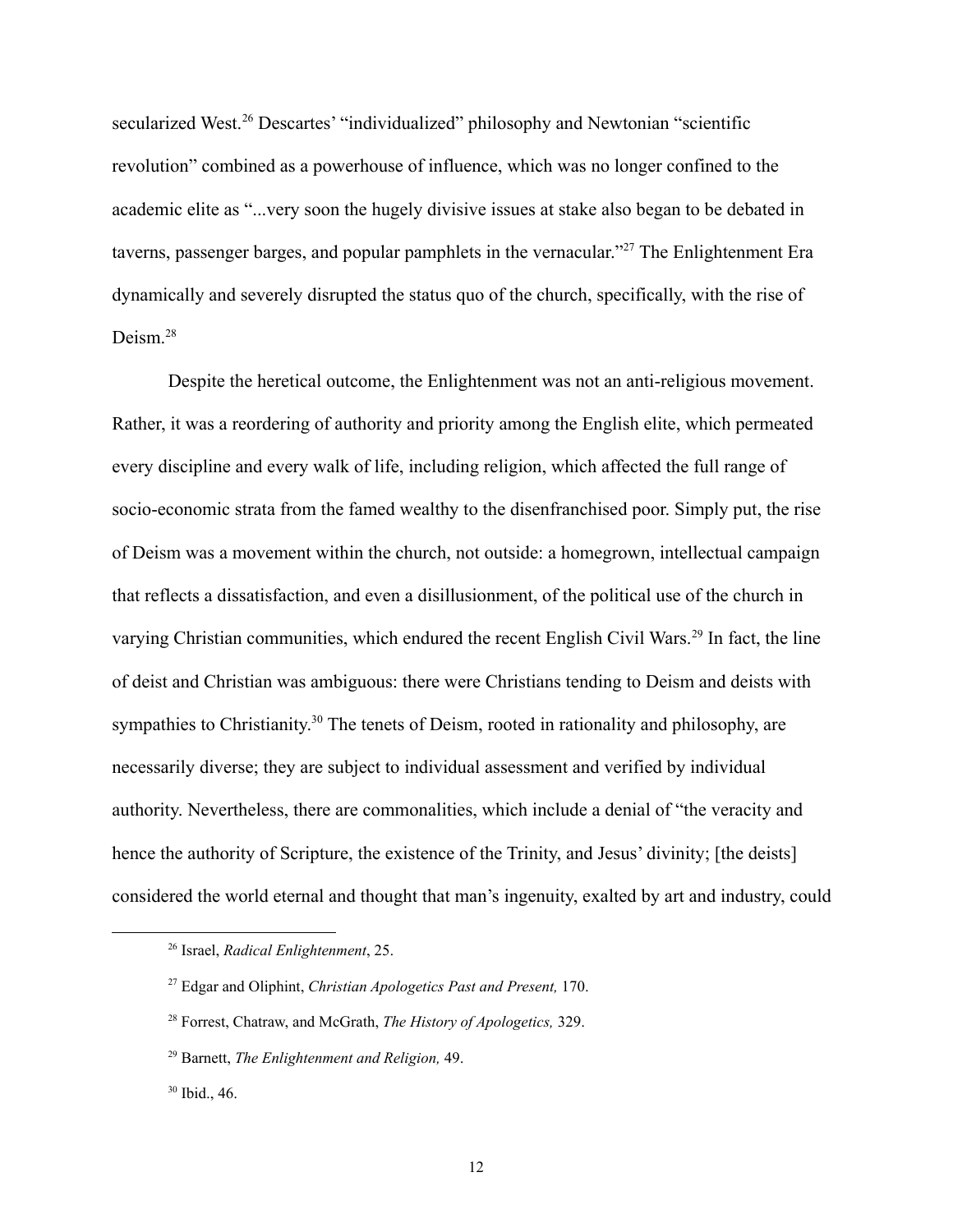secularized West.[26] Descartes' "individualized" philosophy and Newtonian "scientific revolution" combined as a powerhouse of influence, which was no longer confined to the academic elite as "...very soon the hugely divisive issues at stake also began to be debated in taverns, passenger barges, and popular pamphlets in the vernacular."[27] The Enlightenment Era dynamically and severely disrupted the status quo of the church, specifically, with the rise of Deism.[28]

Despite the heretical outcome, the Enlightenment was not an anti-religious movement. Rather, it was a reordering of authority and priority among the English elite, which permeated every discipline and every walk of life, including religion, which affected the full range of socio-economic strata from the famed wealthy to the disenfranchised poor. Simply put, the rise of Deism was a movement within the church, not outside: a homegrown, intellectual campaign that reflects a dissatisfaction, and even a disillusionment, of the political use of the church in varying Christian communities, which endured the recent English Civil Wars.[29] In fact, the line of deist and Christian was ambiguous: there were Christians tending to Deism and deists with sympathies to Christianity.[30] The tenets of Deism, rooted in rationality and philosophy, are necessarily diverse; they are subject to individual assessment and verified by individual authority. Nevertheless, there are commonalities, which include a denial of "the veracity and hence the authority of Scripture, the existence of the Trinity, and Jesus' divinity; [the deists] considered the world eternal and thought that man's ingenuity, exalted by art and industry, could

---

[26] Israel, *Radical Enlightenment*, 25.

[27] Edgar and Oliphint, *Christian Apologetics Past and Present,* 170.

[28] Forrest, Chatraw, and McGrath, *The History of Apologetics,* 329.

[29] Barnett, *The Enlightenment and Religion,* 49.

[30] Ibid., 46.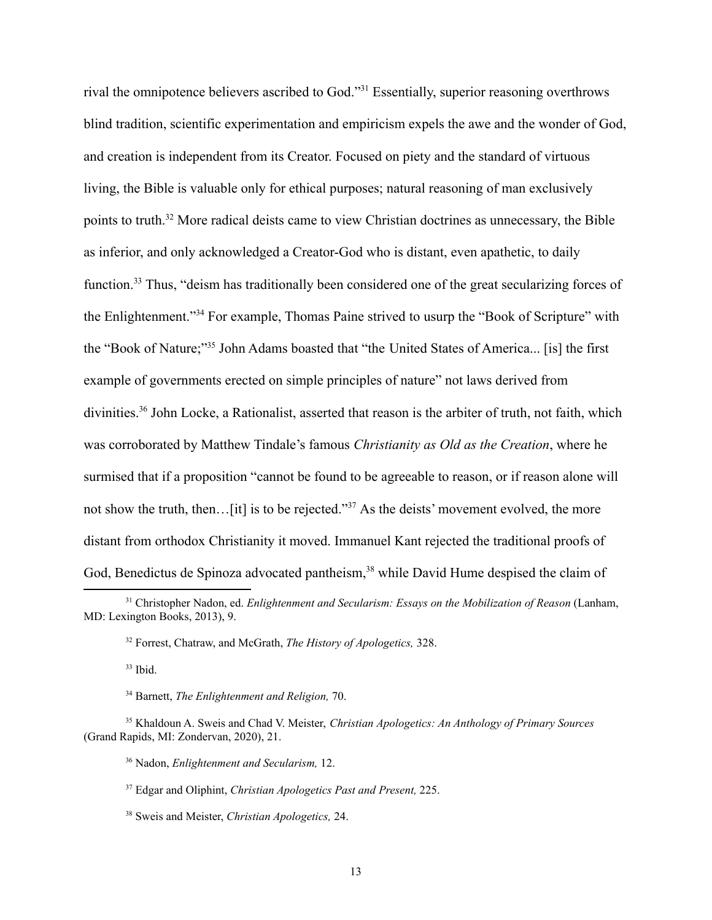rival the omnipotence believers ascribed to God."[31] Essentially, superior reasoning overthrows blind tradition, scientific experimentation and empiricism expels the awe and the wonder of God, and creation is independent from its Creator. Focused on piety and the standard of virtuous living, the Bible is valuable only for ethical purposes; natural reasoning of man exclusively points to truth.[32] More radical deists came to view Christian doctrines as unnecessary, the Bible as inferior, and only acknowledged a Creator-God who is distant, even apathetic, to daily function.[33] Thus, "deism has traditionally been considered one of the great secularizing forces of the Enlightenment."[34] For example, Thomas Paine strived to usurp the "Book of Scripture" with the "Book of Nature;"[35] John Adams boasted that "the United States of America... [is] the first example of governments erected on simple principles of nature" not laws derived from divinities.[36] John Locke, a Rationalist, asserted that reason is the arbiter of truth, not faith, which was corroborated by Matthew Tindale's famous *Christianity as Old as the Creation*, where he surmised that if a proposition "cannot be found to be agreeable to reason, or if reason alone will not show the truth, then…[it] is to be rejected."[37] As the deists' movement evolved, the more distant from orthodox Christianity it moved. Immanuel Kant rejected the traditional proofs of God, Benedictus de Spinoza advocated pantheism,[38] while David Hume despised the claim of

---

[31] Christopher Nadon, ed. *Enlightenment and Secularism: Essays on the Mobilization of Reason* (Lanham, MD: Lexington Books, 2013), 9.

[32] Forrest, Chatraw, and McGrath, *The History of Apologetics,* 328.

[33] Ibid.

[34] Barnett, *The Enlightenment and Religion,* 70.

[35] Khaldoun A. Sweis and Chad V. Meister, *Christian Apologetics: An Anthology of Primary Sources* (Grand Rapids, MI: Zondervan, 2020), 21.

[36] Nadon, *Enlightenment and Secularism,* 12.

[37] Edgar and Oliphint, *Christian Apologetics Past and Present,* 225.

[38] Sweis and Meister, *Christian Apologetics,* 24.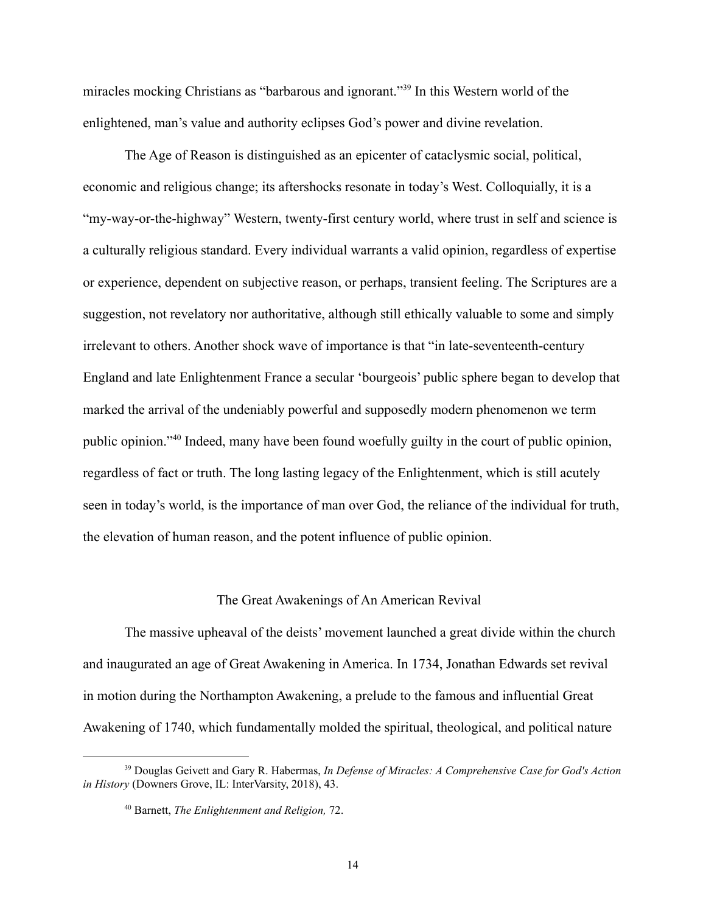miracles mocking Christians as "barbarous and ignorant."[39] In this Western world of the enlightened, man's value and authority eclipses God's power and divine revelation.

The Age of Reason is distinguished as an epicenter of cataclysmic social, political, economic and religious change; its aftershocks resonate in today's West. Colloquially, it is a "my-way-or-the-highway" Western, twenty-first century world, where trust in self and science is a culturally religious standard. Every individual warrants a valid opinion, regardless of expertise or experience, dependent on subjective reason, or perhaps, transient feeling. The Scriptures are a suggestion, not revelatory nor authoritative, although still ethically valuable to some and simply irrelevant to others. Another shock wave of importance is that "in late-seventeenth-century England and late Enlightenment France a secular 'bourgeois' public sphere began to develop that marked the arrival of the undeniably powerful and supposedly modern phenomenon we term public opinion."[40] Indeed, many have been found woefully guilty in the court of public opinion, regardless of fact or truth. The long lasting legacy of the Enlightenment, which is still acutely seen in today's world, is the importance of man over God, the reliance of the individual for truth, the elevation of human reason, and the potent influence of public opinion.

## The Great Awakenings of An American Revival

The massive upheaval of the deists' movement launched a great divide within the church and inaugurated an age of Great Awakening in America. In 1734, Jonathan Edwards set revival in motion during the Northampton Awakening, a prelude to the famous and influential Great Awakening of 1740, which fundamentally molded the spiritual, theological, and political nature

---

[39] Douglas Geivett and Gary R. Habermas, *In Defense of Miracles: A Comprehensive Case for God's Action in History* (Downers Grove, IL: InterVarsity, 2018), 43.

[40] Barnett, *The Enlightenment and Religion,* 72.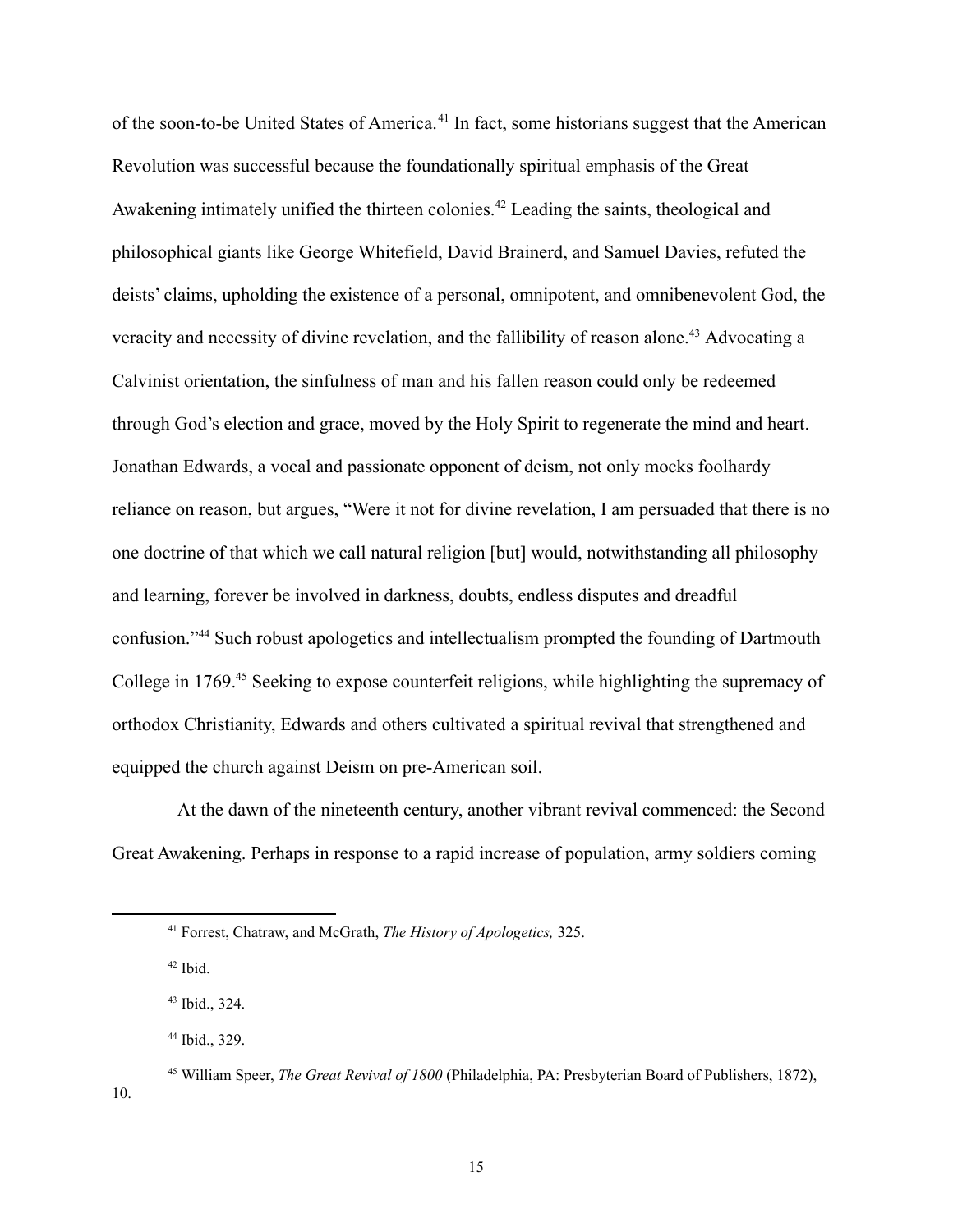of the soon-to-be United States of America.[41] In fact, some historians suggest that the American Revolution was successful because the foundationally spiritual emphasis of the Great Awakening intimately unified the thirteen colonies.[42] Leading the saints, theological and philosophical giants like George Whitefield, David Brainerd, and Samuel Davies, refuted the deists' claims, upholding the existence of a personal, omnipotent, and omnibenevolent God, the veracity and necessity of divine revelation, and the fallibility of reason alone.[43] Advocating a Calvinist orientation, the sinfulness of man and his fallen reason could only be redeemed through God's election and grace, moved by the Holy Spirit to regenerate the mind and heart. Jonathan Edwards, a vocal and passionate opponent of deism, not only mocks foolhardy reliance on reason, but argues, "Were it not for divine revelation, I am persuaded that there is no one doctrine of that which we call natural religion [but] would, notwithstanding all philosophy and learning, forever be involved in darkness, doubts, endless disputes and dreadful confusion."[44] Such robust apologetics and intellectualism prompted the founding of Dartmouth College in 1769.[45] Seeking to expose counterfeit religions, while highlighting the supremacy of orthodox Christianity, Edwards and others cultivated a spiritual revival that strengthened and equipped the church against Deism on pre-American soil.

At the dawn of the nineteenth century, another vibrant revival commenced: the Second Great Awakening. Perhaps in response to a rapid increase of population, army soldiers coming

---

[41] Forrest, Chatraw, and McGrath, *The History of Apologetics,* 325.

[42] Ibid.

[43] Ibid., 324.

[44] Ibid., 329.

[45] William Speer, *The Great Revival of 1800* (Philadelphia, PA: Presbyterian Board of Publishers, 1872), 10.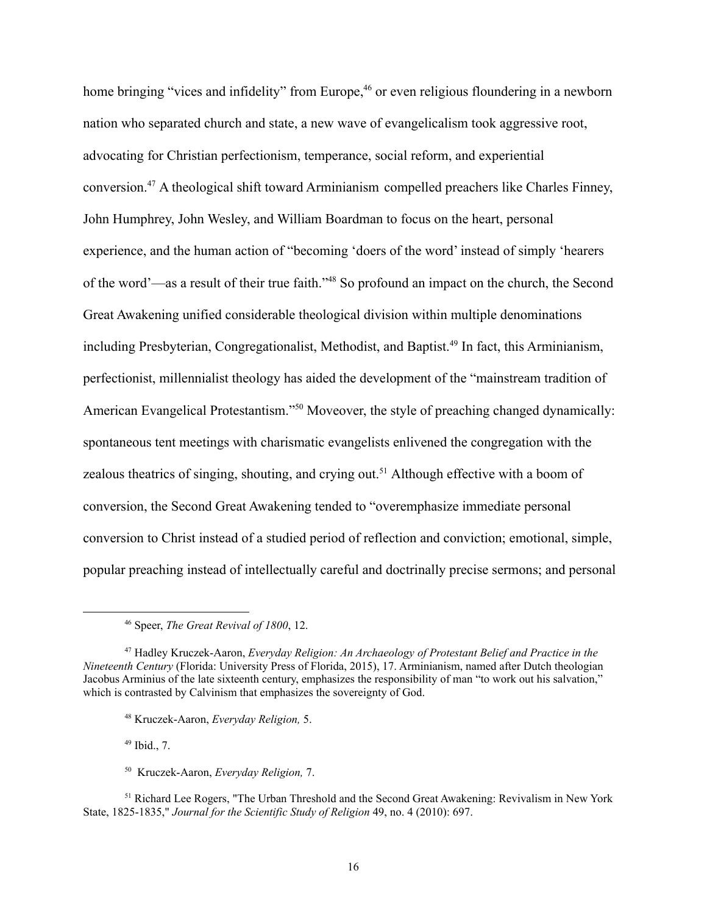home bringing “vices and infidelity” from Europe,[46] or even religious floundering in a newborn nation who separated church and state, a new wave of evangelicalism took aggressive root, advocating for Christian perfectionism, temperance, social reform, and experiential conversion.[47] A theological shift toward Arminianism compelled preachers like Charles Finney, John Humphrey, John Wesley, and William Boardman to focus on the heart, personal experience, and the human action of “becoming ‘doers of the word’ instead of simply ‘hearers of the word’—as a result of their true faith.”[48] So profound an impact on the church, the Second Great Awakening unified considerable theological division within multiple denominations including Presbyterian, Congregationalist, Methodist, and Baptist.[49] In fact, this Arminianism, perfectionist, millennialist theology has aided the development of the “mainstream tradition of American Evangelical Protestantism.”[50] Moveover, the style of preaching changed dynamically: spontaneous tent meetings with charismatic evangelists enlivened the congregation with the zealous theatrics of singing, shouting, and crying out.[51] Although effective with a boom of conversion, the Second Great Awakening tended to “overemphasize immediate personal conversion to Christ instead of a studied period of reflection and conviction; emotional, simple, popular preaching instead of intellectually careful and doctrinally precise sermons; and personal

---

[46] Speer, *The Great Revival of 1800*, 12.

[47] Hadley Kruczek-Aaron, *Everyday Religion: An Archaeology of Protestant Belief and Practice in the Nineteenth Century* (Florida: University Press of Florida, 2015), 17. Arminianism, named after Dutch theologian Jacobus Arminius of the late sixteenth century, emphasizes the responsibility of man “to work out his salvation,” which is contrasted by Calvinism that emphasizes the sovereignty of God.

[48] Kruczek-Aaron, *Everyday Religion,* 5.

[49] Ibid., 7.

[50] Kruczek-Aaron, *Everyday Religion,* 7.

[51] Richard Lee Rogers, "The Urban Threshold and the Second Great Awakening: Revivalism in New York State, 1825-1835," *Journal for the Scientific Study of Religion* 49, no. 4 (2010): 697.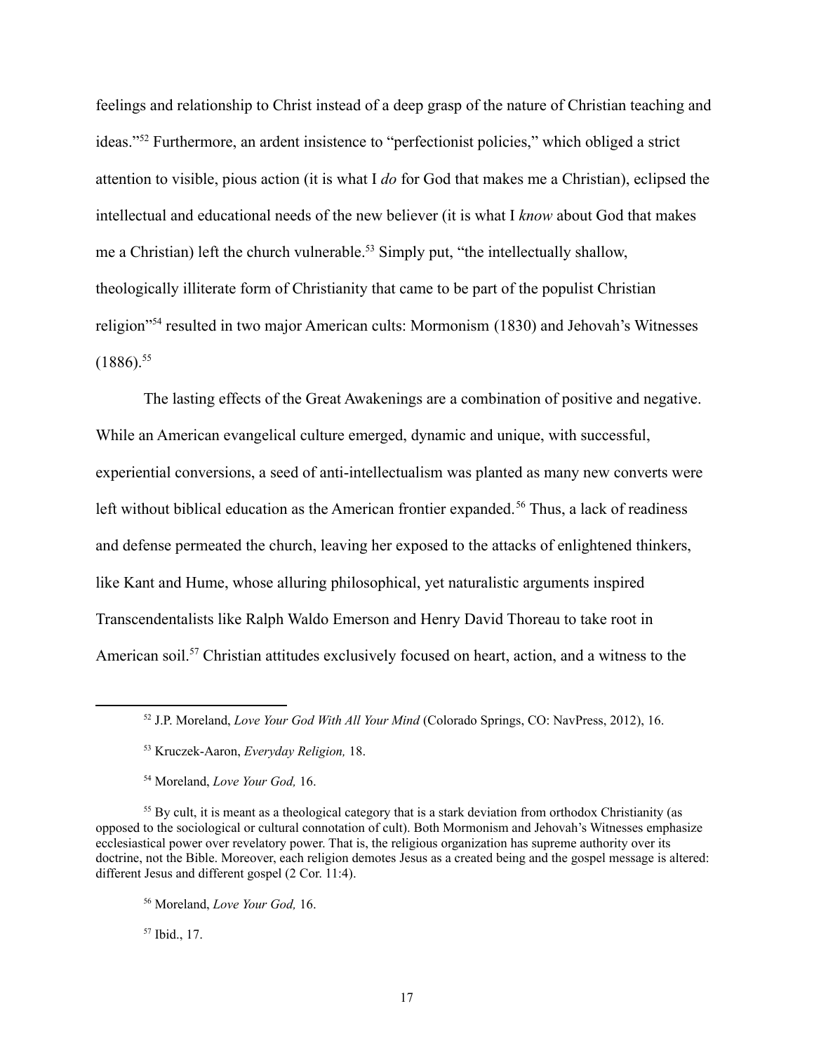feelings and relationship to Christ instead of a deep grasp of the nature of Christian teaching and ideas."[52] Furthermore, an ardent insistence to "perfectionist policies," which obliged a strict attention to visible, pious action (it is what I *do* for God that makes me a Christian), eclipsed the intellectual and educational needs of the new believer (it is what I *know* about God that makes me a Christian) left the church vulnerable.[53] Simply put, "the intellectually shallow, theologically illiterate form of Christianity that came to be part of the populist Christian religion"[54] resulted in two major American cults: Mormonism (1830) and Jehovah's Witnesses (1886).[55]

The lasting effects of the Great Awakenings are a combination of positive and negative. While an American evangelical culture emerged, dynamic and unique, with successful, experiential conversions, a seed of anti-intellectualism was planted as many new converts were left without biblical education as the American frontier expanded.[56] Thus, a lack of readiness and defense permeated the church, leaving her exposed to the attacks of enlightened thinkers, like Kant and Hume, whose alluring philosophical, yet naturalistic arguments inspired Transcendentalists like Ralph Waldo Emerson and Henry David Thoreau to take root in American soil.[57] Christian attitudes exclusively focused on heart, action, and a witness to the

---

[52] J.P. Moreland, *Love Your God With All Your Mind* (Colorado Springs, CO: NavPress, 2012), 16.

[53] Kruczek-Aaron, *Everyday Religion,* 18.

[54] Moreland, *Love Your God,* 16.

[55] By cult, it is meant as a theological category that is a stark deviation from orthodox Christianity (as opposed to the sociological or cultural connotation of cult). Both Mormonism and Jehovah's Witnesses emphasize ecclesiastical power over revelatory power. That is, the religious organization has supreme authority over its doctrine, not the Bible. Moreover, each religion demotes Jesus as a created being and the gospel message is altered: different Jesus and different gospel (2 Cor. 11:4).

[56] Moreland, *Love Your God,* 16.

[57] Ibid., 17.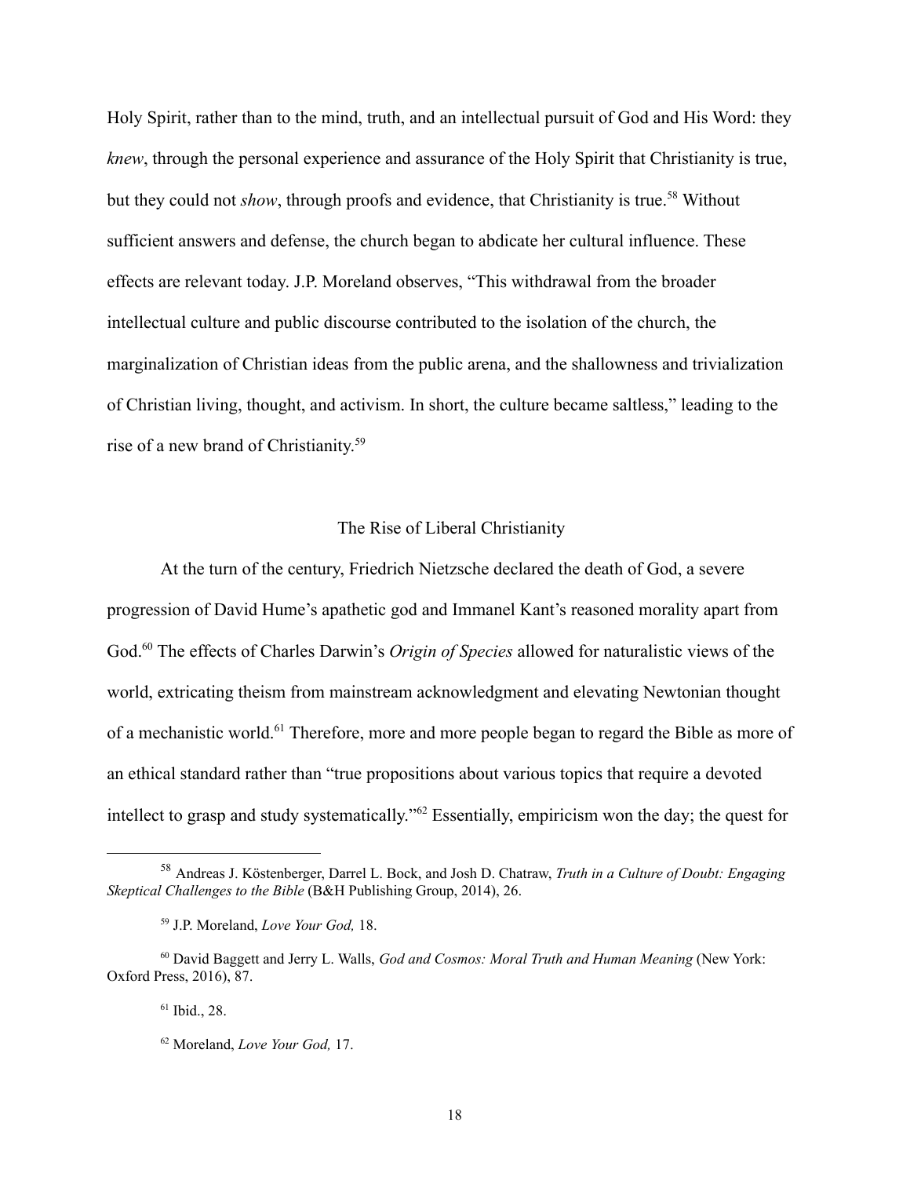Holy Spirit, rather than to the mind, truth, and an intellectual pursuit of God and His Word: they *knew*, through the personal experience and assurance of the Holy Spirit that Christianity is true, but they could not *show*, through proofs and evidence, that Christianity is true.[58] Without sufficient answers and defense, the church began to abdicate her cultural influence. These effects are relevant today. J.P. Moreland observes, "This withdrawal from the broader intellectual culture and public discourse contributed to the isolation of the church, the marginalization of Christian ideas from the public arena, and the shallowness and trivialization of Christian living, thought, and activism. In short, the culture became saltless," leading to the rise of a new brand of Christianity.[59]

## The Rise of Liberal Christianity

At the turn of the century, Friedrich Nietzsche declared the death of God, a severe progression of David Hume's apathetic god and Immanel Kant's reasoned morality apart from God.[60] The effects of Charles Darwin's *Origin of Species* allowed for naturalistic views of the world, extricating theism from mainstream acknowledgment and elevating Newtonian thought of a mechanistic world.[61] Therefore, more and more people began to regard the Bible as more of an ethical standard rather than "true propositions about various topics that require a devoted intellect to grasp and study systematically."[62] Essentially, empiricism won the day; the quest for

---

[58] Andreas J. Köstenberger, Darrel L. Bock, and Josh D. Chatraw, *Truth in a Culture of Doubt: Engaging Skeptical Challenges to the Bible* (B&H Publishing Group, 2014), 26.

[59] J.P. Moreland, *Love Your God,* 18.

[60] David Baggett and Jerry L. Walls, *God and Cosmos: Moral Truth and Human Meaning* (New York: Oxford Press, 2016), 87.

[61] Ibid., 28.

[62] Moreland, *Love Your God,* 17.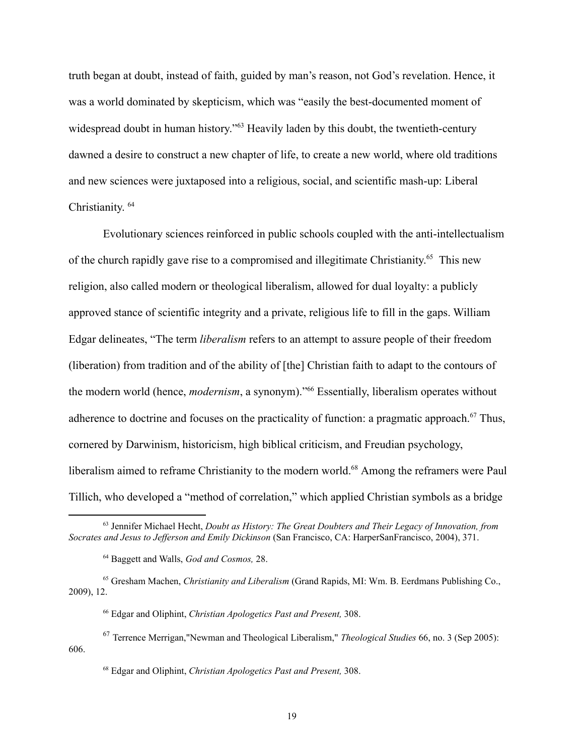truth began at doubt, instead of faith, guided by man's reason, not God's revelation. Hence, it was a world dominated by skepticism, which was "easily the best-documented moment of widespread doubt in human history."[63] Heavily laden by this doubt, the twentieth-century dawned a desire to construct a new chapter of life, to create a new world, where old traditions and new sciences were juxtaposed into a religious, social, and scientific mash-up: Liberal Christianity. [64]

Evolutionary sciences reinforced in public schools coupled with the anti-intellectualism of the church rapidly gave rise to a compromised and illegitimate Christianity.[65] This new religion, also called modern or theological liberalism, allowed for dual loyalty: a publicly approved stance of scientific integrity and a private, religious life to fill in the gaps. William Edgar delineates, "The term *liberalism* refers to an attempt to assure people of their freedom (liberation) from tradition and of the ability of [the] Christian faith to adapt to the contours of the modern world (hence, *modernism*, a synonym)."[66] Essentially, liberalism operates without adherence to doctrine and focuses on the practicality of function: a pragmatic approach.[67] Thus, cornered by Darwinism, historicism, high biblical criticism, and Freudian psychology, liberalism aimed to reframe Christianity to the modern world.[68] Among the reframers were Paul Tillich, who developed a "method of correlation," which applied Christian symbols as a bridge

---

[63] Jennifer Michael Hecht, *Doubt as History: The Great Doubters and Their Legacy of Innovation, from Socrates and Jesus to Jefferson and Emily Dickinson* (San Francisco, CA: HarperSanFrancisco, 2004), 371.

[64] Baggett and Walls, *God and Cosmos,* 28.

[65] Gresham Machen, *Christianity and Liberalism* (Grand Rapids, MI: Wm. B. Eerdmans Publishing Co., 2009), 12.

[66] Edgar and Oliphint, *Christian Apologetics Past and Present,* 308.

[67] Terrence Merrigan,"Newman and Theological Liberalism," *Theological Studies* 66, no. 3 (Sep 2005): 606.

[68] Edgar and Oliphint, *Christian Apologetics Past and Present,* 308.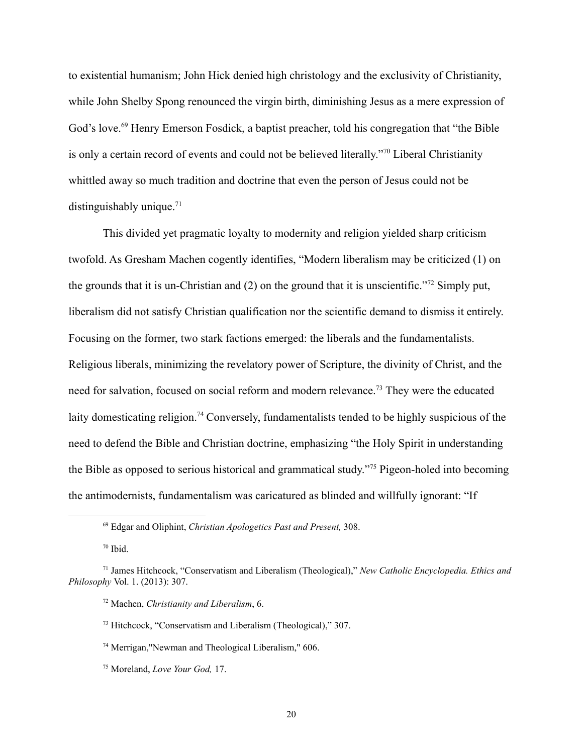to existential humanism; John Hick denied high christology and the exclusivity of Christianity, while John Shelby Spong renounced the virgin birth, diminishing Jesus as a mere expression of God's love.[69] Henry Emerson Fosdick, a baptist preacher, told his congregation that "the Bible is only a certain record of events and could not be believed literally."[70] Liberal Christianity whittled away so much tradition and doctrine that even the person of Jesus could not be distinguishably unique.[71]

This divided yet pragmatic loyalty to modernity and religion yielded sharp criticism twofold. As Gresham Machen cogently identifies, "Modern liberalism may be criticized (1) on the grounds that it is un-Christian and (2) on the ground that it is unscientific."[72] Simply put, liberalism did not satisfy Christian qualification nor the scientific demand to dismiss it entirely. Focusing on the former, two stark factions emerged: the liberals and the fundamentalists. Religious liberals, minimizing the revelatory power of Scripture, the divinity of Christ, and the need for salvation, focused on social reform and modern relevance.[73] They were the educated laity domesticating religion.[74] Conversely, fundamentalists tended to be highly suspicious of the need to defend the Bible and Christian doctrine, emphasizing "the Holy Spirit in understanding the Bible as opposed to serious historical and grammatical study."[75] Pigeon-holed into becoming the antimodernists, fundamentalism was caricatured as blinded and willfully ignorant: "If

---

[69] Edgar and Oliphint, *Christian Apologetics Past and Present,* 308.

[70] Ibid.

[71] James Hitchcock, "Conservatism and Liberalism (Theological)," *New Catholic Encyclopedia. Ethics and Philosophy* Vol. 1. (2013): 307.

[72] Machen, *Christianity and Liberalism*, 6.

[73] Hitchcock, "Conservatism and Liberalism (Theological)," 307.

[74] Merrigan,"Newman and Theological Liberalism," 606.

[75] Moreland, *Love Your God,* 17.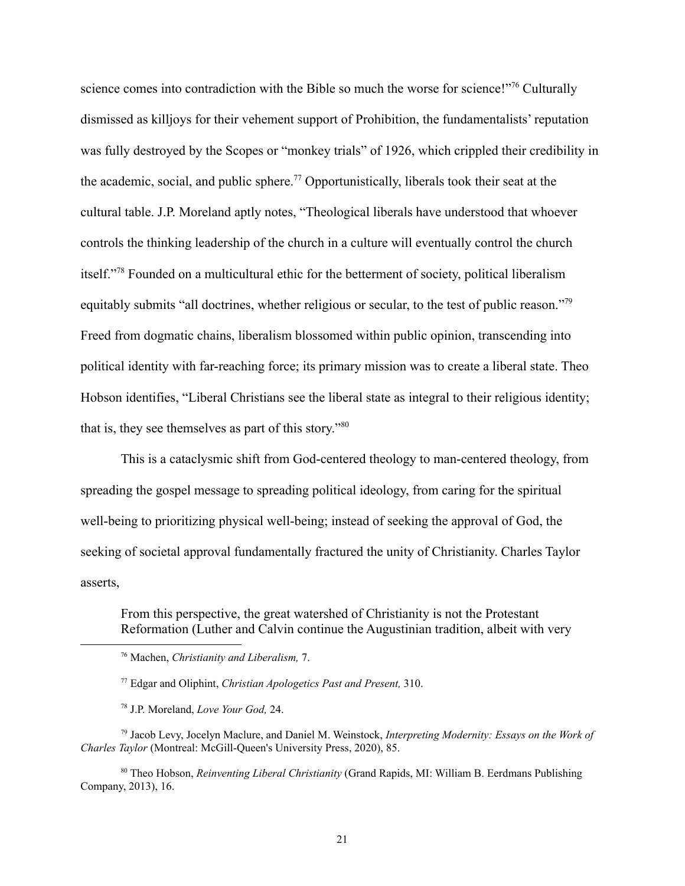science comes into contradiction with the Bible so much the worse for science!"[76] Culturally dismissed as killjoys for their vehement support of Prohibition, the fundamentalists' reputation was fully destroyed by the Scopes or "monkey trials" of 1926, which crippled their credibility in the academic, social, and public sphere.[77] Opportunistically, liberals took their seat at the cultural table. J.P. Moreland aptly notes, "Theological liberals have understood that whoever controls the thinking leadership of the church in a culture will eventually control the church itself."[78] Founded on a multicultural ethic for the betterment of society, political liberalism equitably submits "all doctrines, whether religious or secular, to the test of public reason."[79] Freed from dogmatic chains, liberalism blossomed within public opinion, transcending into political identity with far-reaching force; its primary mission was to create a liberal state. Theo Hobson identifies, "Liberal Christians see the liberal state as integral to their religious identity; that is, they see themselves as part of this story."[80]

This is a cataclysmic shift from God-centered theology to man-centered theology, from spreading the gospel message to spreading political ideology, from caring for the spiritual well-being to prioritizing physical well-being; instead of seeking the approval of God, the seeking of societal approval fundamentally fractured the unity of Christianity. Charles Taylor asserts,

> From this perspective, the great watershed of Christianity is not the Protestant Reformation (Luther and Calvin continue the Augustinian tradition, albeit with very

---

[76] Machen, *Christianity and Liberalism,* 7.

[77] Edgar and Oliphint, *Christian Apologetics Past and Present,* 310.

[78] J.P. Moreland, *Love Your God,* 24.

[79] Jacob Levy, Jocelyn Maclure, and Daniel M. Weinstock, *Interpreting Modernity: Essays on the Work of Charles Taylor* (Montreal: McGill-Queen's University Press, 2020), 85.

[80] Theo Hobson, *Reinventing Liberal Christianity* (Grand Rapids, MI: William B. Eerdmans Publishing Company, 2013), 16.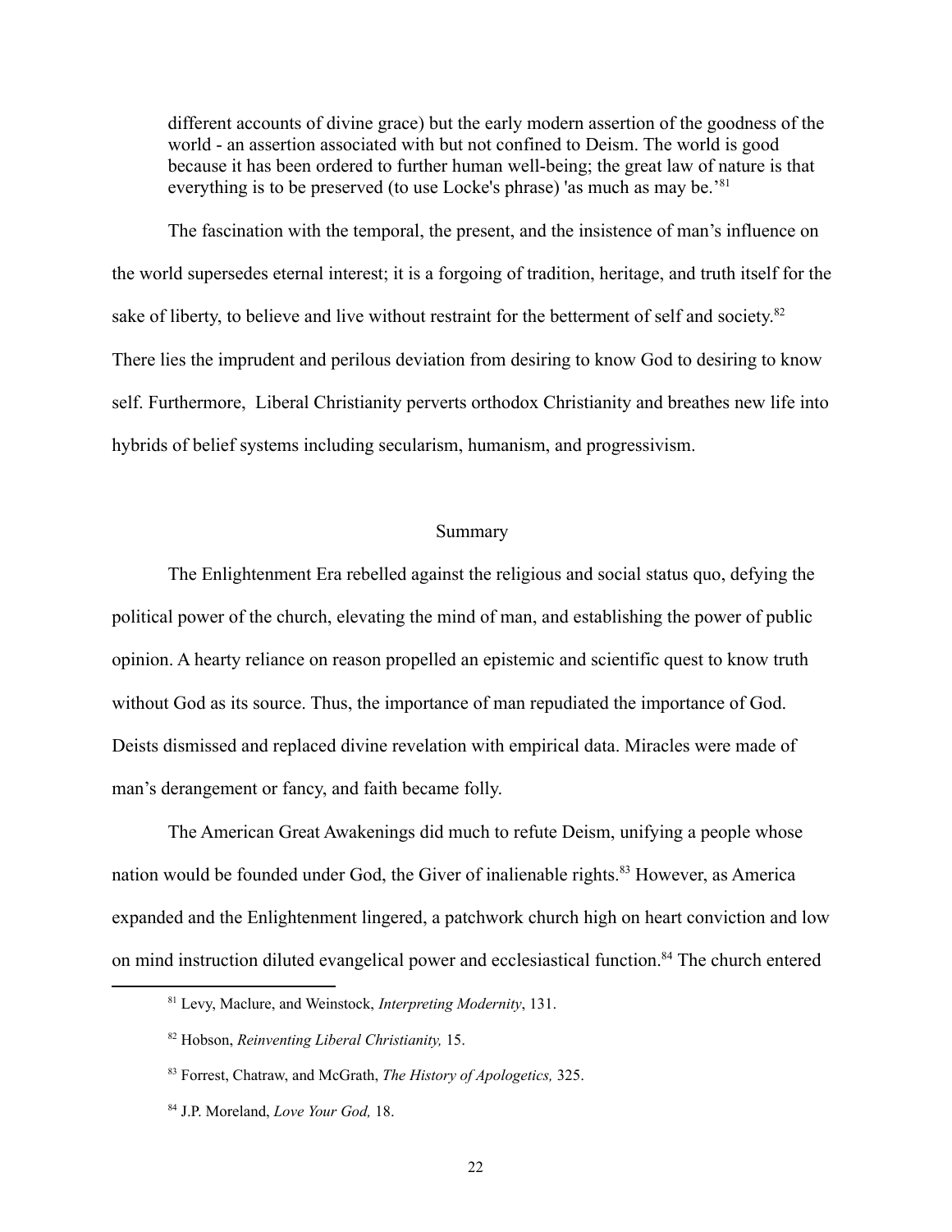> different accounts of divine grace) but the early modern assertion of the goodness of the world - an assertion associated with but not confined to Deism. The world is good because it has been ordered to further human well-being; the great law of nature is that everything is to be preserved (to use Locke's phrase) 'as much as may be.'[81]

The fascination with the temporal, the present, and the insistence of man's influence on the world supersedes eternal interest; it is a forgoing of tradition, heritage, and truth itself for the sake of liberty, to believe and live without restraint for the betterment of self and society.[82] There lies the imprudent and perilous deviation from desiring to know God to desiring to know self. Furthermore, Liberal Christianity perverts orthodox Christianity and breathes new life into hybrids of belief systems including secularism, humanism, and progressivism.

## Summary

The Enlightenment Era rebelled against the religious and social status quo, defying the political power of the church, elevating the mind of man, and establishing the power of public opinion. A hearty reliance on reason propelled an epistemic and scientific quest to know truth without God as its source. Thus, the importance of man repudiated the importance of God. Deists dismissed and replaced divine revelation with empirical data. Miracles were made of man's derangement or fancy, and faith became folly.

The American Great Awakenings did much to refute Deism, unifying a people whose nation would be founded under God, the Giver of inalienable rights.[83] However, as America expanded and the Enlightenment lingered, a patchwork church high on heart conviction and low on mind instruction diluted evangelical power and ecclesiastical function.[84] The church entered

---

[81] Levy, Maclure, and Weinstock, *Interpreting Modernity*, 131.

[82] Hobson, *Reinventing Liberal Christianity,* 15.

[83] Forrest, Chatraw, and McGrath, *The History of Apologetics,* 325.

[84] J.P. Moreland, *Love Your God,* 18.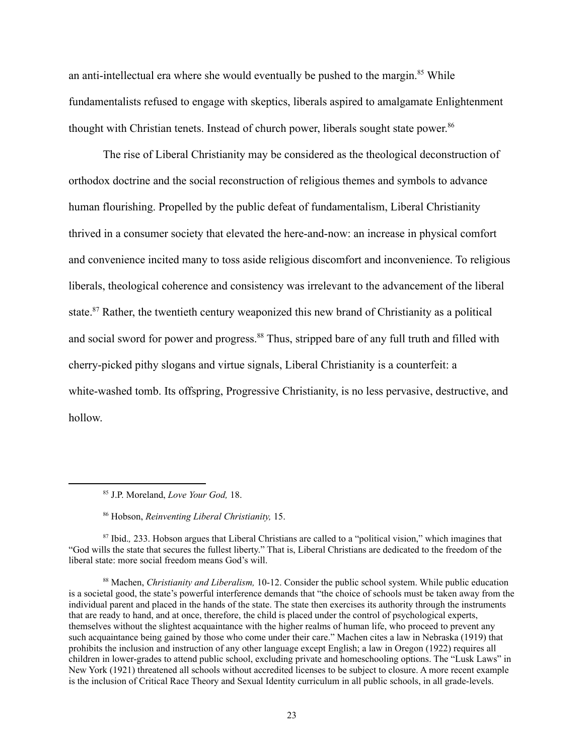an anti-intellectual era where she would eventually be pushed to the margin.[85] While fundamentalists refused to engage with skeptics, liberals aspired to amalgamate Enlightenment thought with Christian tenets. Instead of church power, liberals sought state power.[86]

The rise of Liberal Christianity may be considered as the theological deconstruction of orthodox doctrine and the social reconstruction of religious themes and symbols to advance human flourishing. Propelled by the public defeat of fundamentalism, Liberal Christianity thrived in a consumer society that elevated the here-and-now: an increase in physical comfort and convenience incited many to toss aside religious discomfort and inconvenience. To religious liberals, theological coherence and consistency was irrelevant to the advancement of the liberal state.[87] Rather, the twentieth century weaponized this new brand of Christianity as a political and social sword for power and progress.[88] Thus, stripped bare of any full truth and filled with cherry-picked pithy slogans and virtue signals, Liberal Christianity is a counterfeit: a white-washed tomb. Its offspring, Progressive Christianity, is no less pervasive, destructive, and hollow.

---

[85] J.P. Moreland, *Love Your God,* 18.

[86] Hobson, *Reinventing Liberal Christianity,* 15.

[87] Ibid., 233. Hobson argues that Liberal Christians are called to a "political vision," which imagines that "God wills the state that secures the fullest liberty." That is, Liberal Christians are dedicated to the freedom of the liberal state: more social freedom means God's will.

[88] Machen, *Christianity and Liberalism,* 10-12. Consider the public school system. While public education is a societal good, the state's powerful interference demands that "the choice of schools must be taken away from the individual parent and placed in the hands of the state. The state then exercises its authority through the instruments that are ready to hand, and at once, therefore, the child is placed under the control of psychological experts, themselves without the slightest acquaintance with the higher realms of human life, who proceed to prevent any such acquaintance being gained by those who come under their care." Machen cites a law in Nebraska (1919) that prohibits the inclusion and instruction of any other language except English; a law in Oregon (1922) requires all children in lower-grades to attend public school, excluding private and homeschooling options. The "Lusk Laws" in New York (1921) threatened all schools without accredited licenses to be subject to closure. A more recent example is the inclusion of Critical Race Theory and Sexual Identity curriculum in all public schools, in all grade-levels.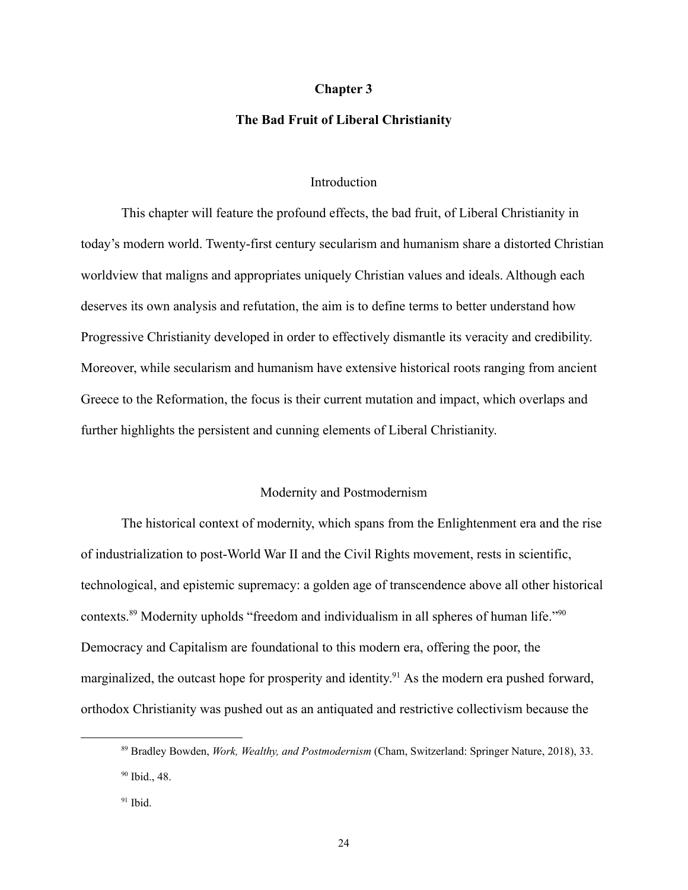# Chapter 3

## The Bad Fruit of Liberal Christianity

### Introduction

This chapter will feature the profound effects, the bad fruit, of Liberal Christianity in today's modern world. Twenty-first century secularism and humanism share a distorted Christian worldview that maligns and appropriates uniquely Christian values and ideals. Although each deserves its own analysis and refutation, the aim is to define terms to better understand how Progressive Christianity developed in order to effectively dismantle its veracity and credibility. Moreover, while secularism and humanism have extensive historical roots ranging from ancient Greece to the Reformation, the focus is their current mutation and impact, which overlaps and further highlights the persistent and cunning elements of Liberal Christianity.

### Modernity and Postmodernism

The historical context of modernity, which spans from the Enlightenment era and the rise of industrialization to post-World War II and the Civil Rights movement, rests in scientific, technological, and epistemic supremacy: a golden age of transcendence above all other historical contexts.[89] Modernity upholds "freedom and individualism in all spheres of human life."[90] Democracy and Capitalism are foundational to this modern era, offering the poor, the marginalized, the outcast hope for prosperity and identity.[91] As the modern era pushed forward, orthodox Christianity was pushed out as an antiquated and restrictive collectivism because the

---

[89] Bradley Bowden, *Work, Wealthy, and Postmodernism* (Cham, Switzerland: Springer Nature, 2018), 33.

[90] Ibid., 48.

[91] Ibid.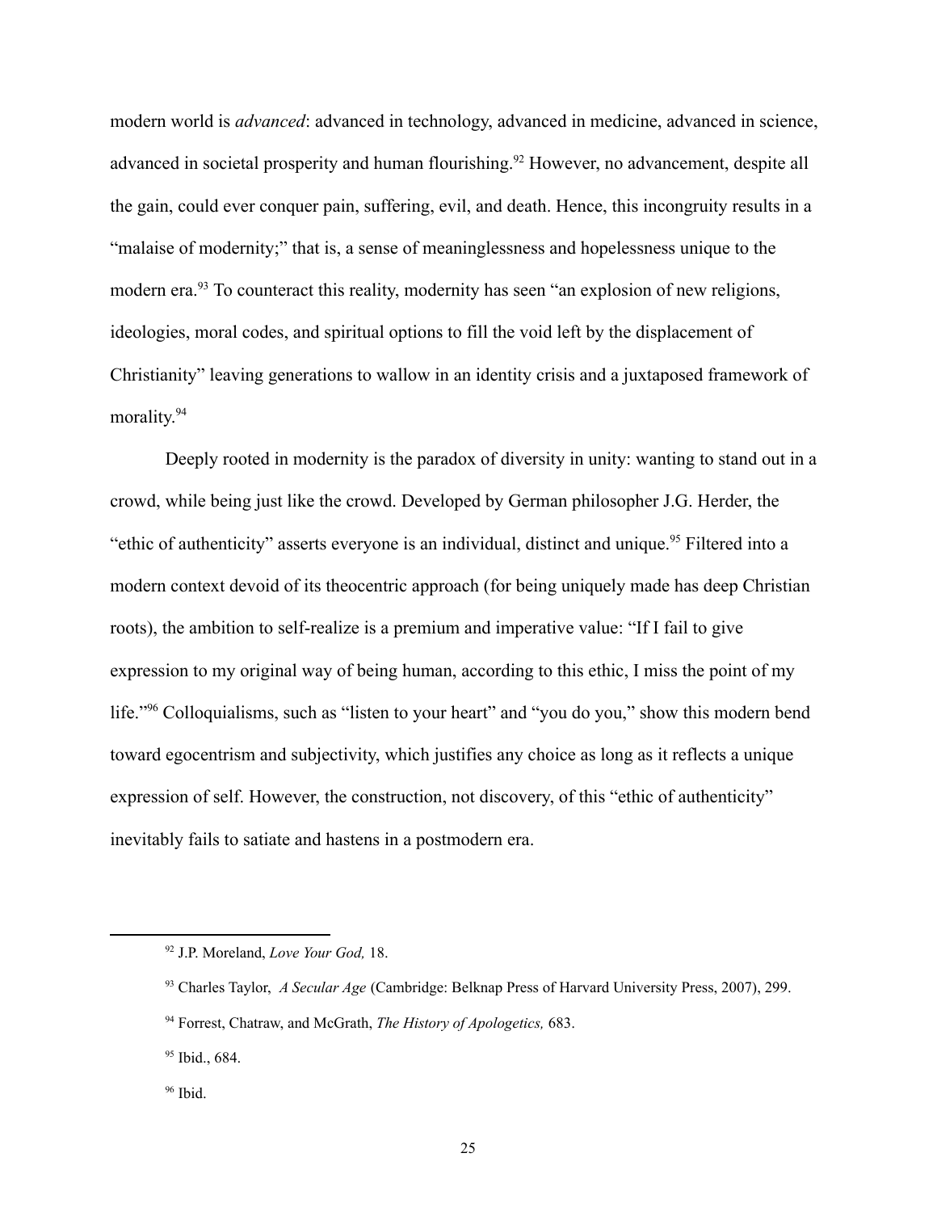modern world is *advanced*: advanced in technology, advanced in medicine, advanced in science, advanced in societal prosperity and human flourishing.[92] However, no advancement, despite all the gain, could ever conquer pain, suffering, evil, and death. Hence, this incongruity results in a "malaise of modernity;" that is, a sense of meaninglessness and hopelessness unique to the modern era.[93] To counteract this reality, modernity has seen "an explosion of new religions, ideologies, moral codes, and spiritual options to fill the void left by the displacement of Christianity" leaving generations to wallow in an identity crisis and a juxtaposed framework of morality.[94]

Deeply rooted in modernity is the paradox of diversity in unity: wanting to stand out in a crowd, while being just like the crowd. Developed by German philosopher J.G. Herder, the "ethic of authenticity" asserts everyone is an individual, distinct and unique.[95] Filtered into a modern context devoid of its theocentric approach (for being uniquely made has deep Christian roots), the ambition to self-realize is a premium and imperative value: "If I fail to give expression to my original way of being human, according to this ethic, I miss the point of my life."[96] Colloquialisms, such as "listen to your heart" and "you do you," show this modern bend toward egocentrism and subjectivity, which justifies any choice as long as it reflects a unique expression of self. However, the construction, not discovery, of this "ethic of authenticity" inevitably fails to satiate and hastens in a postmodern era.

---

[92] J.P. Moreland, *Love Your God,* 18.

[93] Charles Taylor, *A Secular Age* (Cambridge: Belknap Press of Harvard University Press, 2007), 299.

[94] Forrest, Chatraw, and McGrath, *The History of Apologetics,* 683.

[95] Ibid., 684.

[96] Ibid.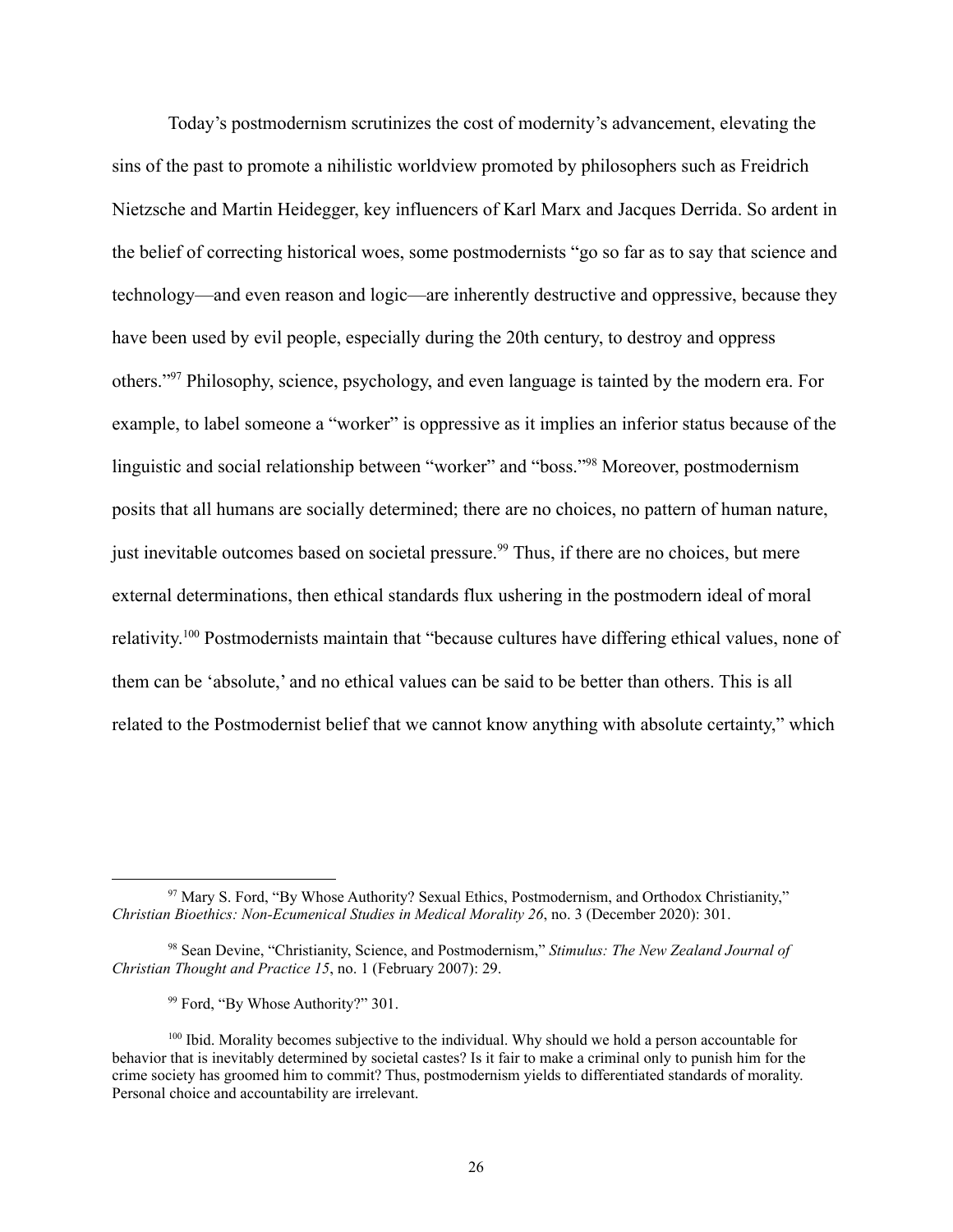Today's postmodernism scrutinizes the cost of modernity's advancement, elevating the sins of the past to promote a nihilistic worldview promoted by philosophers such as Freidrich Nietzsche and Martin Heidegger, key influencers of Karl Marx and Jacques Derrida. So ardent in the belief of correcting historical woes, some postmodernists "go so far as to say that science and technology—and even reason and logic—are inherently destructive and oppressive, because they have been used by evil people, especially during the 20th century, to destroy and oppress others."[97] Philosophy, science, psychology, and even language is tainted by the modern era. For example, to label someone a "worker" is oppressive as it implies an inferior status because of the linguistic and social relationship between "worker" and "boss."[98] Moreover, postmodernism posits that all humans are socially determined; there are no choices, no pattern of human nature, just inevitable outcomes based on societal pressure.[99] Thus, if there are no choices, but mere external determinations, then ethical standards flux ushering in the postmodern ideal of moral relativity.[100] Postmodernists maintain that "because cultures have differing ethical values, none of them can be 'absolute,' and no ethical values can be said to be better than others. This is all related to the Postmodernist belief that we cannot know anything with absolute certainty," which

---

[97] Mary S. Ford, "By Whose Authority? Sexual Ethics, Postmodernism, and Orthodox Christianity," *Christian Bioethics: Non-Ecumenical Studies in Medical Morality 26*, no. 3 (December 2020): 301.

[98] Sean Devine, "Christianity, Science, and Postmodernism," *Stimulus: The New Zealand Journal of Christian Thought and Practice 15*, no. 1 (February 2007): 29.

[99] Ford, "By Whose Authority?" 301.

[100] Ibid. Morality becomes subjective to the individual. Why should we hold a person accountable for behavior that is inevitably determined by societal castes? Is it fair to make a criminal only to punish him for the crime society has groomed him to commit? Thus, postmodernism yields to differentiated standards of morality. Personal choice and accountability are irrelevant.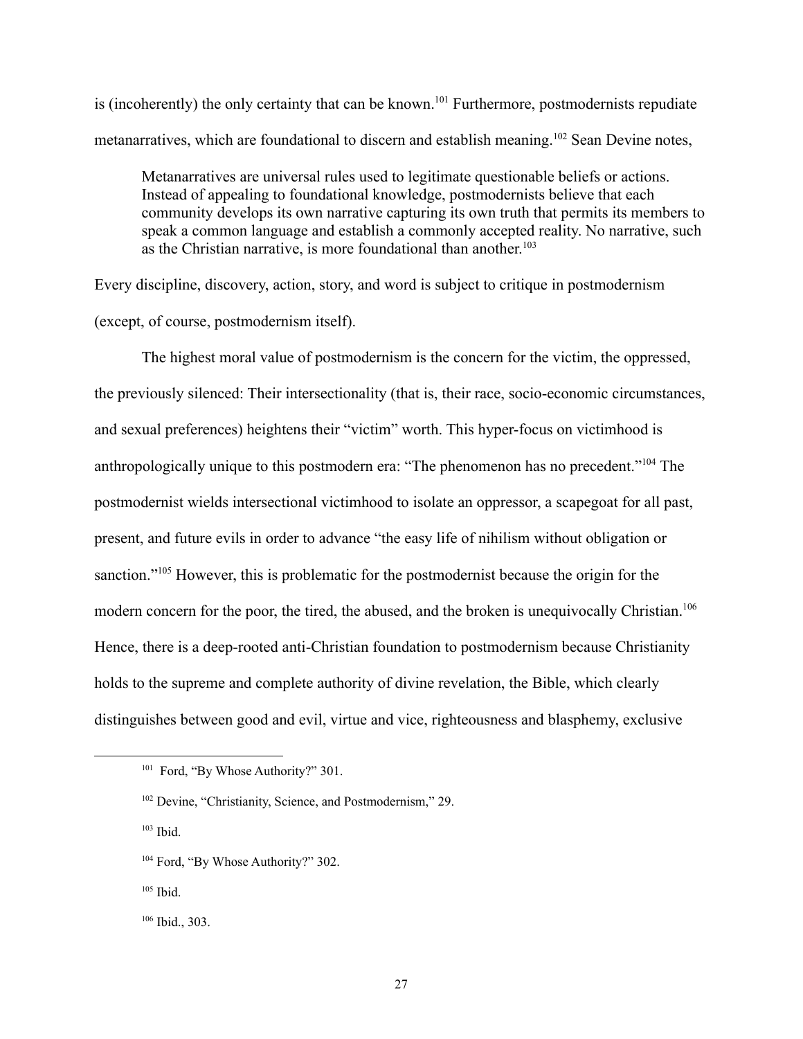is (incoherently) the only certainty that can be known.[101] Furthermore, postmodernists repudiate metanarratives, which are foundational to discern and establish meaning.[102] Sean Devine notes,

> Metanarratives are universal rules used to legitimate questionable beliefs or actions. Instead of appealing to foundational knowledge, postmodernists believe that each community develops its own narrative capturing its own truth that permits its members to speak a common language and establish a commonly accepted reality. No narrative, such as the Christian narrative, is more foundational than another.[103]

Every discipline, discovery, action, story, and word is subject to critique in postmodernism (except, of course, postmodernism itself).

The highest moral value of postmodernism is the concern for the victim, the oppressed, the previously silenced: Their intersectionality (that is, their race, socio-economic circumstances, and sexual preferences) heightens their "victim" worth. This hyper-focus on victimhood is anthropologically unique to this postmodern era: "The phenomenon has no precedent."[104] The postmodernist wields intersectional victimhood to isolate an oppressor, a scapegoat for all past, present, and future evils in order to advance "the easy life of nihilism without obligation or sanction."[105] However, this is problematic for the postmodernist because the origin for the modern concern for the poor, the tired, the abused, and the broken is unequivocally Christian.[106] Hence, there is a deep-rooted anti-Christian foundation to postmodernism because Christianity holds to the supreme and complete authority of divine revelation, the Bible, which clearly distinguishes between good and evil, virtue and vice, righteousness and blasphemy, exclusive

---

[101] Ford, "By Whose Authority?" 301.

[102] Devine, "Christianity, Science, and Postmodernism," 29.

[103] Ibid.

[104] Ford, "By Whose Authority?" 302.

[105] Ibid.

[106] Ibid., 303.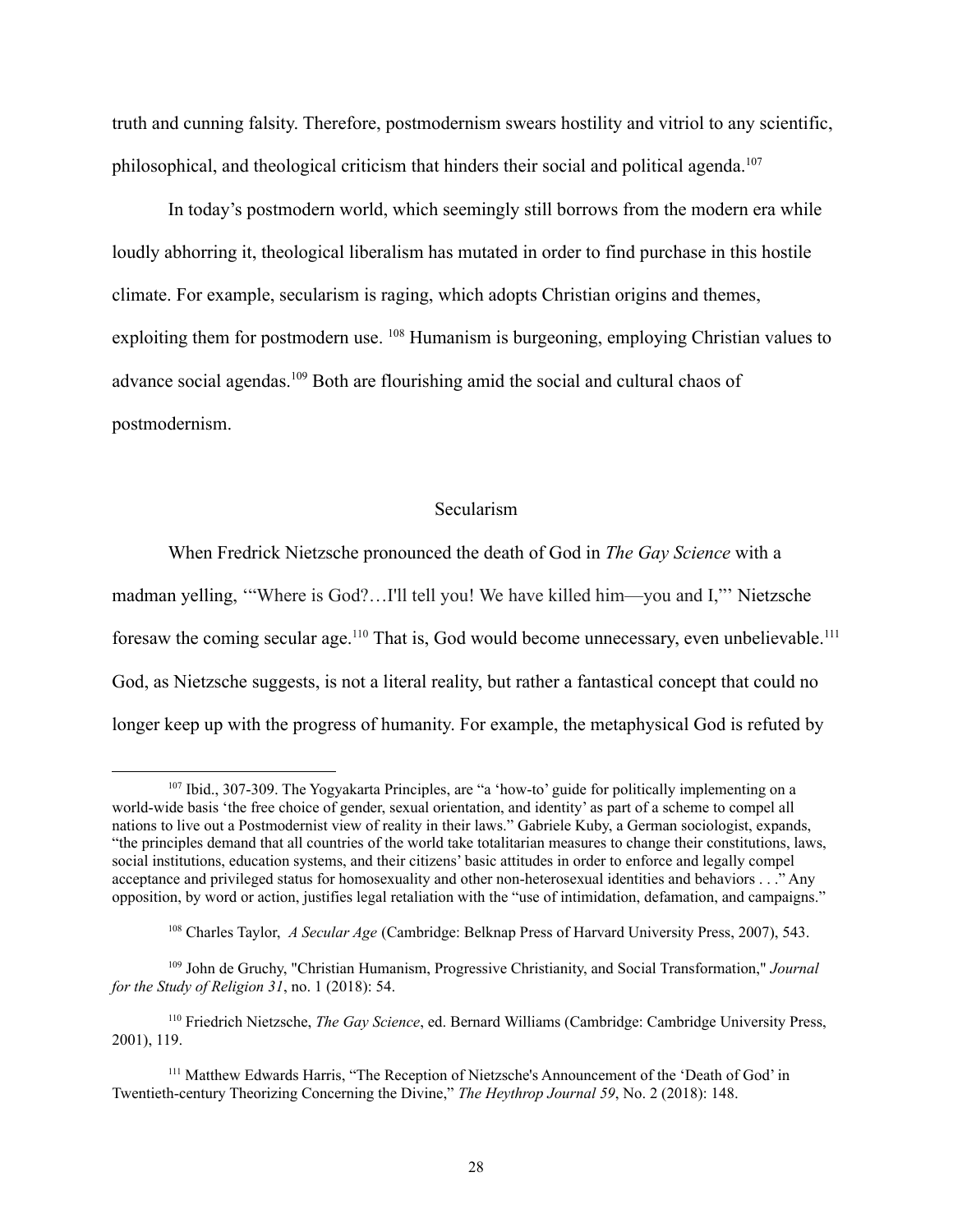truth and cunning falsity. Therefore, postmodernism swears hostility and vitriol to any scientific, philosophical, and theological criticism that hinders their social and political agenda.[107]

In today's postmodern world, which seemingly still borrows from the modern era while loudly abhorring it, theological liberalism has mutated in order to find purchase in this hostile climate. For example, secularism is raging, which adopts Christian origins and themes, exploiting them for postmodern use. [108] Humanism is burgeoning, employing Christian values to advance social agendas.[109] Both are flourishing amid the social and cultural chaos of postmodernism.

## Secularism

When Fredrick Nietzsche pronounced the death of God in *The Gay Science* with a madman yelling, '"Where is God?…I'll tell you! We have killed him—you and I,"' Nietzsche foresaw the coming secular age.[110] That is, God would become unnecessary, even unbelievable.[111] God, as Nietzsche suggests, is not a literal reality, but rather a fantastical concept that could no longer keep up with the progress of humanity. For example, the metaphysical God is refuted by

---

[107] Ibid., 307-309. The Yogyakarta Principles, are "a 'how-to' guide for politically implementing on a world-wide basis 'the free choice of gender, sexual orientation, and identity' as part of a scheme to compel all nations to live out a Postmodernist view of reality in their laws." Gabriele Kuby, a German sociologist, expands, "the principles demand that all countries of the world take totalitarian measures to change their constitutions, laws, social institutions, education systems, and their citizens' basic attitudes in order to enforce and legally compel acceptance and privileged status for homosexuality and other non-heterosexual identities and behaviors . . ." Any opposition, by word or action, justifies legal retaliation with the "use of intimidation, defamation, and campaigns."

[108] Charles Taylor, *A Secular Age* (Cambridge: Belknap Press of Harvard University Press, 2007), 543.

[109] John de Gruchy, "Christian Humanism, Progressive Christianity, and Social Transformation," *Journal for the Study of Religion 31*, no. 1 (2018): 54.

[110] Friedrich Nietzsche, *The Gay Science*, ed. Bernard Williams (Cambridge: Cambridge University Press, 2001), 119.

[111] Matthew Edwards Harris, "The Reception of Nietzsche's Announcement of the 'Death of God' in Twentieth-century Theorizing Concerning the Divine," *The Heythrop Journal 59*, No. 2 (2018): 148.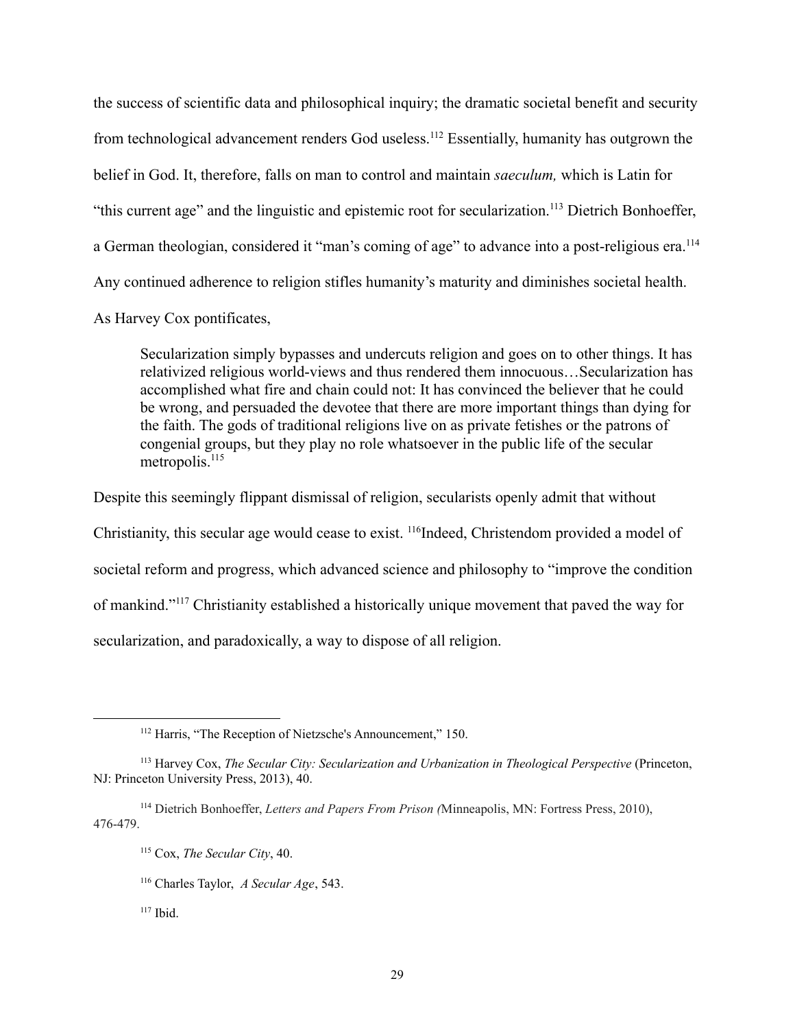the success of scientific data and philosophical inquiry; the dramatic societal benefit and security from technological advancement renders God useless.[112] Essentially, humanity has outgrown the belief in God. It, therefore, falls on man to control and maintain *saeculum,* which is Latin for "this current age" and the linguistic and epistemic root for secularization.[113] Dietrich Bonhoeffer, a German theologian, considered it "man's coming of age" to advance into a post-religious era.[114] Any continued adherence to religion stifles humanity's maturity and diminishes societal health. As Harvey Cox pontificates,

> Secularization simply bypasses and undercuts religion and goes on to other things. It has relativized religious world-views and thus rendered them innocuous…Secularization has accomplished what fire and chain could not: It has convinced the believer that he could be wrong, and persuaded the devotee that there are more important things than dying for the faith. The gods of traditional religions live on as private fetishes or the patrons of congenial groups, but they play no role whatsoever in the public life of the secular metropolis.[115]

Despite this seemingly flippant dismissal of religion, secularists openly admit that without Christianity, this secular age would cease to exist. [116]Indeed, Christendom provided a model of societal reform and progress, which advanced science and philosophy to "improve the condition of mankind."[117] Christianity established a historically unique movement that paved the way for secularization, and paradoxically, a way to dispose of all religion.

---

[112] Harris, "The Reception of Nietzsche's Announcement," 150.

[113] Harvey Cox, *The Secular City: Secularization and Urbanization in Theological Perspective* (Princeton, NJ: Princeton University Press, 2013), 40.

[114] Dietrich Bonhoeffer, *Letters and Papers From Prison (*Minneapolis, MN: Fortress Press, 2010), 476-479.

[115] Cox, *The Secular City*, 40.

[116] Charles Taylor, *A Secular Age*, 543.

[117] Ibid.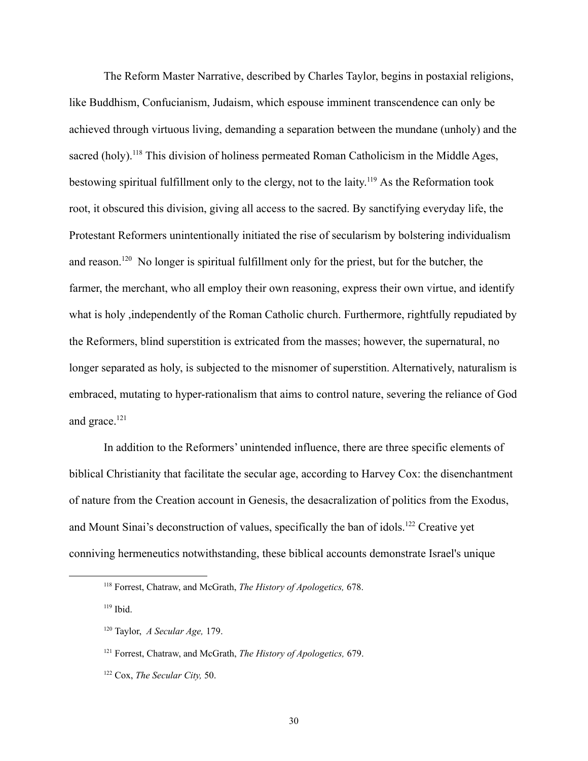The Reform Master Narrative, described by Charles Taylor, begins in postaxial religions, like Buddhism, Confucianism, Judaism, which espouse imminent transcendence can only be achieved through virtuous living, demanding a separation between the mundane (unholy) and the sacred (holy).[118] This division of holiness permeated Roman Catholicism in the Middle Ages, bestowing spiritual fulfillment only to the clergy, not to the laity.[119] As the Reformation took root, it obscured this division, giving all access to the sacred. By sanctifying everyday life, the Protestant Reformers unintentionally initiated the rise of secularism by bolstering individualism and reason.[120] No longer is spiritual fulfillment only for the priest, but for the butcher, the farmer, the merchant, who all employ their own reasoning, express their own virtue, and identify what is holy ,independently of the Roman Catholic church. Furthermore, rightfully repudiated by the Reformers, blind superstition is extricated from the masses; however, the supernatural, no longer separated as holy, is subjected to the misnomer of superstition. Alternatively, naturalism is embraced, mutating to hyper-rationalism that aims to control nature, severing the reliance of God and grace.[121]

In addition to the Reformers' unintended influence, there are three specific elements of biblical Christianity that facilitate the secular age, according to Harvey Cox: the disenchantment of nature from the Creation account in Genesis, the desacralization of politics from the Exodus, and Mount Sinai's deconstruction of values, specifically the ban of idols.[122] Creative yet conniving hermeneutics notwithstanding, these biblical accounts demonstrate Israel's unique

---

[118] Forrest, Chatraw, and McGrath, *The History of Apologetics,* 678.

[119] Ibid.

[120] Taylor, *A Secular Age,* 179.

[121] Forrest, Chatraw, and McGrath, *The History of Apologetics,* 679.

[122] Cox, *The Secular City,* 50.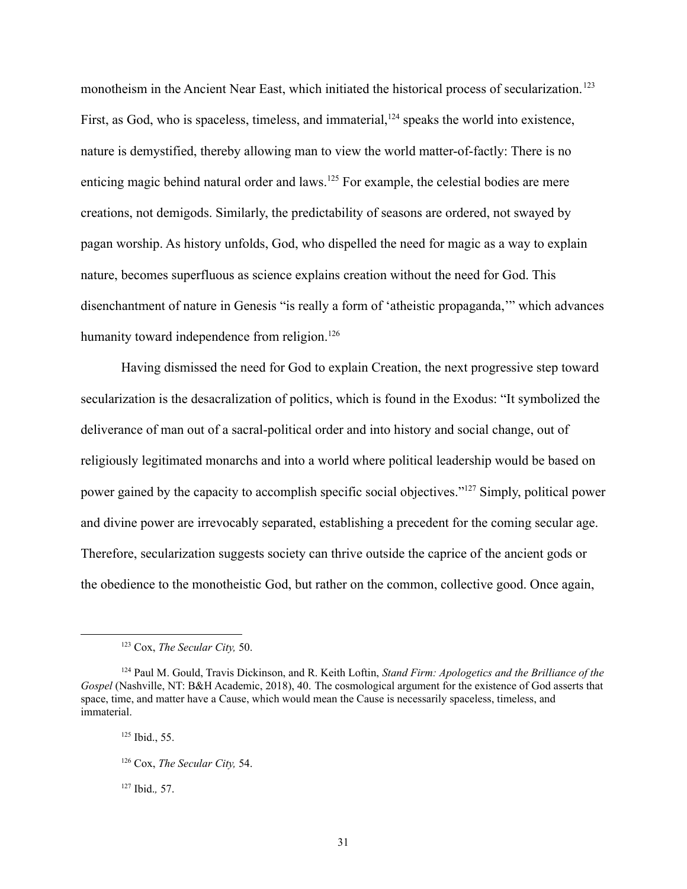monotheism in the Ancient Near East, which initiated the historical process of secularization.[123] First, as God, who is spaceless, timeless, and immaterial,[124] speaks the world into existence, nature is demystified, thereby allowing man to view the world matter-of-factly: There is no enticing magic behind natural order and laws.[125] For example, the celestial bodies are mere creations, not demigods. Similarly, the predictability of seasons are ordered, not swayed by pagan worship. As history unfolds, God, who dispelled the need for magic as a way to explain nature, becomes superfluous as science explains creation without the need for God. This disenchantment of nature in Genesis "is really a form of 'atheistic propaganda,'" which advances humanity toward independence from religion.[126]

Having dismissed the need for God to explain Creation, the next progressive step toward secularization is the desacralization of politics, which is found in the Exodus: "It symbolized the deliverance of man out of a sacral-political order and into history and social change, out of religiously legitimated monarchs and into a world where political leadership would be based on power gained by the capacity to accomplish specific social objectives."[127] Simply, political power and divine power are irrevocably separated, establishing a precedent for the coming secular age. Therefore, secularization suggests society can thrive outside the caprice of the ancient gods or the obedience to the monotheistic God, but rather on the common, collective good. Once again,

---

[123] Cox, *The Secular City,* 50.

[124] Paul M. Gould, Travis Dickinson, and R. Keith Loftin, *Stand Firm: Apologetics and the Brilliance of the Gospel* (Nashville, NT: B&H Academic, 2018), 40. The cosmological argument for the existence of God asserts that space, time, and matter have a Cause, which would mean the Cause is necessarily spaceless, timeless, and immaterial.

[125] Ibid., 55.

[126] Cox, *The Secular City,* 54.

[127] Ibid.*,* 57.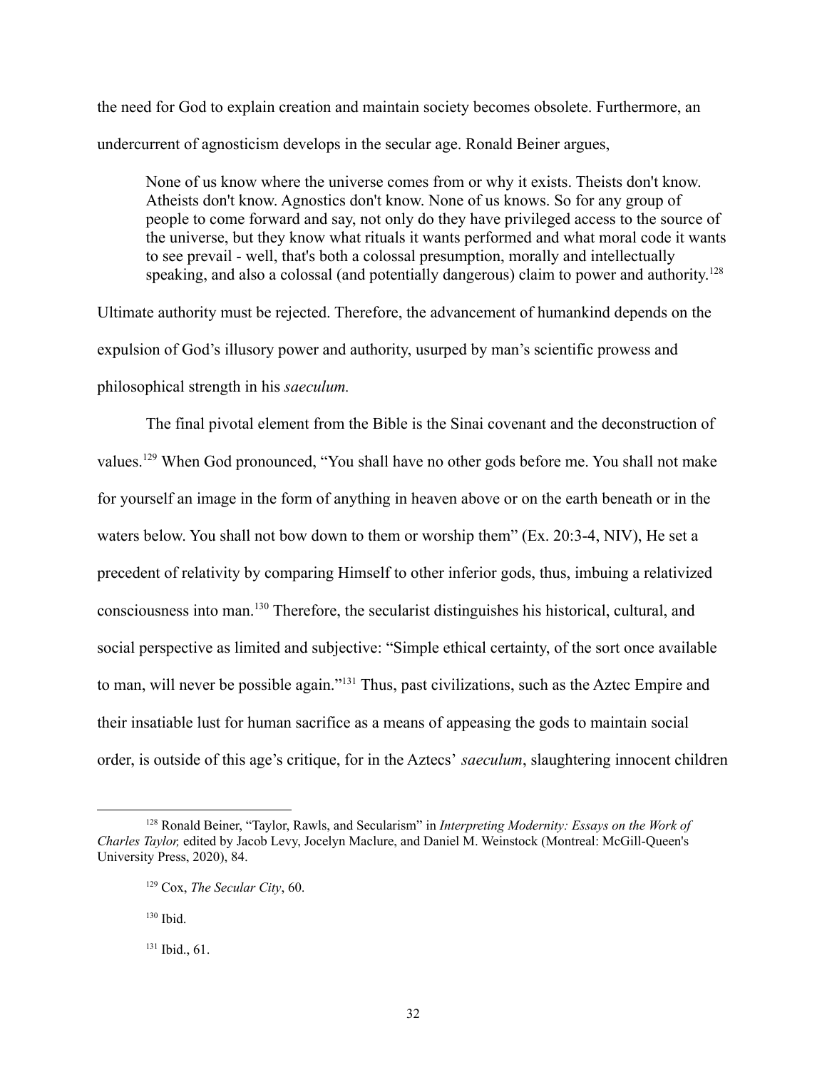the need for God to explain creation and maintain society becomes obsolete. Furthermore, an undercurrent of agnosticism develops in the secular age. Ronald Beiner argues,

> None of us know where the universe comes from or why it exists. Theists don't know. Atheists don't know. Agnostics don't know. None of us knows. So for any group of people to come forward and say, not only do they have privileged access to the source of the universe, but they know what rituals it wants performed and what moral code it wants to see prevail - well, that's both a colossal presumption, morally and intellectually speaking, and also a colossal (and potentially dangerous) claim to power and authority.[128]

Ultimate authority must be rejected. Therefore, the advancement of humankind depends on the expulsion of God's illusory power and authority, usurped by man's scientific prowess and philosophical strength in his *saeculum.*

The final pivotal element from the Bible is the Sinai covenant and the deconstruction of values.[129] When God pronounced, "You shall have no other gods before me. You shall not make for yourself an image in the form of anything in heaven above or on the earth beneath or in the waters below. You shall not bow down to them or worship them" (Ex. 20:3-4, NIV), He set a precedent of relativity by comparing Himself to other inferior gods, thus, imbuing a relativized consciousness into man.[130] Therefore, the secularist distinguishes his historical, cultural, and social perspective as limited and subjective: "Simple ethical certainty, of the sort once available to man, will never be possible again."[131] Thus, past civilizations, such as the Aztec Empire and their insatiable lust for human sacrifice as a means of appeasing the gods to maintain social order, is outside of this age's critique, for in the Aztecs' *saeculum*, slaughtering innocent children

---

[128] Ronald Beiner, "Taylor, Rawls, and Secularism" in *Interpreting Modernity: Essays on the Work of Charles Taylor,* edited by Jacob Levy, Jocelyn Maclure, and Daniel M. Weinstock (Montreal: McGill-Queen's University Press, 2020), 84.

[129] Cox, *The Secular City*, 60.

[130] Ibid.

[131] Ibid., 61.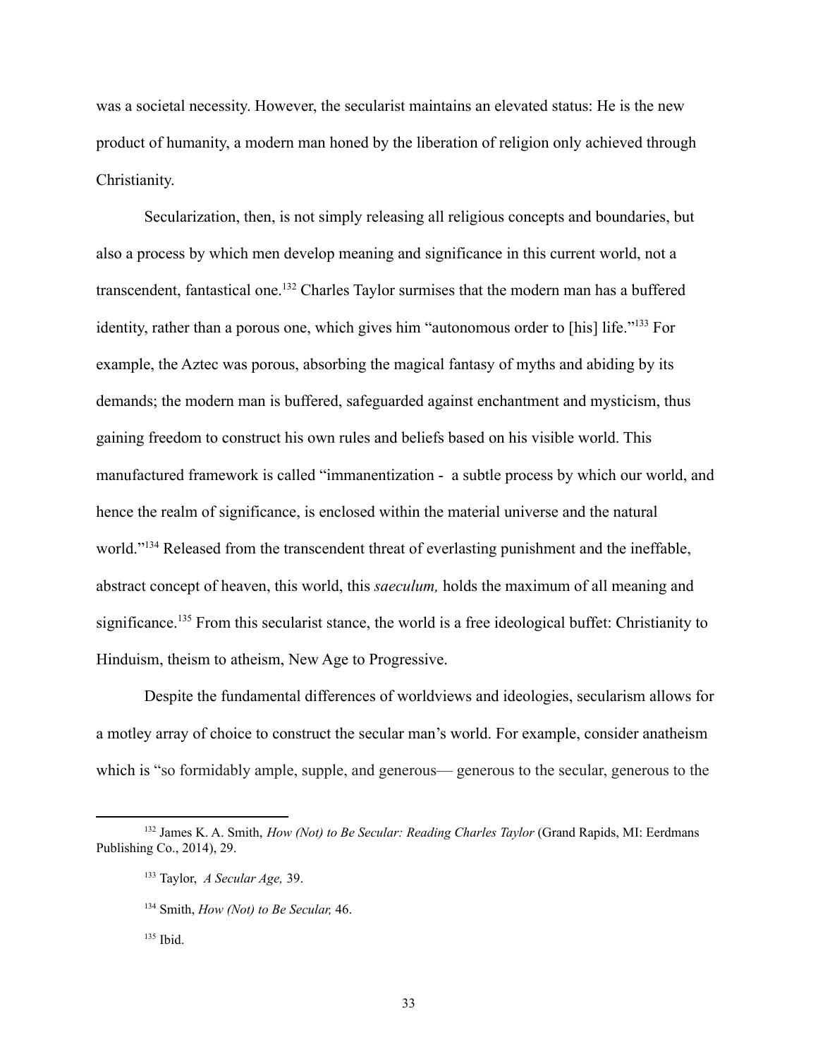was a societal necessity. However, the secularist maintains an elevated status: He is the new product of humanity, a modern man honed by the liberation of religion only achieved through Christianity.

Secularization, then, is not simply releasing all religious concepts and boundaries, but also a process by which men develop meaning and significance in this current world, not a transcendent, fantastical one.[132] Charles Taylor surmises that the modern man has a buffered identity, rather than a porous one, which gives him "autonomous order to [his] life."[133] For example, the Aztec was porous, absorbing the magical fantasy of myths and abiding by its demands; the modern man is buffered, safeguarded against enchantment and mysticism, thus gaining freedom to construct his own rules and beliefs based on his visible world. This manufactured framework is called "immanentization - a subtle process by which our world, and hence the realm of significance, is enclosed within the material universe and the natural world."[134] Released from the transcendent threat of everlasting punishment and the ineffable, abstract concept of heaven, this world, this *saeculum,* holds the maximum of all meaning and significance.[135] From this secularist stance, the world is a free ideological buffet: Christianity to Hinduism, theism to atheism, New Age to Progressive.

Despite the fundamental differences of worldviews and ideologies, secularism allows for a motley array of choice to construct the secular man's world. For example, consider anatheism which is "so formidably ample, supple, and generous— generous to the secular, generous to the

---

[132] James K. A. Smith, *How (Not) to Be Secular: Reading Charles Taylor* (Grand Rapids, MI: Eerdmans Publishing Co., 2014), 29.

[133] Taylor, *A Secular Age,* 39.

[134] Smith, *How (Not) to Be Secular,* 46.

[135] Ibid.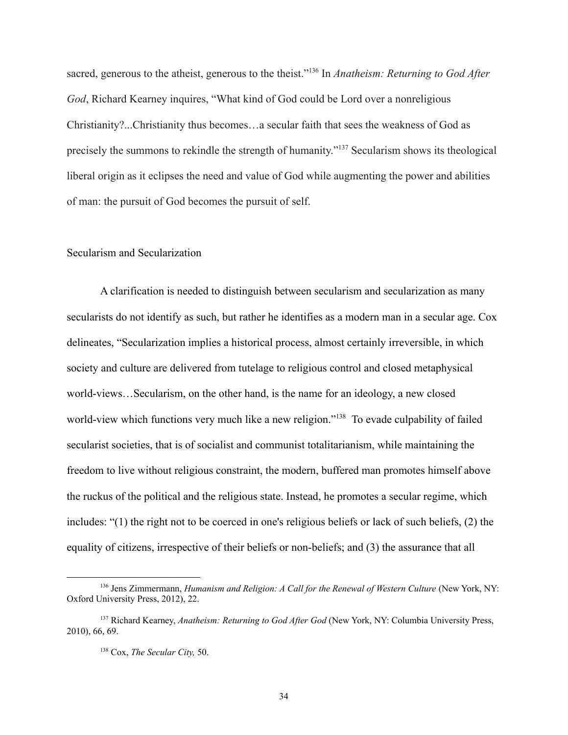sacred, generous to the atheist, generous to the theist."[136] In *Anatheism: Returning to God After God*, Richard Kearney inquires, "What kind of God could be Lord over a nonreligious Christianity?...Christianity thus becomes…a secular faith that sees the weakness of God as precisely the summons to rekindle the strength of humanity."[137] Secularism shows its theological liberal origin as it eclipses the need and value of God while augmenting the power and abilities of man: the pursuit of God becomes the pursuit of self.

## Secularism and Secularization

A clarification is needed to distinguish between secularism and secularization as many secularists do not identify as such, but rather he identifies as a modern man in a secular age. Cox delineates, "Secularization implies a historical process, almost certainly irreversible, in which society and culture are delivered from tutelage to religious control and closed metaphysical world-views…Secularism, on the other hand, is the name for an ideology, a new closed world-view which functions very much like a new religion."[138] To evade culpability of failed secularist societies, that is of socialist and communist totalitarianism, while maintaining the freedom to live without religious constraint, the modern, buffered man promotes himself above the ruckus of the political and the religious state. Instead, he promotes a secular regime, which includes: "(1) the right not to be coerced in one's religious beliefs or lack of such beliefs, (2) the equality of citizens, irrespective of their beliefs or non-beliefs; and (3) the assurance that all

---

[136] Jens Zimmermann, *Humanism and Religion: A Call for the Renewal of Western Culture* (New York, NY: Oxford University Press, 2012), 22.

[137] Richard Kearney, *Anatheism: Returning to God After God* (New York, NY: Columbia University Press, 2010), 66, 69.

[138] Cox, *The Secular City,* 50.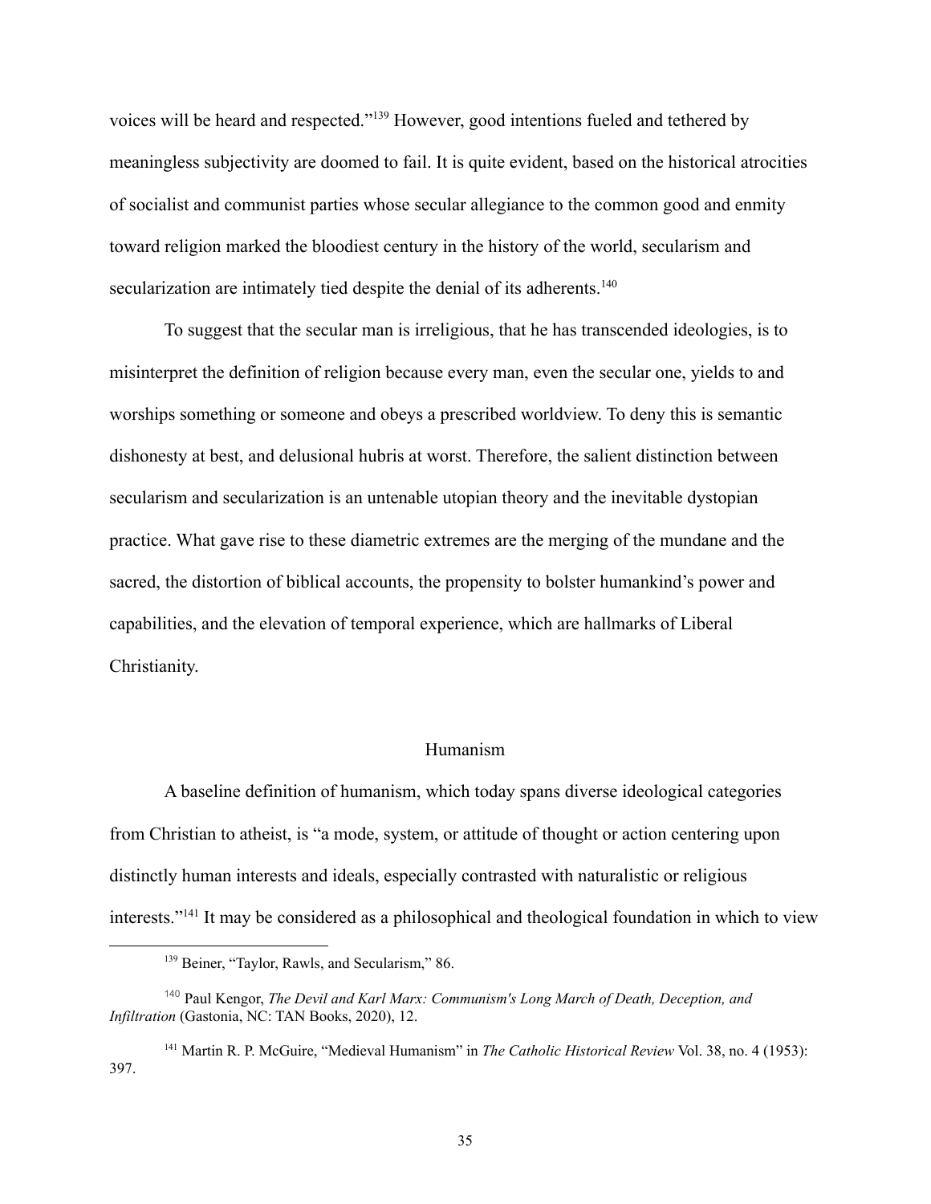voices will be heard and respected."[139] However, good intentions fueled and tethered by meaningless subjectivity are doomed to fail. It is quite evident, based on the historical atrocities of socialist and communist parties whose secular allegiance to the common good and enmity toward religion marked the bloodiest century in the history of the world, secularism and secularization are intimately tied despite the denial of its adherents.[140]

To suggest that the secular man is irreligious, that he has transcended ideologies, is to misinterpret the definition of religion because every man, even the secular one, yields to and worships something or someone and obeys a prescribed worldview. To deny this is semantic dishonesty at best, and delusional hubris at worst. Therefore, the salient distinction between secularism and secularization is an untenable utopian theory and the inevitable dystopian practice. What gave rise to these diametric extremes are the merging of the mundane and the sacred, the distortion of biblical accounts, the propensity to bolster humankind's power and capabilities, and the elevation of temporal experience, which are hallmarks of Liberal Christianity.

## Humanism

A baseline definition of humanism, which today spans diverse ideological categories from Christian to atheist, is "a mode, system, or attitude of thought or action centering upon distinctly human interests and ideals, especially contrasted with naturalistic or religious interests."[141] It may be considered as a philosophical and theological foundation in which to view

---

[139] Beiner, "Taylor, Rawls, and Secularism," 86.

[140] Paul Kengor, *The Devil and Karl Marx: Communism's Long March of Death, Deception, and Infiltration* (Gastonia, NC: TAN Books, 2020), 12.

[141] Martin R. P. McGuire, "Medieval Humanism" in *The Catholic Historical Review* Vol. 38, no. 4 (1953): 397.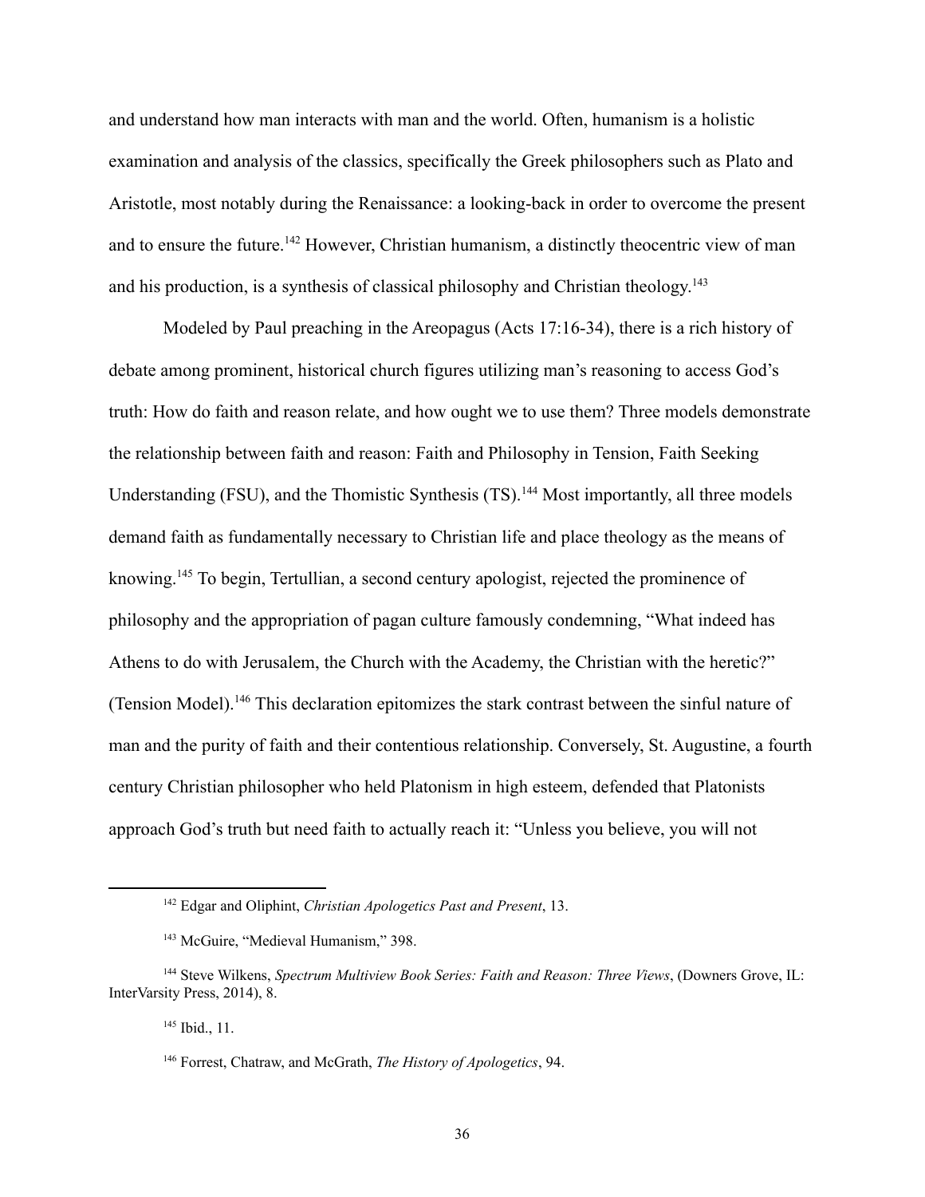and understand how man interacts with man and the world. Often, humanism is a holistic examination and analysis of the classics, specifically the Greek philosophers such as Plato and Aristotle, most notably during the Renaissance: a looking-back in order to overcome the present and to ensure the future.[142] However, Christian humanism, a distinctly theocentric view of man and his production, is a synthesis of classical philosophy and Christian theology.[143]

Modeled by Paul preaching in the Areopagus (Acts 17:16-34), there is a rich history of debate among prominent, historical church figures utilizing man's reasoning to access God's truth: How do faith and reason relate, and how ought we to use them? Three models demonstrate the relationship between faith and reason: Faith and Philosophy in Tension, Faith Seeking Understanding (FSU), and the Thomistic Synthesis (TS).[144] Most importantly, all three models demand faith as fundamentally necessary to Christian life and place theology as the means of knowing.[145] To begin, Tertullian, a second century apologist, rejected the prominence of philosophy and the appropriation of pagan culture famously condemning, "What indeed has Athens to do with Jerusalem, the Church with the Academy, the Christian with the heretic?" (Tension Model).[146] This declaration epitomizes the stark contrast between the sinful nature of man and the purity of faith and their contentious relationship. Conversely, St. Augustine, a fourth century Christian philosopher who held Platonism in high esteem, defended that Platonists approach God's truth but need faith to actually reach it: "Unless you believe, you will not

---

[142] Edgar and Oliphint, *Christian Apologetics Past and Present*, 13.

[143] McGuire, "Medieval Humanism," 398.

[144] Steve Wilkens, *Spectrum Multiview Book Series: Faith and Reason: Three Views*, (Downers Grove, IL: InterVarsity Press, 2014), 8.

[145] Ibid., 11.

[146] Forrest, Chatraw, and McGrath, *The History of Apologetics*, 94.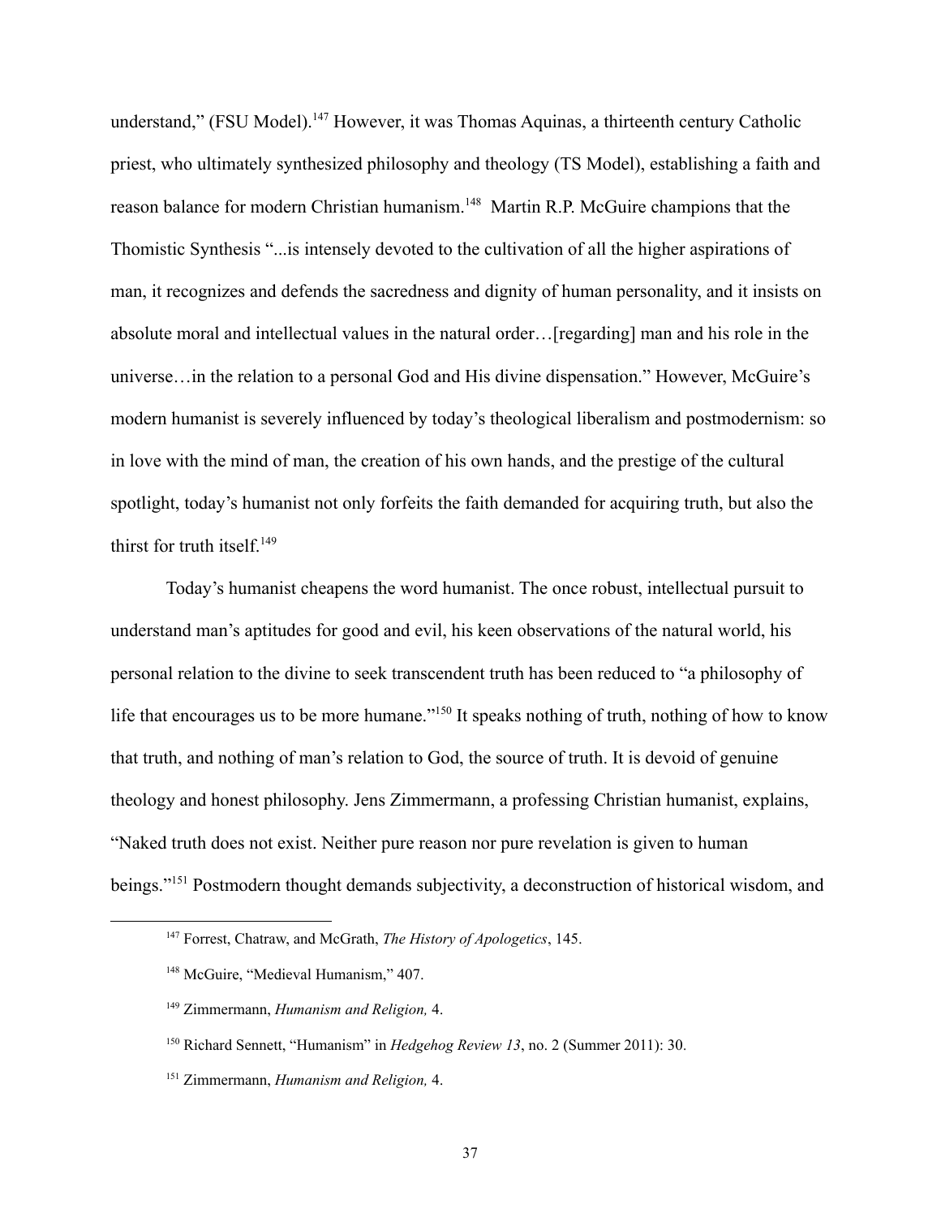understand," (FSU Model).[147] However, it was Thomas Aquinas, a thirteenth century Catholic priest, who ultimately synthesized philosophy and theology (TS Model), establishing a faith and reason balance for modern Christian humanism.[148] Martin R.P. McGuire champions that the Thomistic Synthesis "...is intensely devoted to the cultivation of all the higher aspirations of man, it recognizes and defends the sacredness and dignity of human personality, and it insists on absolute moral and intellectual values in the natural order…[regarding] man and his role in the universe…in the relation to a personal God and His divine dispensation." However, McGuire's modern humanist is severely influenced by today's theological liberalism and postmodernism: so in love with the mind of man, the creation of his own hands, and the prestige of the cultural spotlight, today's humanist not only forfeits the faith demanded for acquiring truth, but also the thirst for truth itself.[149]

Today's humanist cheapens the word humanist. The once robust, intellectual pursuit to understand man's aptitudes for good and evil, his keen observations of the natural world, his personal relation to the divine to seek transcendent truth has been reduced to "a philosophy of life that encourages us to be more humane."[150] It speaks nothing of truth, nothing of how to know that truth, and nothing of man's relation to God, the source of truth. It is devoid of genuine theology and honest philosophy. Jens Zimmermann, a professing Christian humanist, explains, "Naked truth does not exist. Neither pure reason nor pure revelation is given to human beings."[151] Postmodern thought demands subjectivity, a deconstruction of historical wisdom, and

---

[147] Forrest, Chatraw, and McGrath, *The History of Apologetics*, 145.

[148] McGuire, "Medieval Humanism," 407.

[149] Zimmermann, *Humanism and Religion,* 4.

[150] Richard Sennett, "Humanism" in *Hedgehog Review 13*, no. 2 (Summer 2011): 30.

[151] Zimmermann, *Humanism and Religion,* 4.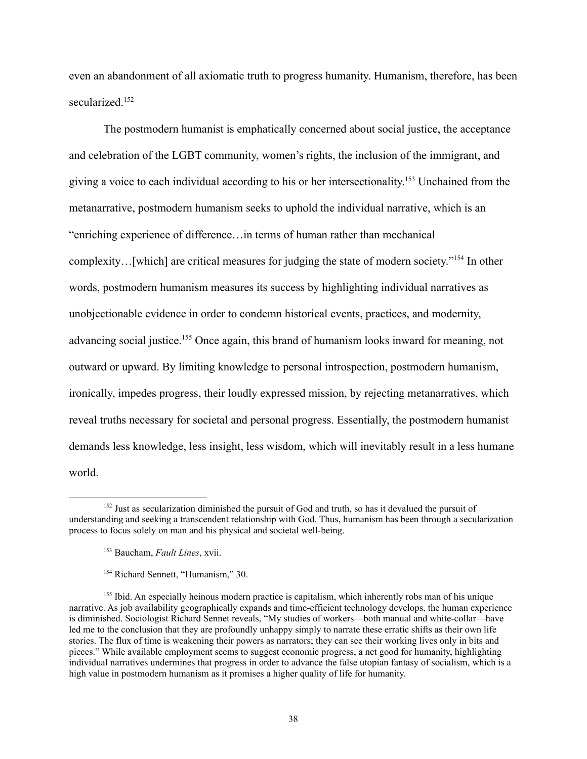even an abandonment of all axiomatic truth to progress humanity. Humanism, therefore, has been secularized.[152]

The postmodern humanist is emphatically concerned about social justice, the acceptance and celebration of the LGBT community, women's rights, the inclusion of the immigrant, and giving a voice to each individual according to his or her intersectionality.[153] Unchained from the metanarrative, postmodern humanism seeks to uphold the individual narrative, which is an "enriching experience of difference…in terms of human rather than mechanical complexity…[which] are critical measures for judging the state of modern society."[154] In other words, postmodern humanism measures its success by highlighting individual narratives as unobjectionable evidence in order to condemn historical events, practices, and modernity, advancing social justice.[155] Once again, this brand of humanism looks inward for meaning, not outward or upward. By limiting knowledge to personal introspection, postmodern humanism, ironically, impedes progress, their loudly expressed mission, by rejecting metanarratives, which reveal truths necessary for societal and personal progress. Essentially, the postmodern humanist demands less knowledge, less insight, less wisdom, which will inevitably result in a less humane world.

---

[152] Just as secularization diminished the pursuit of God and truth, so has it devalued the pursuit of understanding and seeking a transcendent relationship with God. Thus, humanism has been through a secularization process to focus solely on man and his physical and societal well-being.

[153] Baucham, *Fault Lines*, xvii.

[154] Richard Sennett, "Humanism," 30.

[155] Ibid. An especially heinous modern practice is capitalism, which inherently robs man of his unique narrative. As job availability geographically expands and time-efficient technology develops, the human experience is diminished. Sociologist Richard Sennet reveals, "My studies of workers—both manual and white-collar—have led me to the conclusion that they are profoundly unhappy simply to narrate these erratic shifts as their own life stories. The flux of time is weakening their powers as narrators; they can see their working lives only in bits and pieces." While available employment seems to suggest economic progress, a net good for humanity, highlighting individual narratives undermines that progress in order to advance the false utopian fantasy of socialism, which is a high value in postmodern humanism as it promises a higher quality of life for humanity.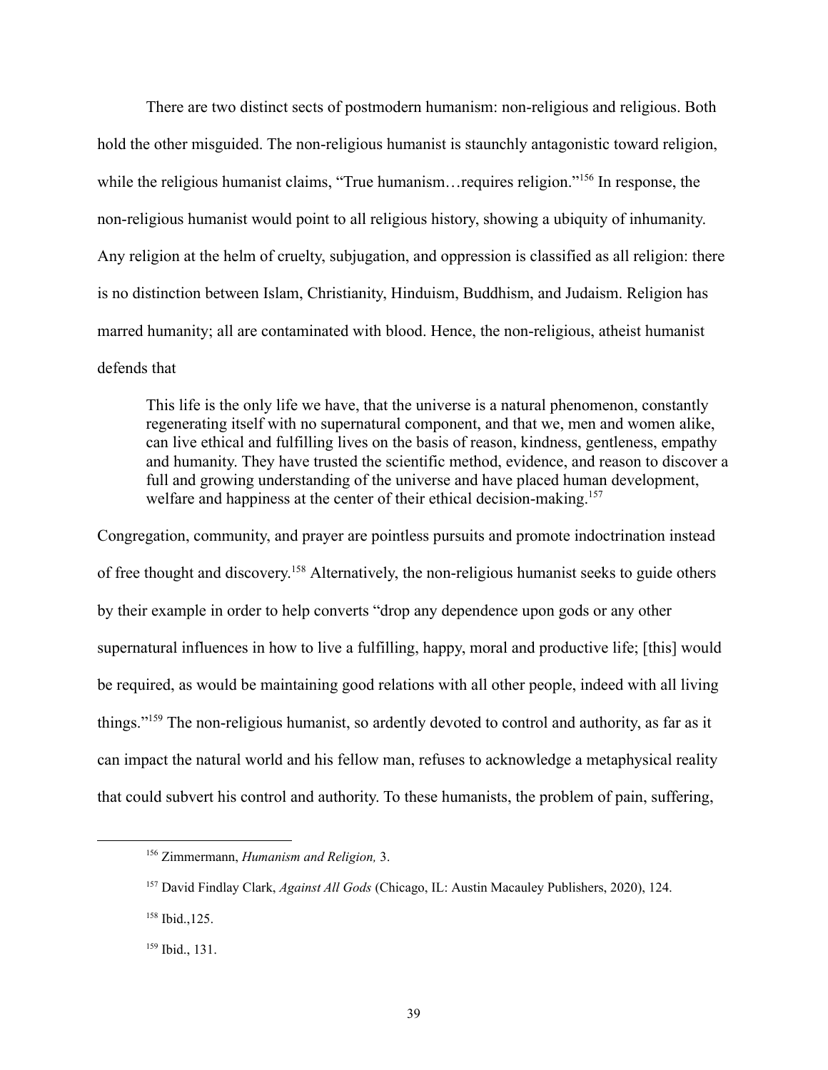There are two distinct sects of postmodern humanism: non-religious and religious. Both hold the other misguided. The non-religious humanist is staunchly antagonistic toward religion, while the religious humanist claims, "True humanism…requires religion."[156] In response, the non-religious humanist would point to all religious history, showing a ubiquity of inhumanity. Any religion at the helm of cruelty, subjugation, and oppression is classified as all religion: there is no distinction between Islam, Christianity, Hinduism, Buddhism, and Judaism. Religion has marred humanity; all are contaminated with blood. Hence, the non-religious, atheist humanist defends that

> This life is the only life we have, that the universe is a natural phenomenon, constantly regenerating itself with no supernatural component, and that we, men and women alike, can live ethical and fulfilling lives on the basis of reason, kindness, gentleness, empathy and humanity. They have trusted the scientific method, evidence, and reason to discover a full and growing understanding of the universe and have placed human development, welfare and happiness at the center of their ethical decision-making.[157]

Congregation, community, and prayer are pointless pursuits and promote indoctrination instead of free thought and discovery.[158] Alternatively, the non-religious humanist seeks to guide others by their example in order to help converts "drop any dependence upon gods or any other supernatural influences in how to live a fulfilling, happy, moral and productive life; [this] would be required, as would be maintaining good relations with all other people, indeed with all living things."[159] The non-religious humanist, so ardently devoted to control and authority, as far as it can impact the natural world and his fellow man, refuses to acknowledge a metaphysical reality that could subvert his control and authority. To these humanists, the problem of pain, suffering,

---

[156] Zimmermann, *Humanism and Religion,* 3.

[157] David Findlay Clark, *Against All Gods* (Chicago, IL: Austin Macauley Publishers, 2020), 124.

[158] Ibid.,125.

[159] Ibid., 131.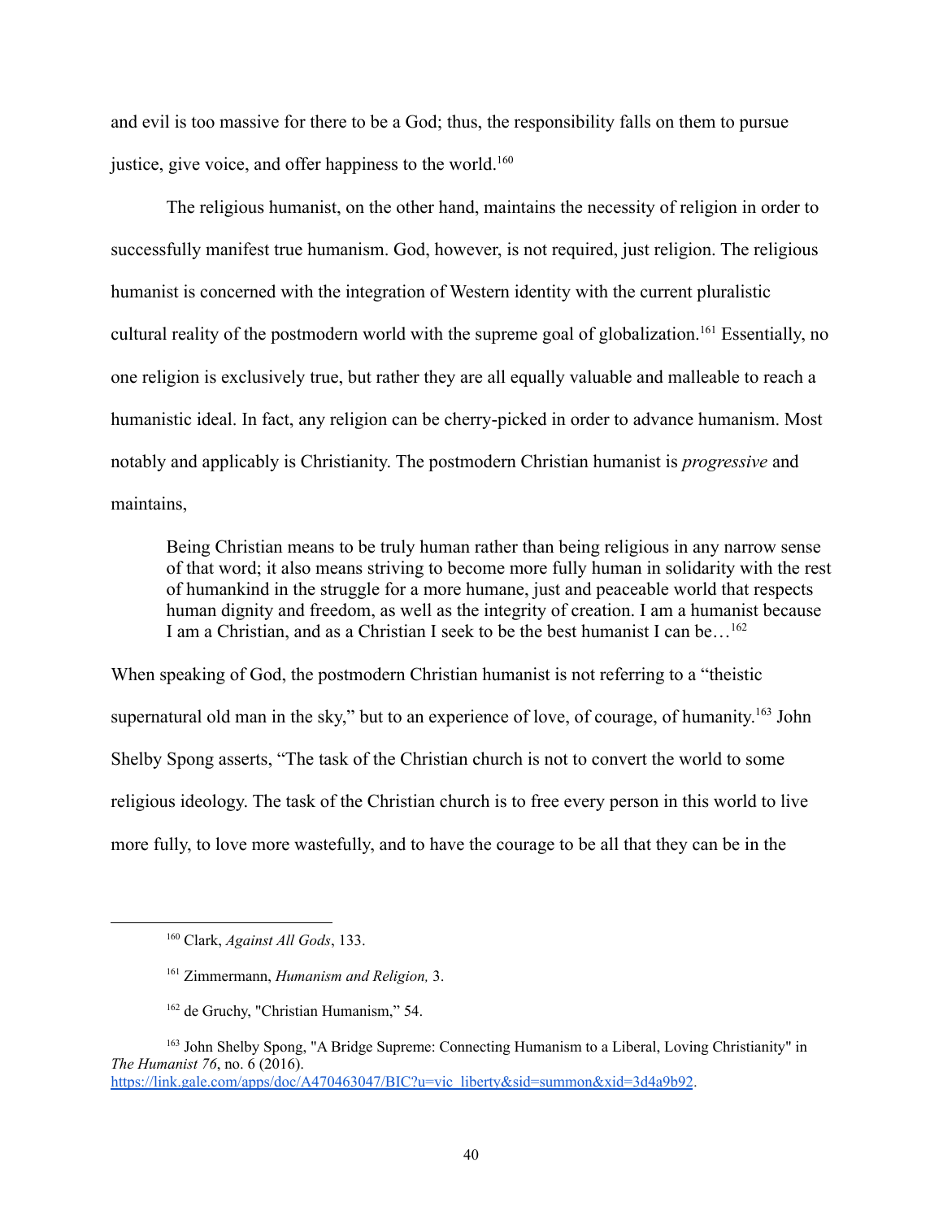and evil is too massive for there to be a God; thus, the responsibility falls on them to pursue justice, give voice, and offer happiness to the world.[160]

The religious humanist, on the other hand, maintains the necessity of religion in order to successfully manifest true humanism. God, however, is not required, just religion. The religious humanist is concerned with the integration of Western identity with the current pluralistic cultural reality of the postmodern world with the supreme goal of globalization.[161] Essentially, no one religion is exclusively true, but rather they are all equally valuable and malleable to reach a humanistic ideal. In fact, any religion can be cherry-picked in order to advance humanism. Most notably and applicably is Christianity. The postmodern Christian humanist is *progressive* and maintains,

> Being Christian means to be truly human rather than being religious in any narrow sense of that word; it also means striving to become more fully human in solidarity with the rest of humankind in the struggle for a more humane, just and peaceable world that respects human dignity and freedom, as well as the integrity of creation. I am a humanist because I am a Christian, and as a Christian I seek to be the best humanist I can be…[162]

When speaking of God, the postmodern Christian humanist is not referring to a "theistic supernatural old man in the sky," but to an experience of love, of courage, of humanity.[163] John Shelby Spong asserts, "The task of the Christian church is not to convert the world to some religious ideology. The task of the Christian church is to free every person in this world to live more fully, to love more wastefully, and to have the courage to be all that they can be in the

---

[160] Clark, *Against All Gods*, 133.

[161] Zimmermann, *Humanism and Religion,* 3.

[162] de Gruchy, "Christian Humanism," 54.

[163] John Shelby Spong, "A Bridge Supreme: Connecting Humanism to a Liberal, Loving Christianity" in *The Humanist 76*, no. 6 (2016). https://link.gale.com/apps/doc/A470463047/BIC?u=vic_liberty&sid=summon&xid=3d4a9b92.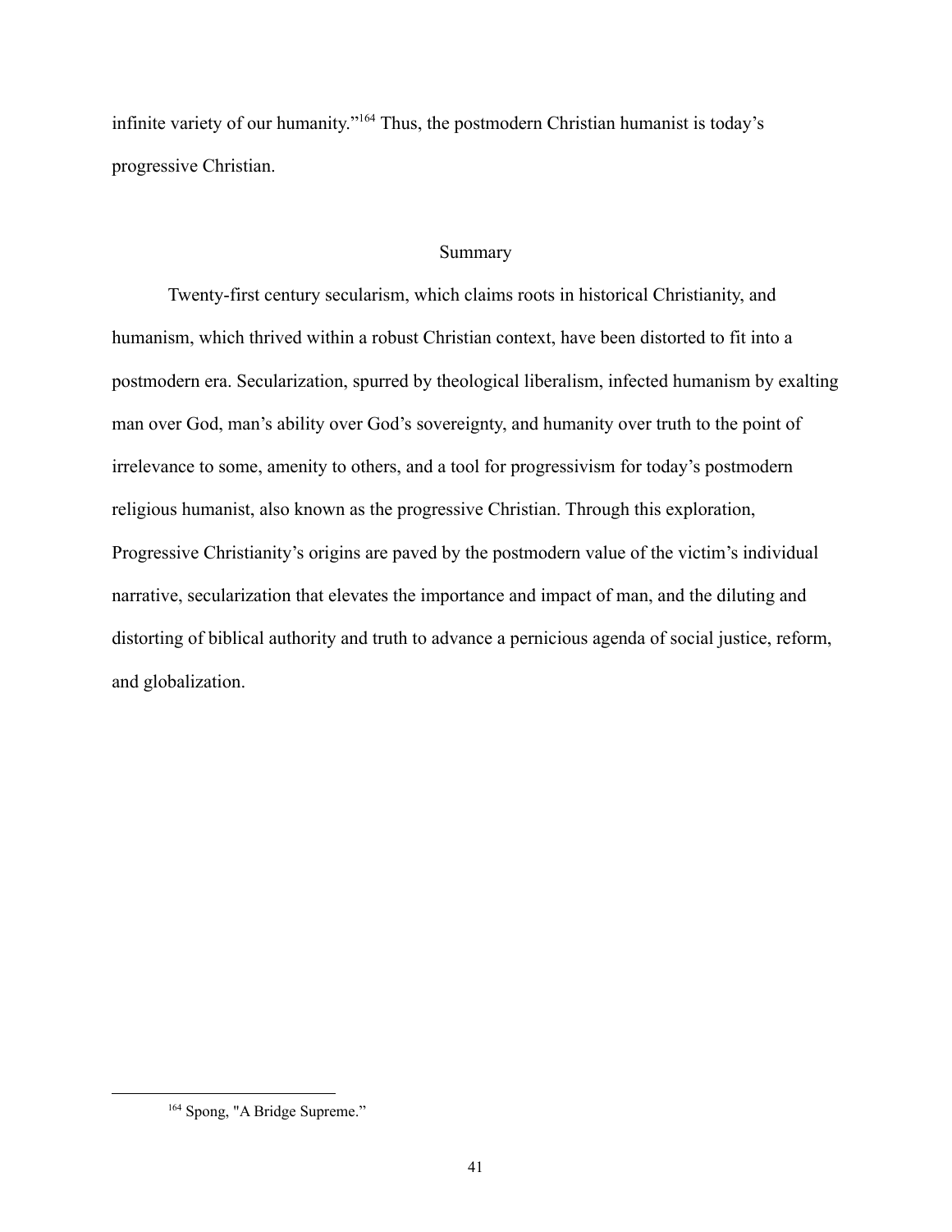infinite variety of our humanity."[164] Thus, the postmodern Christian humanist is today's progressive Christian.

## Summary

Twenty-first century secularism, which claims roots in historical Christianity, and humanism, which thrived within a robust Christian context, have been distorted to fit into a postmodern era. Secularization, spurred by theological liberalism, infected humanism by exalting man over God, man's ability over God's sovereignty, and humanity over truth to the point of irrelevance to some, amenity to others, and a tool for progressivism for today's postmodern religious humanist, also known as the progressive Christian. Through this exploration, Progressive Christianity's origins are paved by the postmodern value of the victim's individual narrative, secularization that elevates the importance and impact of man, and the diluting and distorting of biblical authority and truth to advance a pernicious agenda of social justice, reform, and globalization.

---

[164] Spong, "A Bridge Supreme."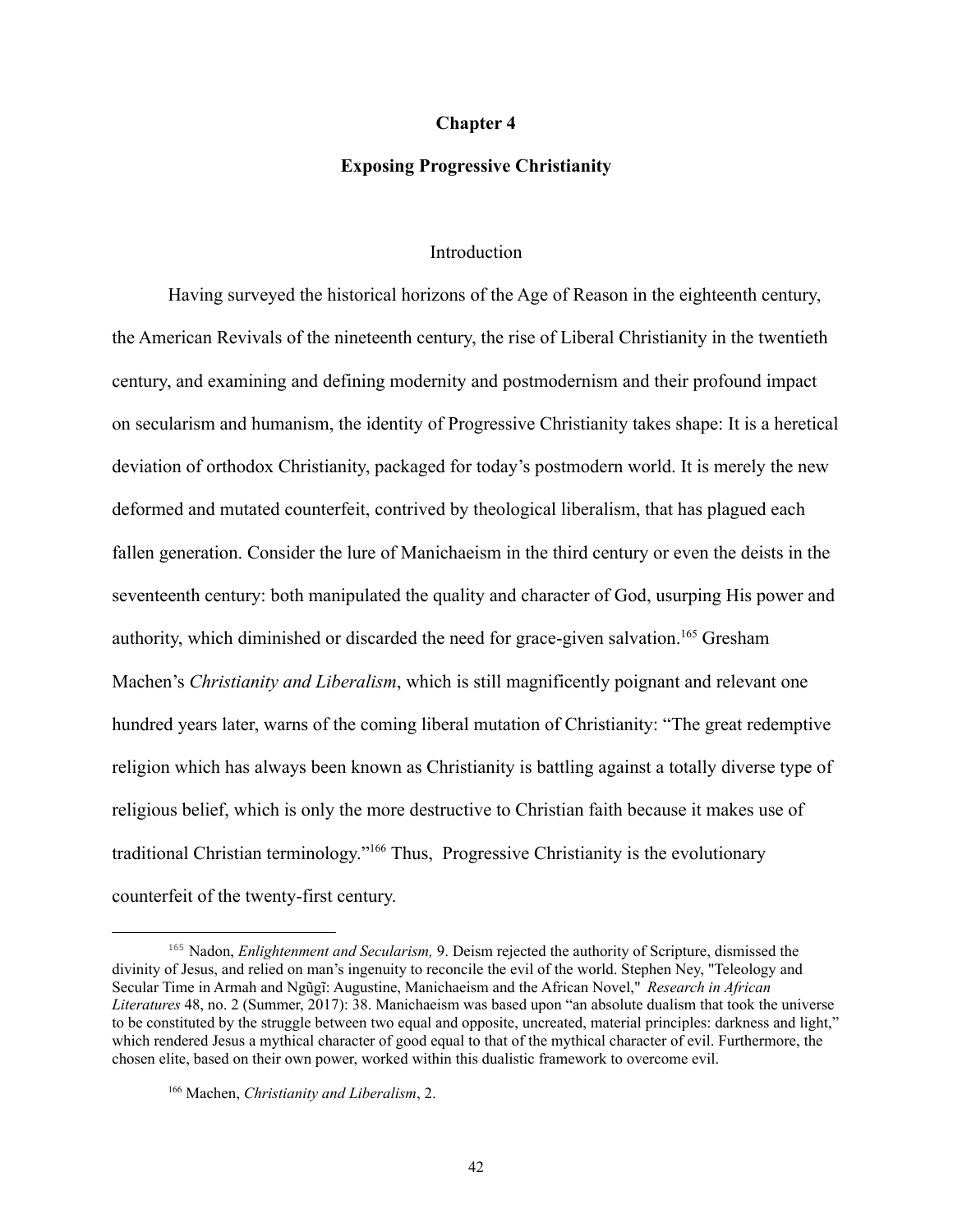# Chapter 4

## Exposing Progressive Christianity

### Introduction

Having surveyed the historical horizons of the Age of Reason in the eighteenth century, the American Revivals of the nineteenth century, the rise of Liberal Christianity in the twentieth century, and examining and defining modernity and postmodernism and their profound impact on secularism and humanism, the identity of Progressive Christianity takes shape: It is a heretical deviation of orthodox Christianity, packaged for today's postmodern world. It is merely the new deformed and mutated counterfeit, contrived by theological liberalism, that has plagued each fallen generation. Consider the lure of Manichaeism in the third century or even the deists in the seventeenth century: both manipulated the quality and character of God, usurping His power and authority, which diminished or discarded the need for grace-given salvation.[165] Gresham Machen's *Christianity and Liberalism*, which is still magnificently poignant and relevant one hundred years later, warns of the coming liberal mutation of Christianity: "The great redemptive religion which has always been known as Christianity is battling against a totally diverse type of religious belief, which is only the more destructive to Christian faith because it makes use of traditional Christian terminology."[166] Thus, Progressive Christianity is the evolutionary counterfeit of the twenty-first century.

---

[165] Nadon, *Enlightenment and Secularism,* 9. Deism rejected the authority of Scripture, dismissed the divinity of Jesus, and relied on man's ingenuity to reconcile the evil of the world. Stephen Ney, "Teleology and Secular Time in Armah and Ngũgĩ: Augustine, Manichaeism and the African Novel," *Research in African Literatures* 48, no. 2 (Summer, 2017): 38. Manichaeism was based upon "an absolute dualism that took the universe to be constituted by the struggle between two equal and opposite, uncreated, material principles: darkness and light," which rendered Jesus a mythical character of good equal to that of the mythical character of evil. Furthermore, the chosen elite, based on their own power, worked within this dualistic framework to overcome evil.

[166] Machen, *Christianity and Liberalism*, 2.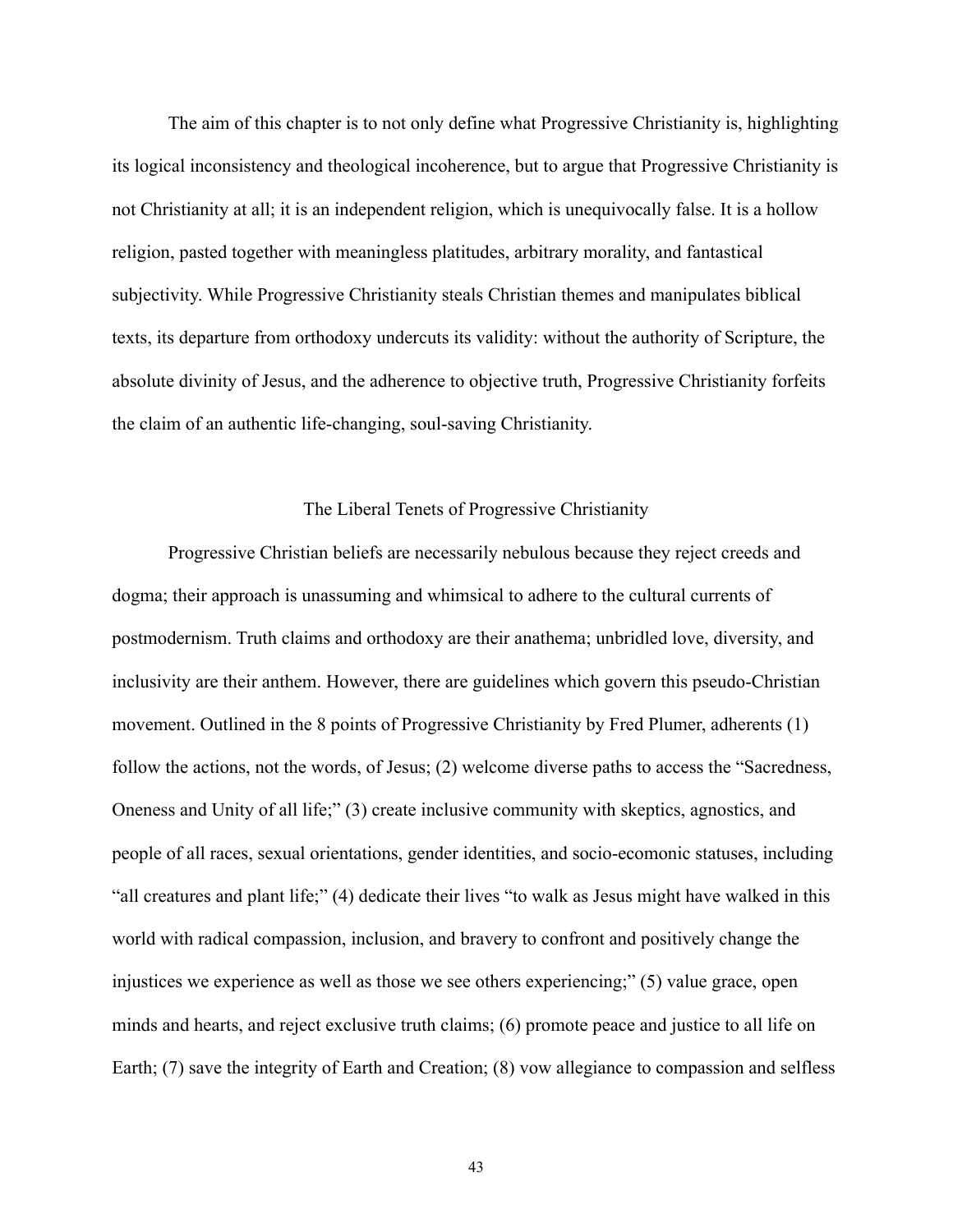The aim of this chapter is to not only define what Progressive Christianity is, highlighting its logical inconsistency and theological incoherence, but to argue that Progressive Christianity is not Christianity at all; it is an independent religion, which is unequivocally false. It is a hollow religion, pasted together with meaningless platitudes, arbitrary morality, and fantastical subjectivity. While Progressive Christianity steals Christian themes and manipulates biblical texts, its departure from orthodoxy undercuts its validity: without the authority of Scripture, the absolute divinity of Jesus, and the adherence to objective truth, Progressive Christianity forfeits the claim of an authentic life-changing, soul-saving Christianity.

## The Liberal Tenets of Progressive Christianity

Progressive Christian beliefs are necessarily nebulous because they reject creeds and dogma; their approach is unassuming and whimsical to adhere to the cultural currents of postmodernism. Truth claims and orthodoxy are their anathema; unbridled love, diversity, and inclusivity are their anthem. However, there are guidelines which govern this pseudo-Christian movement. Outlined in the 8 points of Progressive Christianity by Fred Plumer, adherents (1) follow the actions, not the words, of Jesus; (2) welcome diverse paths to access the "Sacredness, Oneness and Unity of all life;" (3) create inclusive community with skeptics, agnostics, and people of all races, sexual orientations, gender identities, and socio-ecomonic statuses, including "all creatures and plant life;" (4) dedicate their lives "to walk as Jesus might have walked in this world with radical compassion, inclusion, and bravery to confront and positively change the injustices we experience as well as those we see others experiencing;" (5) value grace, open minds and hearts, and reject exclusive truth claims; (6) promote peace and justice to all life on Earth; (7) save the integrity of Earth and Creation; (8) vow allegiance to compassion and selfless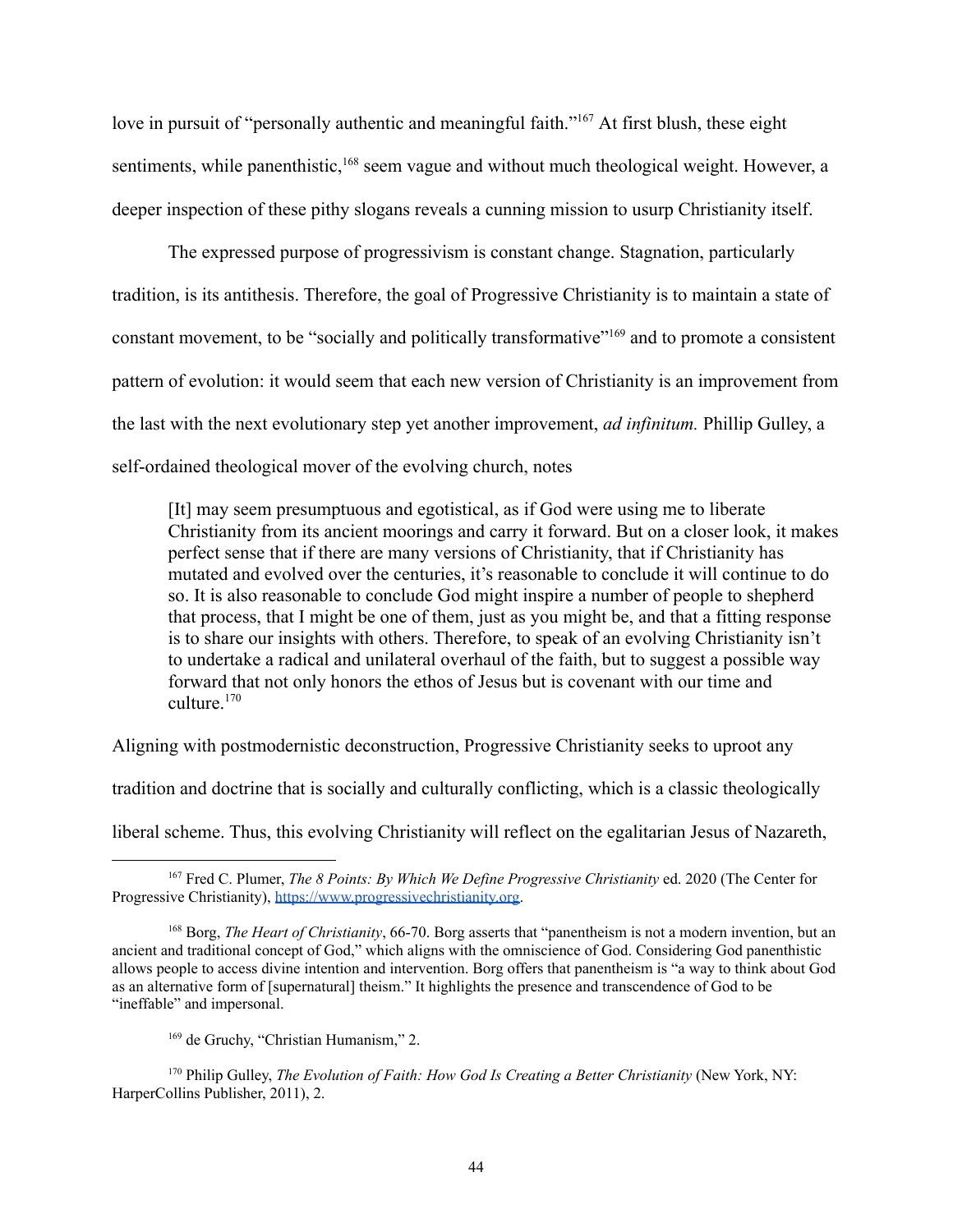love in pursuit of "personally authentic and meaningful faith."[167] At first blush, these eight sentiments, while panenthistic,[168] seem vague and without much theological weight. However, a deeper inspection of these pithy slogans reveals a cunning mission to usurp Christianity itself.

The expressed purpose of progressivism is constant change. Stagnation, particularly tradition, is its antithesis. Therefore, the goal of Progressive Christianity is to maintain a state of constant movement, to be "socially and politically transformative"[169] and to promote a consistent pattern of evolution: it would seem that each new version of Christianity is an improvement from the last with the next evolutionary step yet another improvement, *ad infinitum.* Phillip Gulley, a self-ordained theological mover of the evolving church, notes

> [It] may seem presumptuous and egotistical, as if God were using me to liberate Christianity from its ancient moorings and carry it forward. But on a closer look, it makes perfect sense that if there are many versions of Christianity, that if Christianity has mutated and evolved over the centuries, it's reasonable to conclude it will continue to do so. It is also reasonable to conclude God might inspire a number of people to shepherd that process, that I might be one of them, just as you might be, and that a fitting response is to share our insights with others. Therefore, to speak of an evolving Christianity isn't to undertake a radical and unilateral overhaul of the faith, but to suggest a possible way forward that not only honors the ethos of Jesus but is covenant with our time and culture.[170]

Aligning with postmodernistic deconstruction, Progressive Christianity seeks to uproot any tradition and doctrine that is socially and culturally conflicting, which is a classic theologically liberal scheme. Thus, this evolving Christianity will reflect on the egalitarian Jesus of Nazareth,

---

[167] Fred C. Plumer, *The 8 Points: By Which We Define Progressive Christianity* ed. 2020 (The Center for Progressive Christianity), https://www.progressivechristianity.org.

[168] Borg, *The Heart of Christianity*, 66-70. Borg asserts that "panentheism is not a modern invention, but an ancient and traditional concept of God," which aligns with the omniscience of God. Considering God panenthistic allows people to access divine intention and intervention. Borg offers that panentheism is "a way to think about God as an alternative form of [supernatural] theism." It highlights the presence and transcendence of God to be "ineffable" and impersonal.

[169] de Gruchy, "Christian Humanism," 2.

[170] Philip Gulley, *The Evolution of Faith: How God Is Creating a Better Christianity* (New York, NY: HarperCollins Publisher, 2011), 2.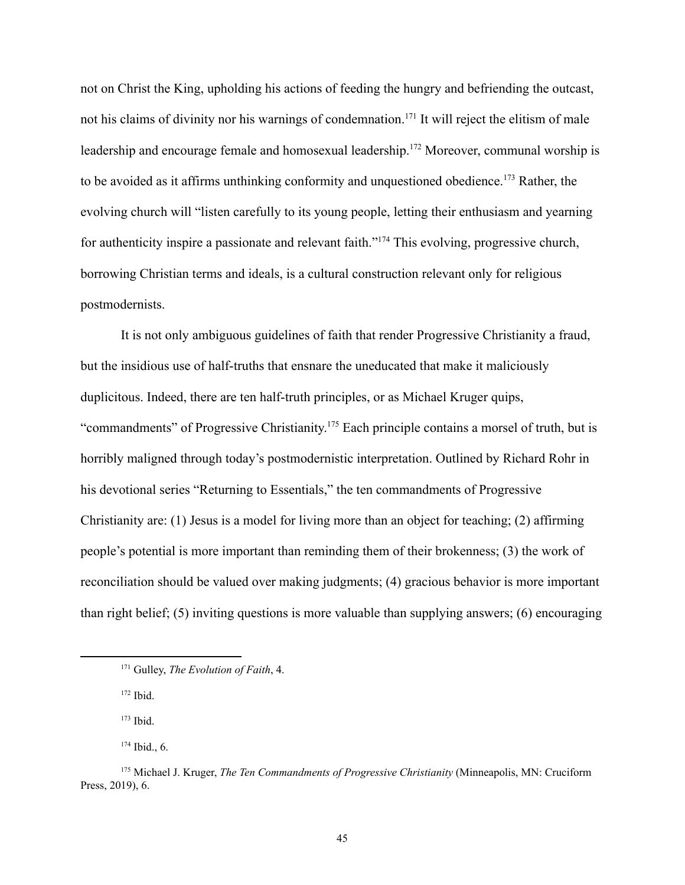not on Christ the King, upholding his actions of feeding the hungry and befriending the outcast, not his claims of divinity nor his warnings of condemnation.[171] It will reject the elitism of male leadership and encourage female and homosexual leadership.[172] Moreover, communal worship is to be avoided as it affirms unthinking conformity and unquestioned obedience.[173] Rather, the evolving church will "listen carefully to its young people, letting their enthusiasm and yearning for authenticity inspire a passionate and relevant faith."[174] This evolving, progressive church, borrowing Christian terms and ideals, is a cultural construction relevant only for religious postmodernists.

It is not only ambiguous guidelines of faith that render Progressive Christianity a fraud, but the insidious use of half-truths that ensnare the uneducated that make it maliciously duplicitous. Indeed, there are ten half-truth principles, or as Michael Kruger quips, "commandments" of Progressive Christianity.[175] Each principle contains a morsel of truth, but is horribly maligned through today's postmodernistic interpretation. Outlined by Richard Rohr in his devotional series "Returning to Essentials," the ten commandments of Progressive Christianity are: (1) Jesus is a model for living more than an object for teaching; (2) affirming people's potential is more important than reminding them of their brokenness; (3) the work of reconciliation should be valued over making judgments; (4) gracious behavior is more important than right belief; (5) inviting questions is more valuable than supplying answers; (6) encouraging

[171] Gulley, *The Evolution of Faith*, 4.

[172] Ibid.

[173] Ibid.

[174] Ibid., 6.

[175] Michael J. Kruger, *The Ten Commandments of Progressive Christianity* (Minneapolis, MN: Cruciform Press, 2019), 6.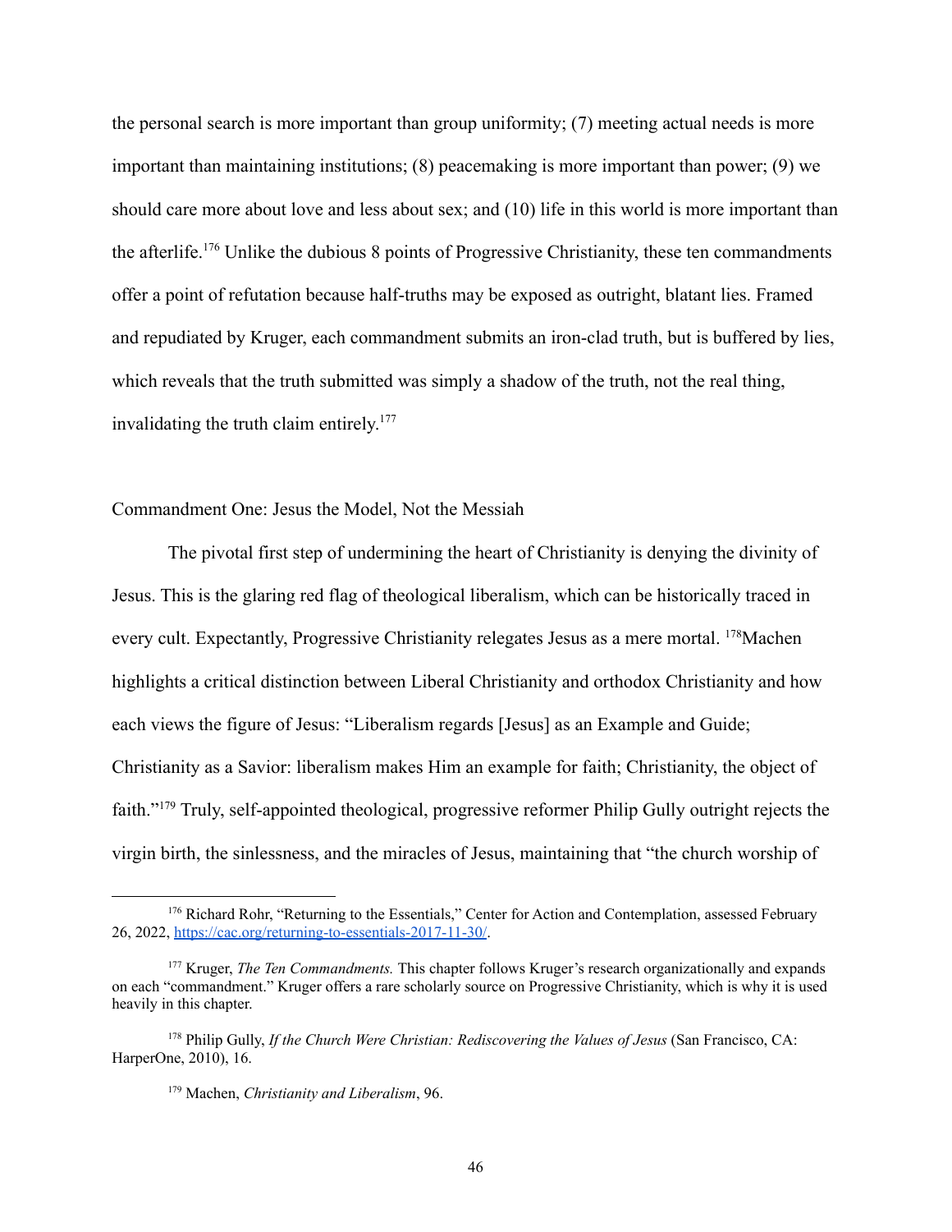the personal search is more important than group uniformity; (7) meeting actual needs is more important than maintaining institutions; (8) peacemaking is more important than power; (9) we should care more about love and less about sex; and (10) life in this world is more important than the afterlife.[176] Unlike the dubious 8 points of Progressive Christianity, these ten commandments offer a point of refutation because half-truths may be exposed as outright, blatant lies. Framed and repudiated by Kruger, each commandment submits an iron-clad truth, but is buffered by lies, which reveals that the truth submitted was simply a shadow of the truth, not the real thing, invalidating the truth claim entirely.[177]

## Commandment One: Jesus the Model, Not the Messiah

The pivotal first step of undermining the heart of Christianity is denying the divinity of Jesus. This is the glaring red flag of theological liberalism, which can be historically traced in every cult. Expectantly, Progressive Christianity relegates Jesus as a mere mortal. [178]Machen highlights a critical distinction between Liberal Christianity and orthodox Christianity and how each views the figure of Jesus: "Liberalism regards [Jesus] as an Example and Guide; Christianity as a Savior: liberalism makes Him an example for faith; Christianity, the object of faith."[179] Truly, self-appointed theological, progressive reformer Philip Gully outright rejects the virgin birth, the sinlessness, and the miracles of Jesus, maintaining that "the church worship of

---

[176] Richard Rohr, "Returning to the Essentials," Center for Action and Contemplation, assessed February 26, 2022, https://cac.org/returning-to-essentials-2017-11-30/.

[177] Kruger, *The Ten Commandments.* This chapter follows Kruger's research organizationally and expands on each "commandment." Kruger offers a rare scholarly source on Progressive Christianity, which is why it is used heavily in this chapter.

[178] Philip Gully, *If the Church Were Christian: Rediscovering the Values of Jesus* (San Francisco, CA: HarperOne, 2010), 16.

[179] Machen, *Christianity and Liberalism*, 96.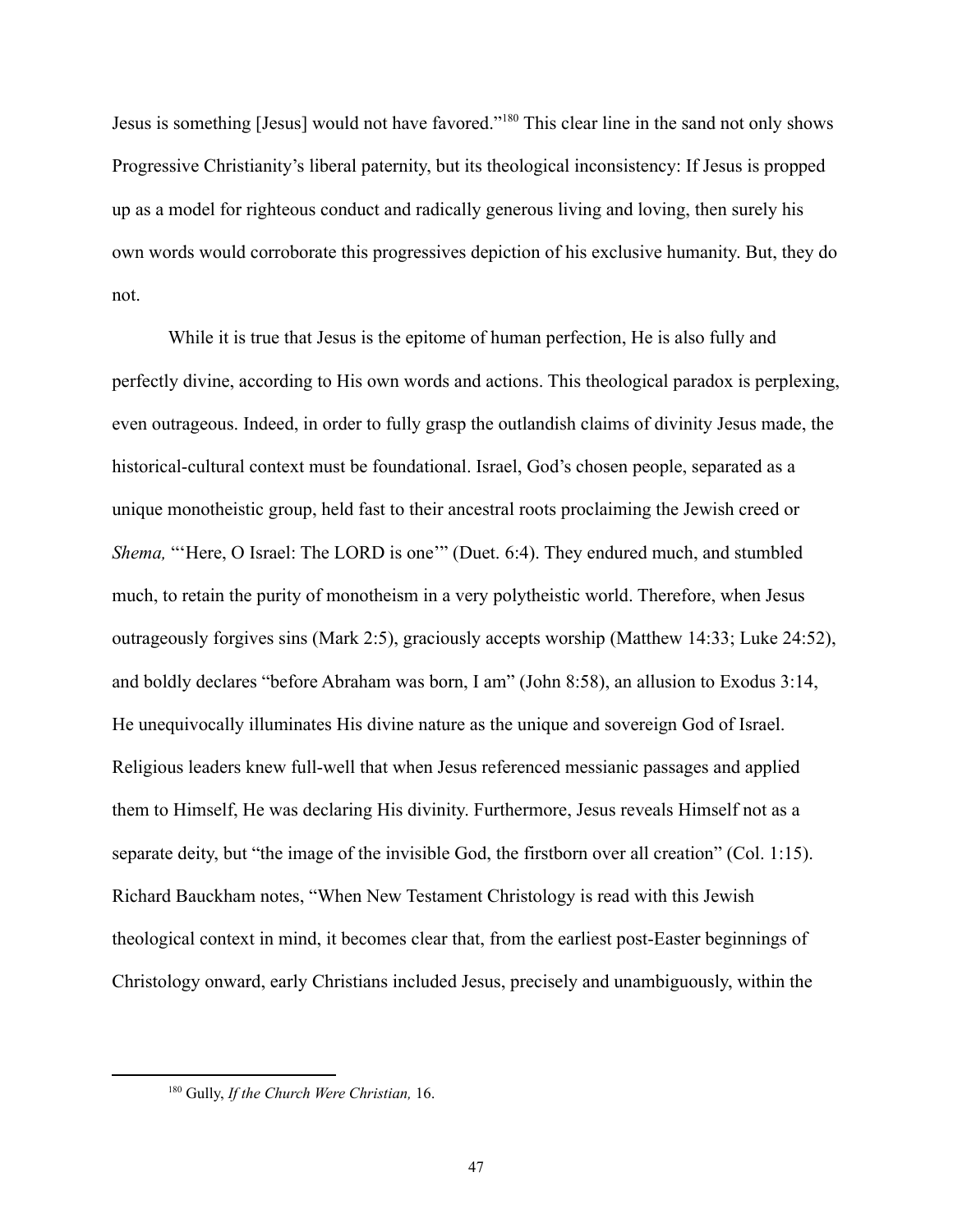Jesus is something [Jesus] would not have favored."[180] This clear line in the sand not only shows Progressive Christianity's liberal paternity, but its theological inconsistency: If Jesus is propped up as a model for righteous conduct and radically generous living and loving, then surely his own words would corroborate this progressives depiction of his exclusive humanity. But, they do not.

While it is true that Jesus is the epitome of human perfection, He is also fully and perfectly divine, according to His own words and actions. This theological paradox is perplexing, even outrageous. Indeed, in order to fully grasp the outlandish claims of divinity Jesus made, the historical-cultural context must be foundational. Israel, God's chosen people, separated as a unique monotheistic group, held fast to their ancestral roots proclaiming the Jewish creed or *Shema,* "'Here, O Israel: The LORD is one'" (Duet. 6:4). They endured much, and stumbled much, to retain the purity of monotheism in a very polytheistic world. Therefore, when Jesus outrageously forgives sins (Mark 2:5), graciously accepts worship (Matthew 14:33; Luke 24:52), and boldly declares "before Abraham was born, I am" (John 8:58), an allusion to Exodus 3:14, He unequivocally illuminates His divine nature as the unique and sovereign God of Israel. Religious leaders knew full-well that when Jesus referenced messianic passages and applied them to Himself, He was declaring His divinity. Furthermore, Jesus reveals Himself not as a separate deity, but "the image of the invisible God, the firstborn over all creation" (Col. 1:15). Richard Bauckham notes, "When New Testament Christology is read with this Jewish theological context in mind, it becomes clear that, from the earliest post-Easter beginnings of Christology onward, early Christians included Jesus, precisely and unambiguously, within the

[180] Gully, *If the Church Were Christian,* 16.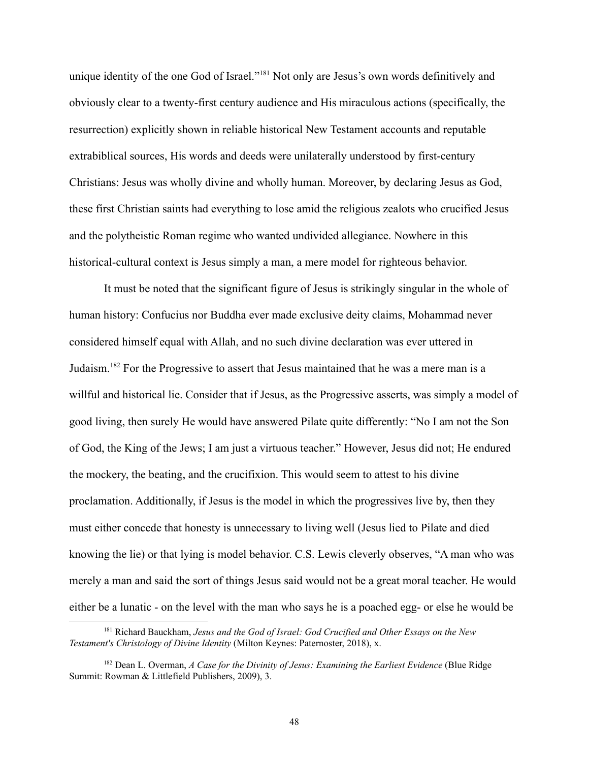unique identity of the one God of Israel."[181] Not only are Jesus's own words definitively and obviously clear to a twenty-first century audience and His miraculous actions (specifically, the resurrection) explicitly shown in reliable historical New Testament accounts and reputable extrabiblical sources, His words and deeds were unilaterally understood by first-century Christians: Jesus was wholly divine and wholly human. Moreover, by declaring Jesus as God, these first Christian saints had everything to lose amid the religious zealots who crucified Jesus and the polytheistic Roman regime who wanted undivided allegiance. Nowhere in this historical-cultural context is Jesus simply a man, a mere model for righteous behavior.

It must be noted that the significant figure of Jesus is strikingly singular in the whole of human history: Confucius nor Buddha ever made exclusive deity claims, Mohammad never considered himself equal with Allah, and no such divine declaration was ever uttered in Judaism.[182] For the Progressive to assert that Jesus maintained that he was a mere man is a willful and historical lie. Consider that if Jesus, as the Progressive asserts, was simply a model of good living, then surely He would have answered Pilate quite differently: "No I am not the Son of God, the King of the Jews; I am just a virtuous teacher." However, Jesus did not; He endured the mockery, the beating, and the crucifixion. This would seem to attest to his divine proclamation. Additionally, if Jesus is the model in which the progressives live by, then they must either concede that honesty is unnecessary to living well (Jesus lied to Pilate and died knowing the lie) or that lying is model behavior. C.S. Lewis cleverly observes, "A man who was merely a man and said the sort of things Jesus said would not be a great moral teacher. He would either be a lunatic - on the level with the man who says he is a poached egg- or else he would be

---

[181] Richard Bauckham, *Jesus and the God of Israel: God Crucified and Other Essays on the New Testament's Christology of Divine Identity* (Milton Keynes: Paternoster, 2018), x.

[182] Dean L. Overman, *A Case for the Divinity of Jesus: Examining the Earliest Evidence* (Blue Ridge Summit: Rowman & Littlefield Publishers, 2009), 3.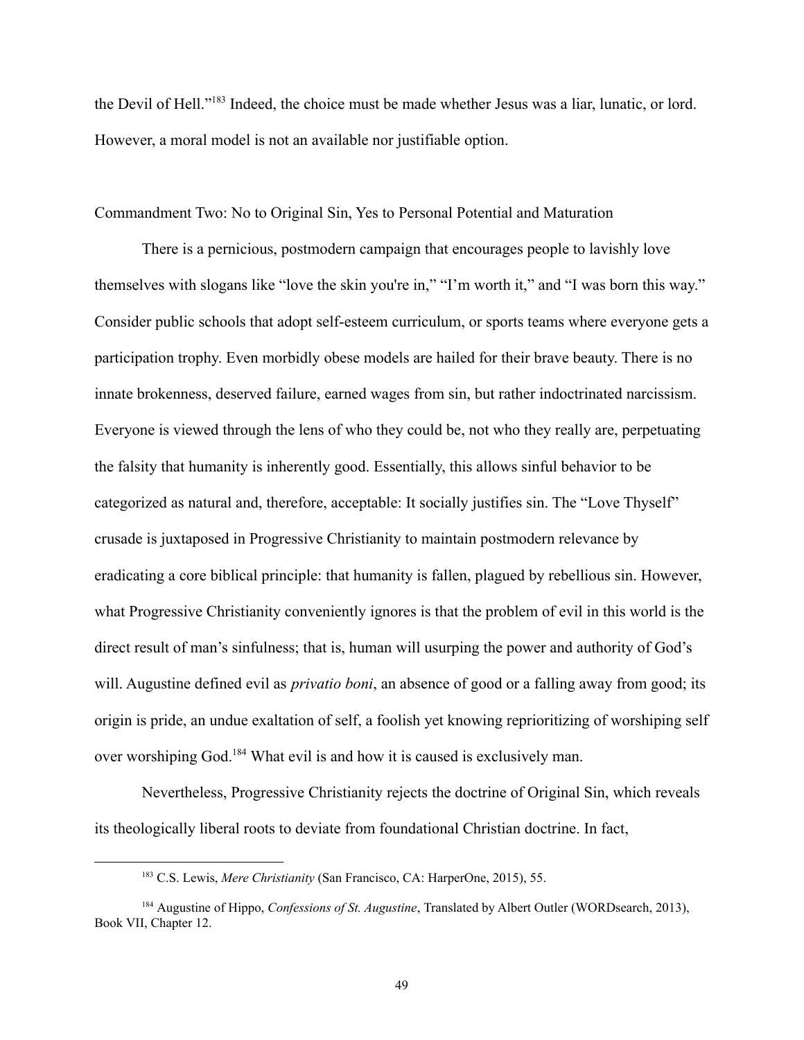the Devil of Hell."[183] Indeed, the choice must be made whether Jesus was a liar, lunatic, or lord. However, a moral model is not an available nor justifiable option.

## Commandment Two: No to Original Sin, Yes to Personal Potential and Maturation

There is a pernicious, postmodern campaign that encourages people to lavishly love themselves with slogans like "love the skin you're in," "I'm worth it," and "I was born this way." Consider public schools that adopt self-esteem curriculum, or sports teams where everyone gets a participation trophy. Even morbidly obese models are hailed for their brave beauty. There is no innate brokenness, deserved failure, earned wages from sin, but rather indoctrinated narcissism. Everyone is viewed through the lens of who they could be, not who they really are, perpetuating the falsity that humanity is inherently good. Essentially, this allows sinful behavior to be categorized as natural and, therefore, acceptable: It socially justifies sin. The "Love Thyself" crusade is juxtaposed in Progressive Christianity to maintain postmodern relevance by eradicating a core biblical principle: that humanity is fallen, plagued by rebellious sin. However, what Progressive Christianity conveniently ignores is that the problem of evil in this world is the direct result of man's sinfulness; that is, human will usurping the power and authority of God's will. Augustine defined evil as *privatio boni*, an absence of good or a falling away from good; its origin is pride, an undue exaltation of self, a foolish yet knowing reprioritizing of worshiping self over worshiping God.[184] What evil is and how it is caused is exclusively man.

Nevertheless, Progressive Christianity rejects the doctrine of Original Sin, which reveals its theologically liberal roots to deviate from foundational Christian doctrine. In fact,

---

[183] C.S. Lewis, *Mere Christianity* (San Francisco, CA: HarperOne, 2015), 55.

[184] Augustine of Hippo, *Confessions of St. Augustine*, Translated by Albert Outler (WORDsearch, 2013), Book VII, Chapter 12.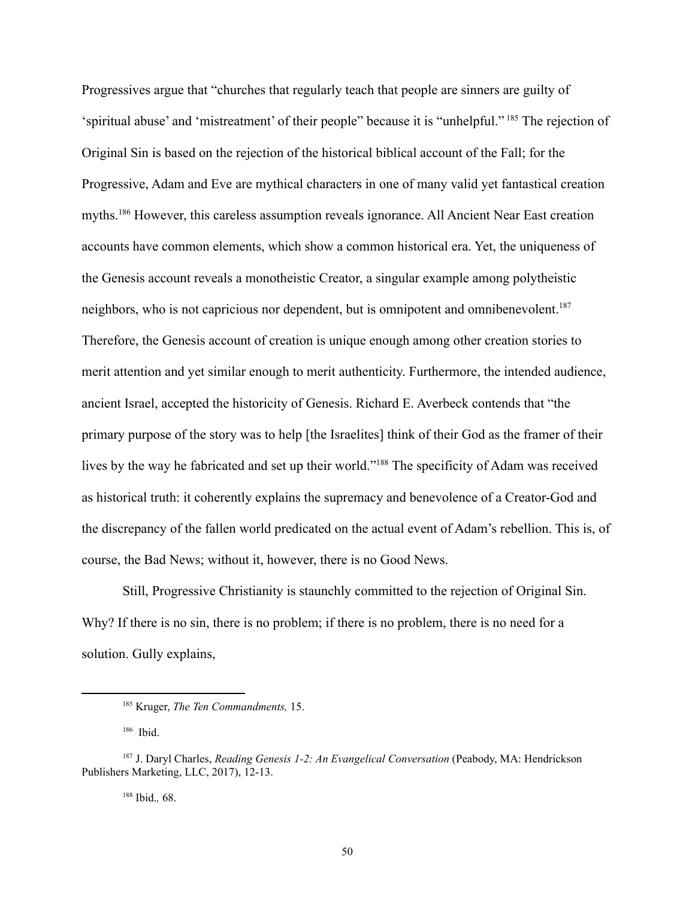Progressives argue that "churches that regularly teach that people are sinners are guilty of 'spiritual abuse' and 'mistreatment' of their people" because it is "unhelpful." [185] The rejection of Original Sin is based on the rejection of the historical biblical account of the Fall; for the Progressive, Adam and Eve are mythical characters in one of many valid yet fantastical creation myths.[186] However, this careless assumption reveals ignorance. All Ancient Near East creation accounts have common elements, which show a common historical era. Yet, the uniqueness of the Genesis account reveals a monotheistic Creator, a singular example among polytheistic neighbors, who is not capricious nor dependent, but is omnipotent and omnibenevolent.[187] Therefore, the Genesis account of creation is unique enough among other creation stories to merit attention and yet similar enough to merit authenticity. Furthermore, the intended audience, ancient Israel, accepted the historicity of Genesis. Richard E. Averbeck contends that "the primary purpose of the story was to help [the Israelites] think of their God as the framer of their lives by the way he fabricated and set up their world."[188] The specificity of Adam was received as historical truth: it coherently explains the supremacy and benevolence of a Creator-God and the discrepancy of the fallen world predicated on the actual event of Adam's rebellion. This is, of course, the Bad News; without it, however, there is no Good News.

Still, Progressive Christianity is staunchly committed to the rejection of Original Sin. Why? If there is no sin, there is no problem; if there is no problem, there is no need for a solution. Gully explains,

---

[185] Kruger, *The Ten Commandments,* 15.

[186] Ibid.

[187] J. Daryl Charles, *Reading Genesis 1-2: An Evangelical Conversation* (Peabody, MA: Hendrickson Publishers Marketing, LLC, 2017), 12-13.

[188] Ibid.*,* 68.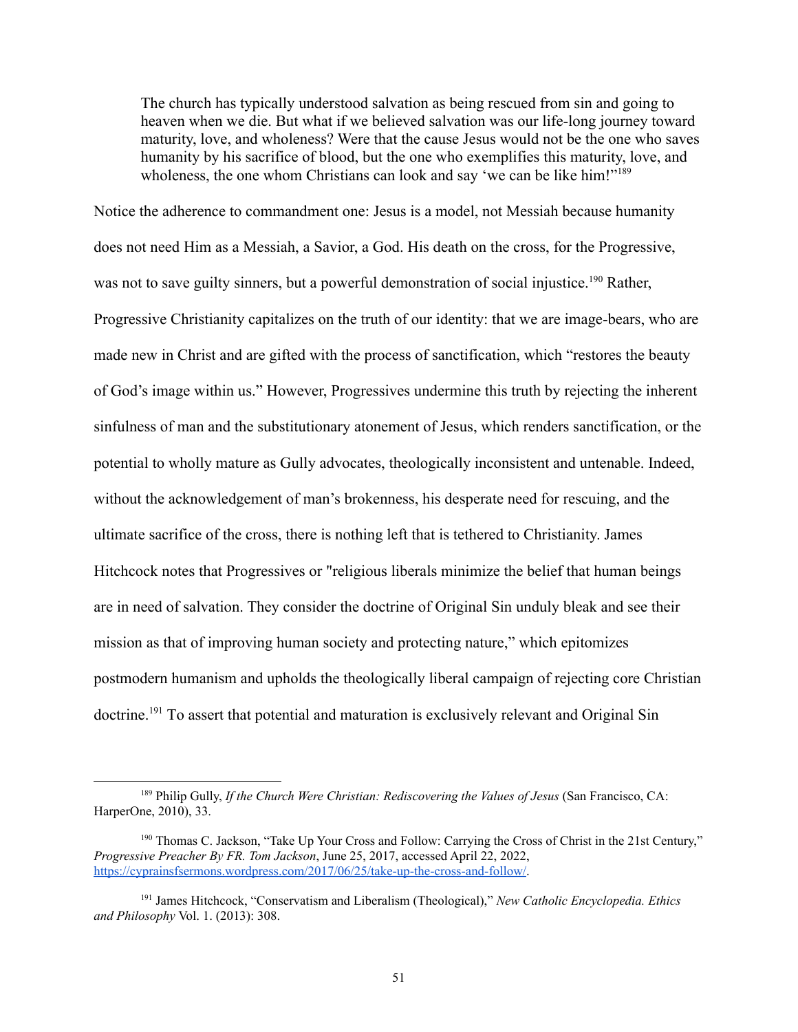> The church has typically understood salvation as being rescued from sin and going to heaven when we die. But what if we believed salvation was our life-long journey toward maturity, love, and wholeness? Were that the cause Jesus would not be the one who saves humanity by his sacrifice of blood, but the one who exemplifies this maturity, love, and wholeness, the one whom Christians can look and say 'we can be like him!'"[189]

Notice the adherence to commandment one: Jesus is a model, not Messiah because humanity does not need Him as a Messiah, a Savior, a God. His death on the cross, for the Progressive, was not to save guilty sinners, but a powerful demonstration of social injustice.[190] Rather, Progressive Christianity capitalizes on the truth of our identity: that we are image-bears, who are made new in Christ and are gifted with the process of sanctification, which "restores the beauty of God's image within us." However, Progressives undermine this truth by rejecting the inherent sinfulness of man and the substitutionary atonement of Jesus, which renders sanctification, or the potential to wholly mature as Gully advocates, theologically inconsistent and untenable. Indeed, without the acknowledgement of man's brokenness, his desperate need for rescuing, and the ultimate sacrifice of the cross, there is nothing left that is tethered to Christianity. James Hitchcock notes that Progressives or "religious liberals minimize the belief that human beings are in need of salvation. They consider the doctrine of Original Sin unduly bleak and see their mission as that of improving human society and protecting nature," which epitomizes postmodern humanism and upholds the theologically liberal campaign of rejecting core Christian doctrine.[191] To assert that potential and maturation is exclusively relevant and Original Sin

---

[189] Philip Gully, *If the Church Were Christian: Rediscovering the Values of Jesus* (San Francisco, CA: HarperOne, 2010), 33.

[190] Thomas C. Jackson, "Take Up Your Cross and Follow: Carrying the Cross of Christ in the 21st Century," *Progressive Preacher By FR. Tom Jackson*, June 25, 2017, accessed April 22, 2022, https://cyprainsfsermons.wordpress.com/2017/06/25/take-up-the-cross-and-follow/.

[191] James Hitchcock, "Conservatism and Liberalism (Theological)," *New Catholic Encyclopedia. Ethics and Philosophy* Vol. 1. (2013): 308.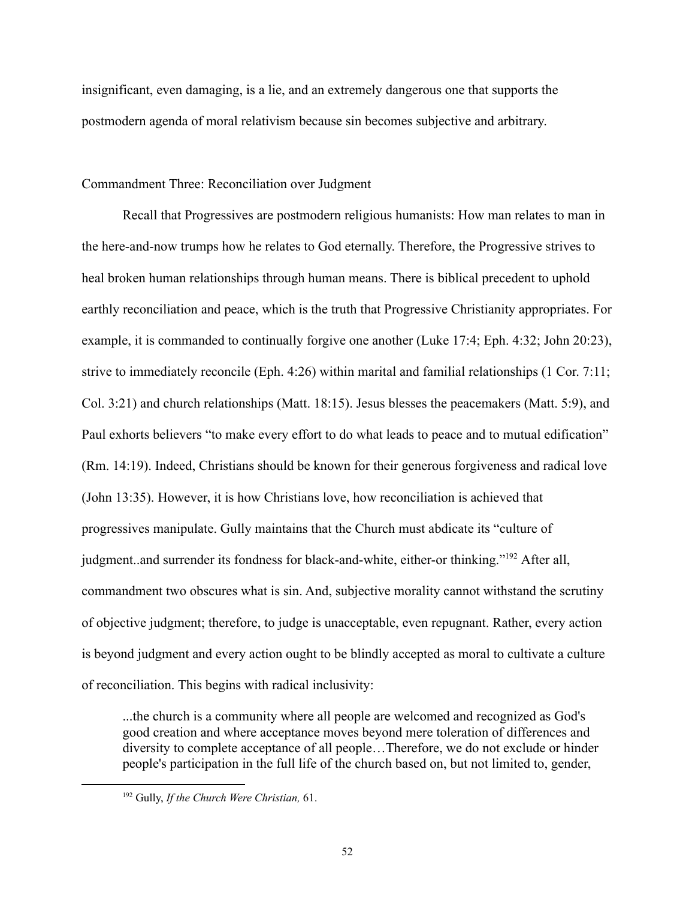insignificant, even damaging, is a lie, and an extremely dangerous one that supports the postmodern agenda of moral relativism because sin becomes subjective and arbitrary.

### Commandment Three: Reconciliation over Judgment

Recall that Progressives are postmodern religious humanists: How man relates to man in the here-and-now trumps how he relates to God eternally. Therefore, the Progressive strives to heal broken human relationships through human means. There is biblical precedent to uphold earthly reconciliation and peace, which is the truth that Progressive Christianity appropriates. For example, it is commanded to continually forgive one another (Luke 17:4; Eph. 4:32; John 20:23), strive to immediately reconcile (Eph. 4:26) within marital and familial relationships (1 Cor. 7:11; Col. 3:21) and church relationships (Matt. 18:15). Jesus blesses the peacemakers (Matt. 5:9), and Paul exhorts believers "to make every effort to do what leads to peace and to mutual edification" (Rm. 14:19). Indeed, Christians should be known for their generous forgiveness and radical love (John 13:35). However, it is how Christians love, how reconciliation is achieved that progressives manipulate. Gully maintains that the Church must abdicate its "culture of judgment..and surrender its fondness for black-and-white, either-or thinking."[192] After all, commandment two obscures what is sin. And, subjective morality cannot withstand the scrutiny of objective judgment; therefore, to judge is unacceptable, even repugnant. Rather, every action is beyond judgment and every action ought to be blindly accepted as moral to cultivate a culture of reconciliation. This begins with radical inclusivity:

> ...the church is a community where all people are welcomed and recognized as God's good creation and where acceptance moves beyond mere toleration of differences and diversity to complete acceptance of all people…Therefore, we do not exclude or hinder people's participation in the full life of the church based on, but not limited to, gender,

---

[192] Gully, *If the Church Were Christian,* 61.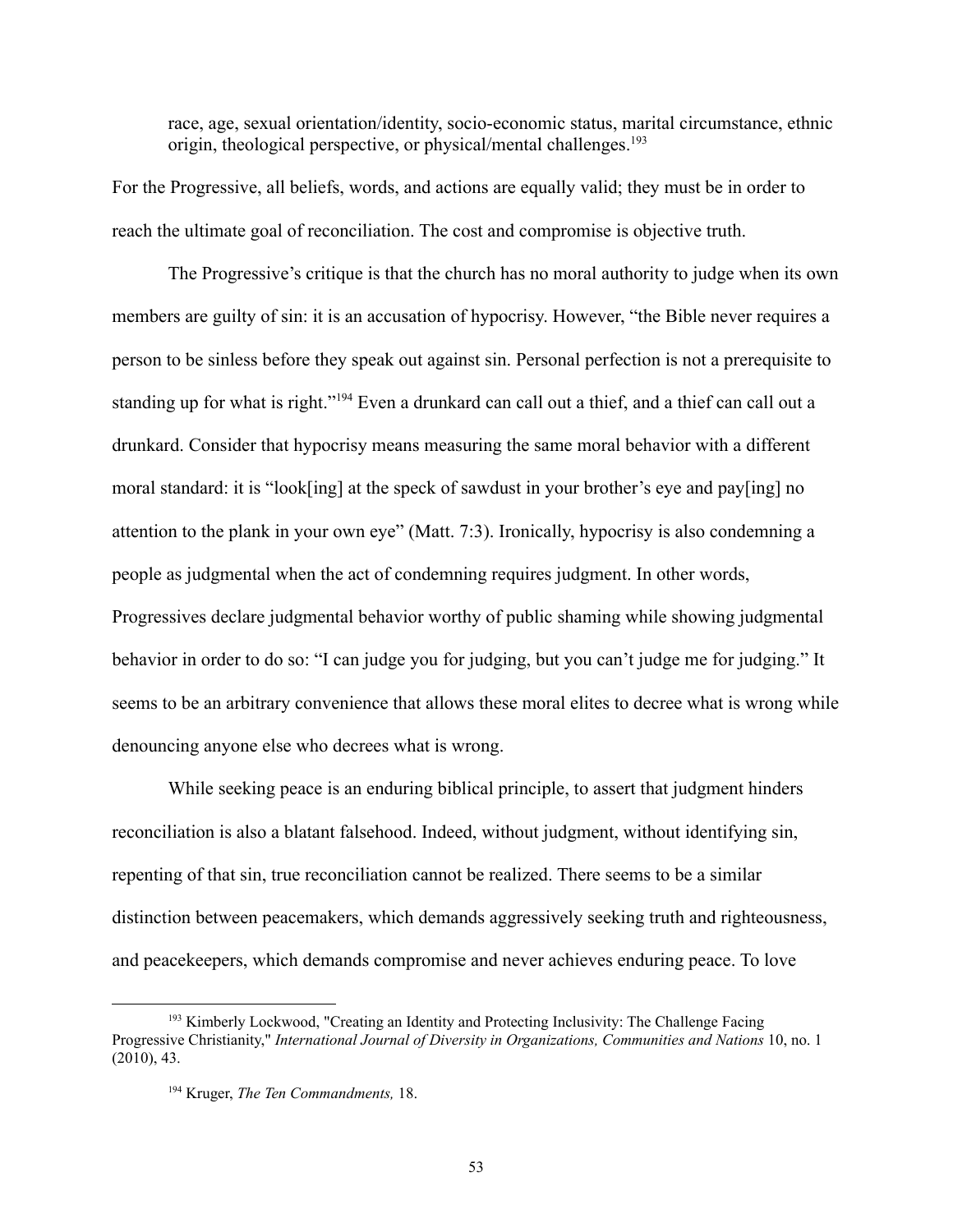> race, age, sexual orientation/identity, socio-economic status, marital circumstance, ethnic origin, theological perspective, or physical/mental challenges.[193]

For the Progressive, all beliefs, words, and actions are equally valid; they must be in order to reach the ultimate goal of reconciliation. The cost and compromise is objective truth.

The Progressive's critique is that the church has no moral authority to judge when its own members are guilty of sin: it is an accusation of hypocrisy. However, "the Bible never requires a person to be sinless before they speak out against sin. Personal perfection is not a prerequisite to standing up for what is right."[194] Even a drunkard can call out a thief, and a thief can call out a drunkard. Consider that hypocrisy means measuring the same moral behavior with a different moral standard: it is "look[ing] at the speck of sawdust in your brother's eye and pay[ing] no attention to the plank in your own eye" (Matt. 7:3). Ironically, hypocrisy is also condemning a people as judgmental when the act of condemning requires judgment. In other words, Progressives declare judgmental behavior worthy of public shaming while showing judgmental behavior in order to do so: "I can judge you for judging, but you can't judge me for judging." It seems to be an arbitrary convenience that allows these moral elites to decree what is wrong while denouncing anyone else who decrees what is wrong.

While seeking peace is an enduring biblical principle, to assert that judgment hinders reconciliation is also a blatant falsehood. Indeed, without judgment, without identifying sin, repenting of that sin, true reconciliation cannot be realized. There seems to be a similar distinction between peacemakers, which demands aggressively seeking truth and righteousness, and peacekeepers, which demands compromise and never achieves enduring peace. To love

---

[193] Kimberly Lockwood, "Creating an Identity and Protecting Inclusivity: The Challenge Facing Progressive Christianity," *International Journal of Diversity in Organizations, Communities and Nations* 10, no. 1 (2010), 43.

[194] Kruger, *The Ten Commandments,* 18.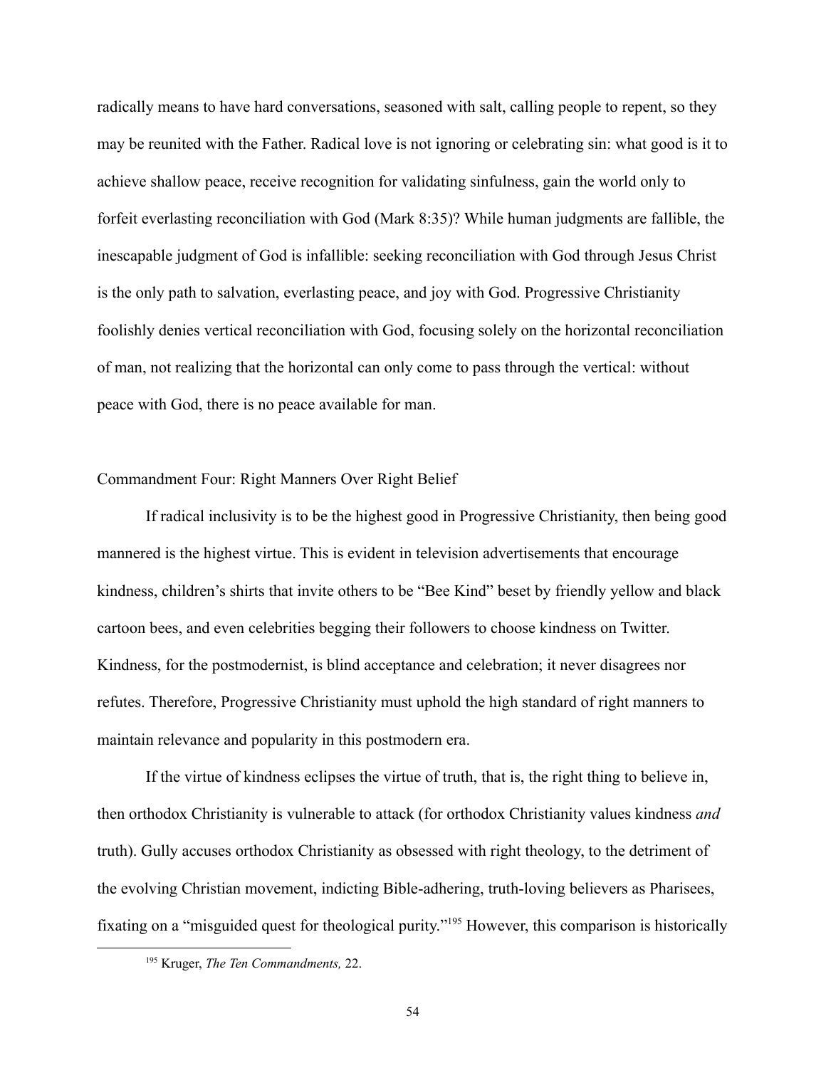radically means to have hard conversations, seasoned with salt, calling people to repent, so they may be reunited with the Father. Radical love is not ignoring or celebrating sin: what good is it to achieve shallow peace, receive recognition for validating sinfulness, gain the world only to forfeit everlasting reconciliation with God (Mark 8:35)? While human judgments are fallible, the inescapable judgment of God is infallible: seeking reconciliation with God through Jesus Christ is the only path to salvation, everlasting peace, and joy with God. Progressive Christianity foolishly denies vertical reconciliation with God, focusing solely on the horizontal reconciliation of man, not realizing that the horizontal can only come to pass through the vertical: without peace with God, there is no peace available for man.

### Commandment Four: Right Manners Over Right Belief

If radical inclusivity is to be the highest good in Progressive Christianity, then being good mannered is the highest virtue. This is evident in television advertisements that encourage kindness, children's shirts that invite others to be "Bee Kind" beset by friendly yellow and black cartoon bees, and even celebrities begging their followers to choose kindness on Twitter. Kindness, for the postmodernist, is blind acceptance and celebration; it never disagrees nor refutes. Therefore, Progressive Christianity must uphold the high standard of right manners to maintain relevance and popularity in this postmodern era.

If the virtue of kindness eclipses the virtue of truth, that is, the right thing to believe in, then orthodox Christianity is vulnerable to attack (for orthodox Christianity values kindness *and* truth). Gully accuses orthodox Christianity as obsessed with right theology, to the detriment of the evolving Christian movement, indicting Bible-adhering, truth-loving believers as Pharisees, fixating on a "misguided quest for theological purity."[195] However, this comparison is historically

---

[195] Kruger, *The Ten Commandments,* 22.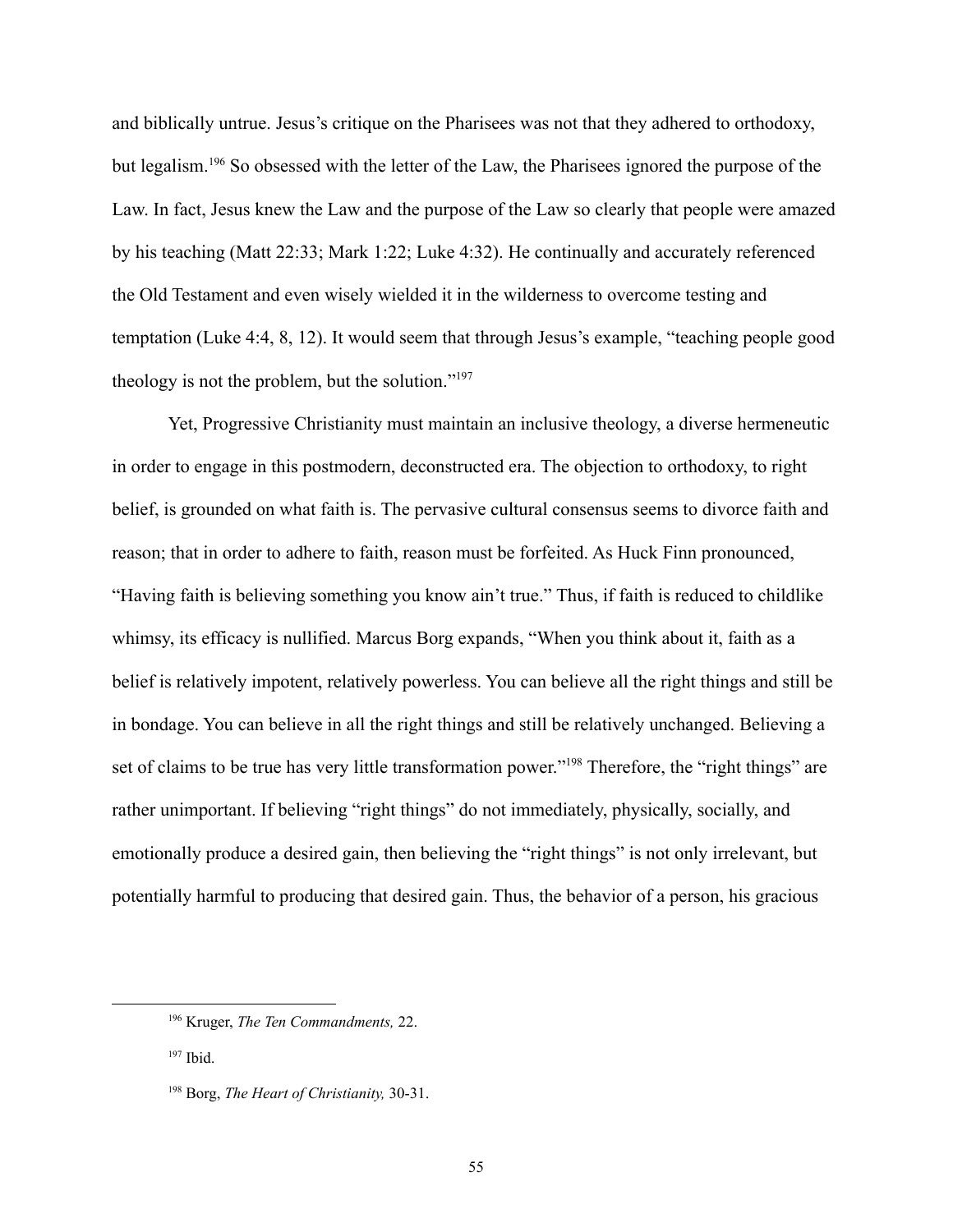and biblically untrue. Jesus's critique on the Pharisees was not that they adhered to orthodoxy, but legalism.[196] So obsessed with the letter of the Law, the Pharisees ignored the purpose of the Law. In fact, Jesus knew the Law and the purpose of the Law so clearly that people were amazed by his teaching (Matt 22:33; Mark 1:22; Luke 4:32). He continually and accurately referenced the Old Testament and even wisely wielded it in the wilderness to overcome testing and temptation (Luke 4:4, 8, 12). It would seem that through Jesus's example, "teaching people good theology is not the problem, but the solution."[197]

Yet, Progressive Christianity must maintain an inclusive theology, a diverse hermeneutic in order to engage in this postmodern, deconstructed era. The objection to orthodoxy, to right belief, is grounded on what faith is. The pervasive cultural consensus seems to divorce faith and reason; that in order to adhere to faith, reason must be forfeited. As Huck Finn pronounced, "Having faith is believing something you know ain't true." Thus, if faith is reduced to childlike whimsy, its efficacy is nullified. Marcus Borg expands, "When you think about it, faith as a belief is relatively impotent, relatively powerless. You can believe all the right things and still be in bondage. You can believe in all the right things and still be relatively unchanged. Believing a set of claims to be true has very little transformation power."[198] Therefore, the "right things" are rather unimportant. If believing "right things" do not immediately, physically, socially, and emotionally produce a desired gain, then believing the "right things" is not only irrelevant, but potentially harmful to producing that desired gain. Thus, the behavior of a person, his gracious

---

[196] Kruger, *The Ten Commandments,* 22.

[197] Ibid.

[198] Borg, *The Heart of Christianity,* 30-31.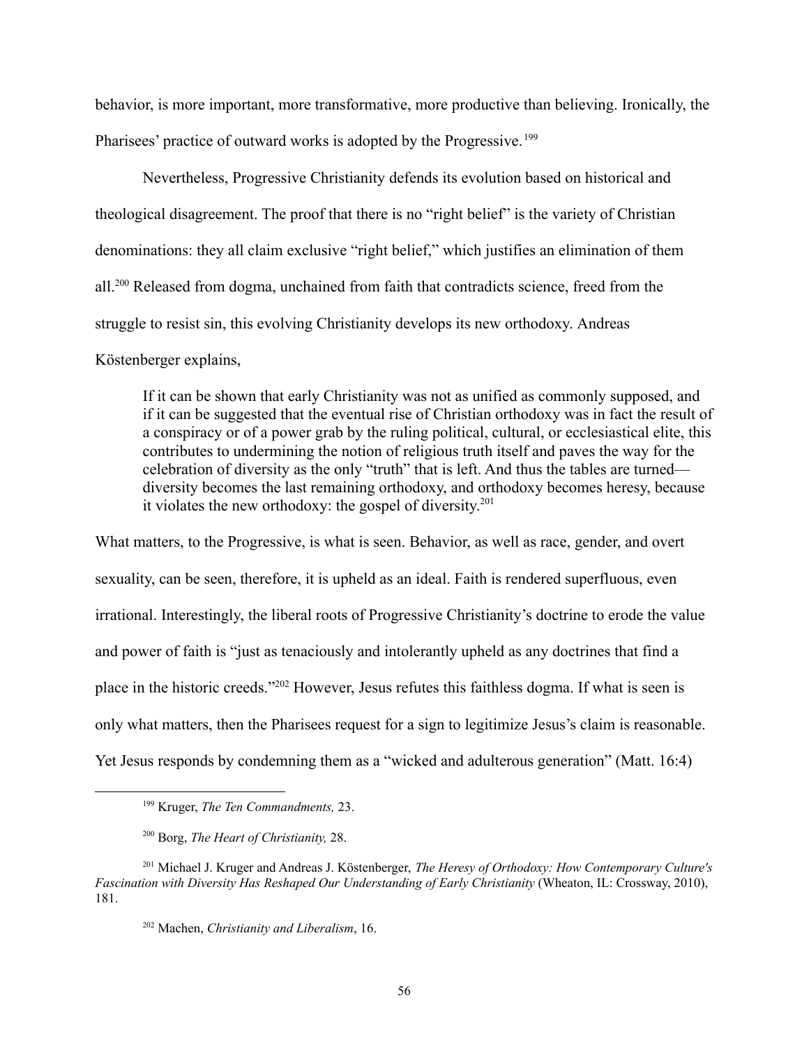behavior, is more important, more transformative, more productive than believing. Ironically, the Pharisees' practice of outward works is adopted by the Progressive.[199]

Nevertheless, Progressive Christianity defends its evolution based on historical and theological disagreement. The proof that there is no "right belief" is the variety of Christian denominations: they all claim exclusive "right belief," which justifies an elimination of them all.[200] Released from dogma, unchained from faith that contradicts science, freed from the struggle to resist sin, this evolving Christianity develops its new orthodoxy. Andreas Köstenberger explains,

> If it can be shown that early Christianity was not as unified as commonly supposed, and if it can be suggested that the eventual rise of Christian orthodoxy was in fact the result of a conspiracy or of a power grab by the ruling political, cultural, or ecclesiastical elite, this contributes to undermining the notion of religious truth itself and paves the way for the celebration of diversity as the only "truth" that is left. And thus the tables are turned—diversity becomes the last remaining orthodoxy, and orthodoxy becomes heresy, because it violates the new orthodoxy: the gospel of diversity.[201]

What matters, to the Progressive, is what is seen. Behavior, as well as race, gender, and overt sexuality, can be seen, therefore, it is upheld as an ideal. Faith is rendered superfluous, even irrational. Interestingly, the liberal roots of Progressive Christianity's doctrine to erode the value and power of faith is "just as tenaciously and intolerantly upheld as any doctrines that find a place in the historic creeds."[202] However, Jesus refutes this faithless dogma. If what is seen is only what matters, then the Pharisees request for a sign to legitimize Jesus's claim is reasonable. Yet Jesus responds by condemning them as a "wicked and adulterous generation" (Matt. 16:4)

---

[199] Kruger, *The Ten Commandments,* 23.

[200] Borg, *The Heart of Christianity,* 28.

[201] Michael J. Kruger and Andreas J. Köstenberger, *The Heresy of Orthodoxy: How Contemporary Culture's Fascination with Diversity Has Reshaped Our Understanding of Early Christianity* (Wheaton, IL: Crossway, 2010), 181.

[202] Machen, *Christianity and Liberalism*, 16.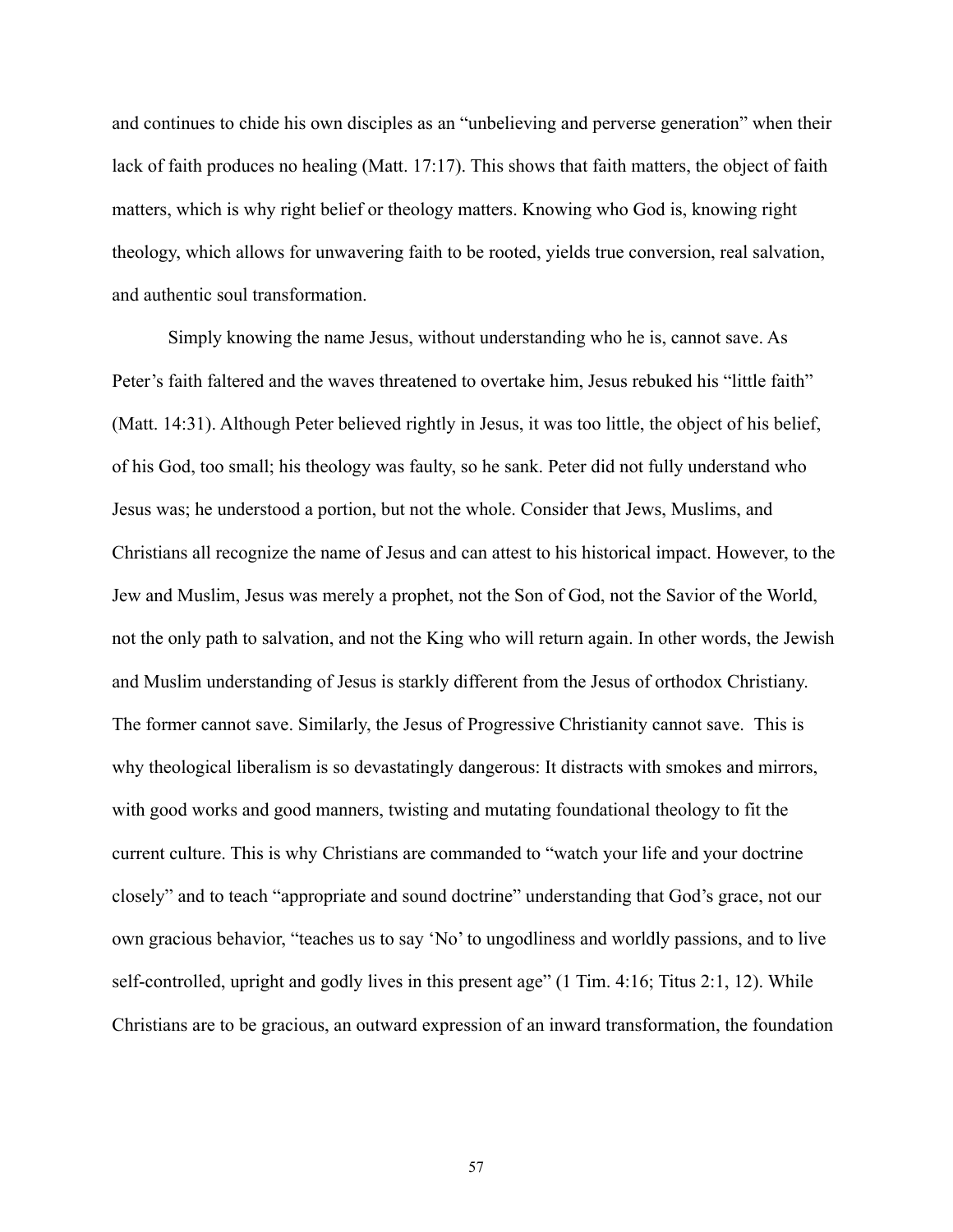and continues to chide his own disciples as an "unbelieving and perverse generation" when their lack of faith produces no healing (Matt. 17:17). This shows that faith matters, the object of faith matters, which is why right belief or theology matters. Knowing who God is, knowing right theology, which allows for unwavering faith to be rooted, yields true conversion, real salvation, and authentic soul transformation.

Simply knowing the name Jesus, without understanding who he is, cannot save. As Peter's faith faltered and the waves threatened to overtake him, Jesus rebuked his "little faith" (Matt. 14:31). Although Peter believed rightly in Jesus, it was too little, the object of his belief, of his God, too small; his theology was faulty, so he sank. Peter did not fully understand who Jesus was; he understood a portion, but not the whole. Consider that Jews, Muslims, and Christians all recognize the name of Jesus and can attest to his historical impact. However, to the Jew and Muslim, Jesus was merely a prophet, not the Son of God, not the Savior of the World, not the only path to salvation, and not the King who will return again. In other words, the Jewish and Muslim understanding of Jesus is starkly different from the Jesus of orthodox Christiany. The former cannot save. Similarly, the Jesus of Progressive Christianity cannot save. This is why theological liberalism is so devastatingly dangerous: It distracts with smokes and mirrors, with good works and good manners, twisting and mutating foundational theology to fit the current culture. This is why Christians are commanded to "watch your life and your doctrine closely" and to teach "appropriate and sound doctrine" understanding that God's grace, not our own gracious behavior, "teaches us to say 'No' to ungodliness and worldly passions, and to live self-controlled, upright and godly lives in this present age" (1 Tim. 4:16; Titus 2:1, 12). While Christians are to be gracious, an outward expression of an inward transformation, the foundation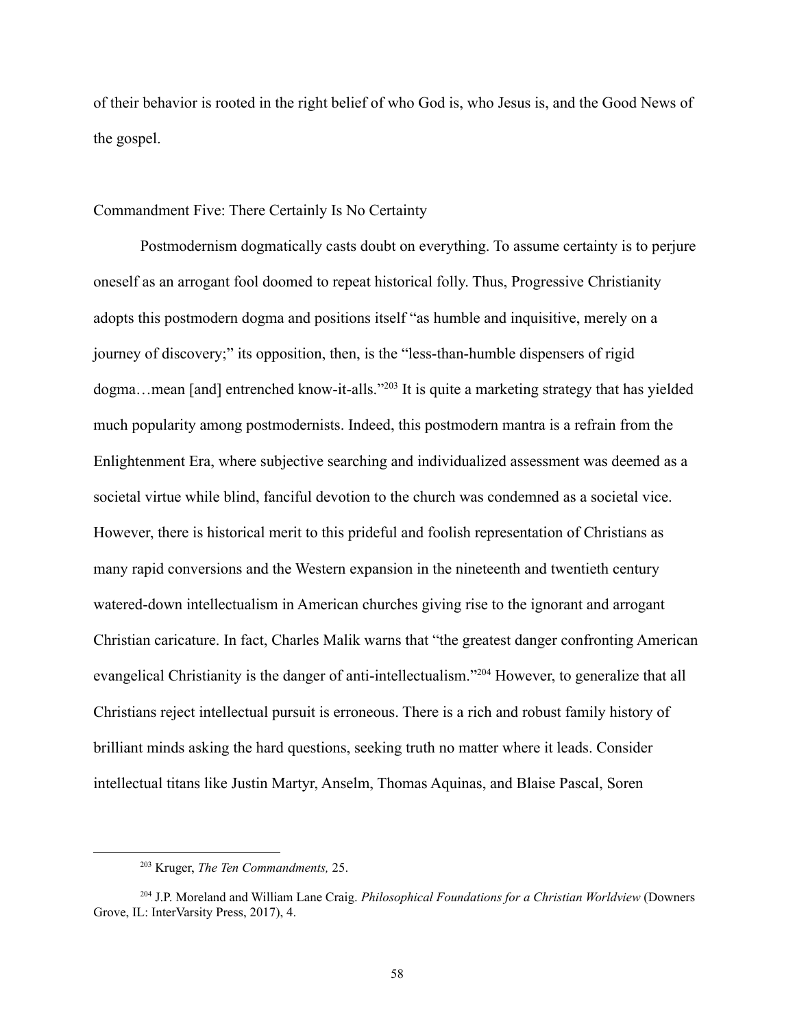of their behavior is rooted in the right belief of who God is, who Jesus is, and the Good News of the gospel.

## Commandment Five: There Certainly Is No Certainty

Postmodernism dogmatically casts doubt on everything. To assume certainty is to perjure oneself as an arrogant fool doomed to repeat historical folly. Thus, Progressive Christianity adopts this postmodern dogma and positions itself "as humble and inquisitive, merely on a journey of discovery;" its opposition, then, is the "less-than-humble dispensers of rigid dogma…mean [and] entrenched know-it-alls."[203] It is quite a marketing strategy that has yielded much popularity among postmodernists. Indeed, this postmodern mantra is a refrain from the Enlightenment Era, where subjective searching and individualized assessment was deemed as a societal virtue while blind, fanciful devotion to the church was condemned as a societal vice. However, there is historical merit to this prideful and foolish representation of Christians as many rapid conversions and the Western expansion in the nineteenth and twentieth century watered-down intellectualism in American churches giving rise to the ignorant and arrogant Christian caricature. In fact, Charles Malik warns that "the greatest danger confronting American evangelical Christianity is the danger of anti-intellectualism."[204] However, to generalize that all Christians reject intellectual pursuit is erroneous. There is a rich and robust family history of brilliant minds asking the hard questions, seeking truth no matter where it leads. Consider intellectual titans like Justin Martyr, Anselm, Thomas Aquinas, and Blaise Pascal, Soren

---

[203] Kruger, *The Ten Commandments,* 25.

[204] J.P. Moreland and William Lane Craig. *Philosophical Foundations for a Christian Worldview* (Downers Grove, IL: InterVarsity Press, 2017), 4.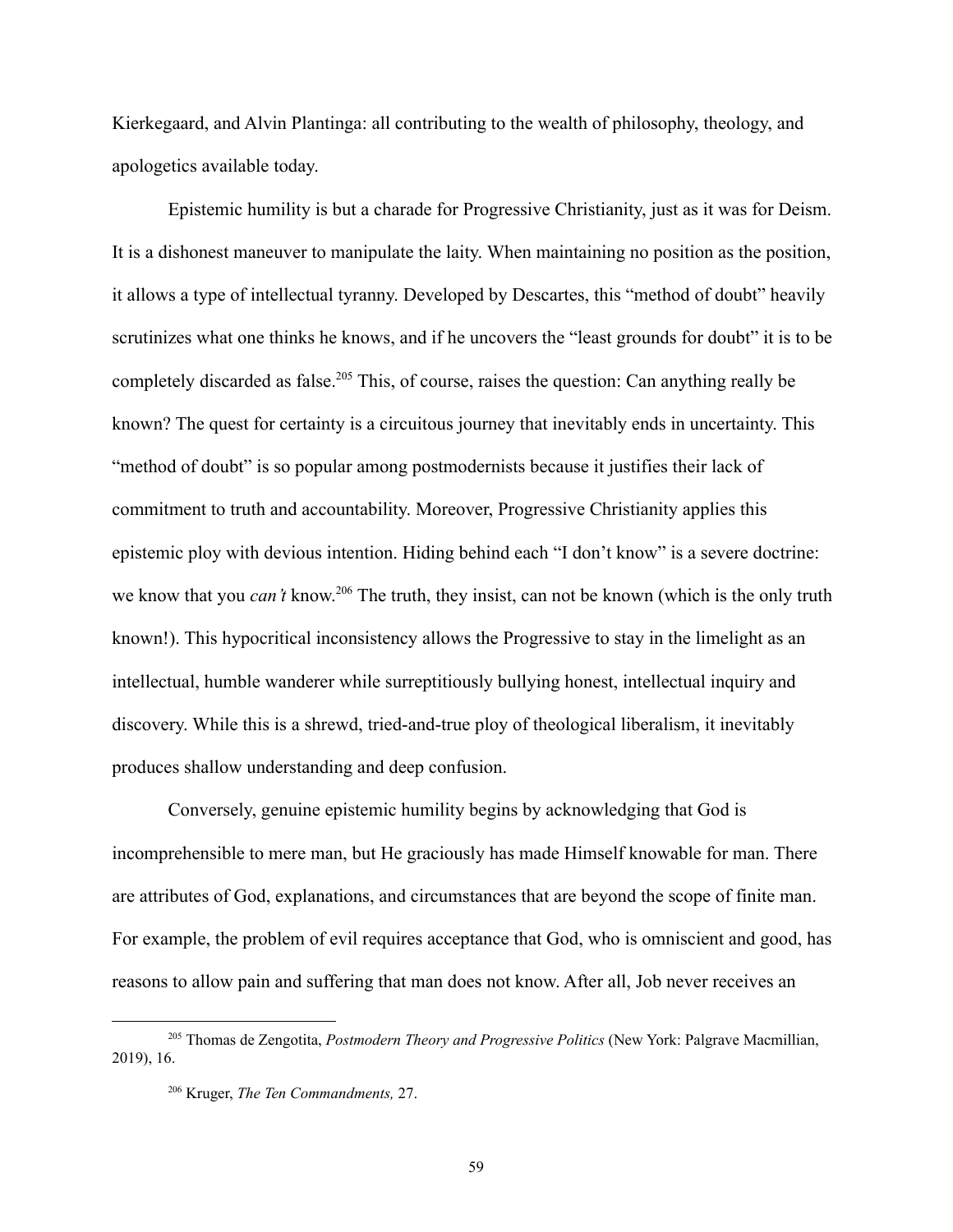Kierkegaard, and Alvin Plantinga: all contributing to the wealth of philosophy, theology, and apologetics available today.

Epistemic humility is but a charade for Progressive Christianity, just as it was for Deism. It is a dishonest maneuver to manipulate the laity. When maintaining no position as the position, it allows a type of intellectual tyranny. Developed by Descartes, this "method of doubt" heavily scrutinizes what one thinks he knows, and if he uncovers the "least grounds for doubt" it is to be completely discarded as false.[205] This, of course, raises the question: Can anything really be known? The quest for certainty is a circuitous journey that inevitably ends in uncertainty. This "method of doubt" is so popular among postmodernists because it justifies their lack of commitment to truth and accountability. Moreover, Progressive Christianity applies this epistemic ploy with devious intention. Hiding behind each "I don't know" is a severe doctrine: we know that you *can't* know.[206] The truth, they insist, can not be known (which is the only truth known!). This hypocritical inconsistency allows the Progressive to stay in the limelight as an intellectual, humble wanderer while surreptitiously bullying honest, intellectual inquiry and discovery. While this is a shrewd, tried-and-true ploy of theological liberalism, it inevitably produces shallow understanding and deep confusion.

Conversely, genuine epistemic humility begins by acknowledging that God is incomprehensible to mere man, but He graciously has made Himself knowable for man. There are attributes of God, explanations, and circumstances that are beyond the scope of finite man. For example, the problem of evil requires acceptance that God, who is omniscient and good, has reasons to allow pain and suffering that man does not know. After all, Job never receives an

---

[205] Thomas de Zengotita, *Postmodern Theory and Progressive Politics* (New York: Palgrave Macmillian, 2019), 16.

[206] Kruger, *The Ten Commandments,* 27.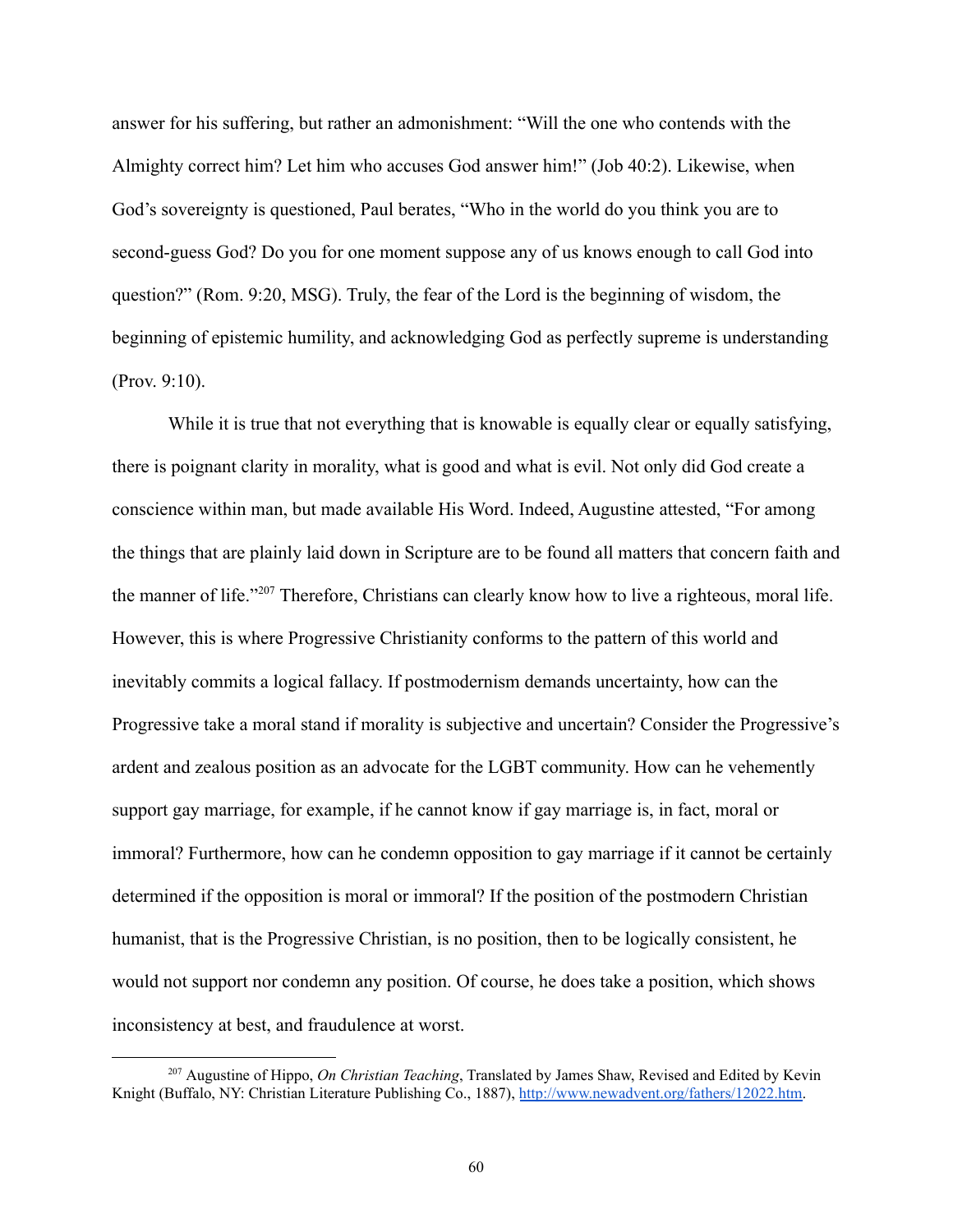answer for his suffering, but rather an admonishment: "Will the one who contends with the Almighty correct him? Let him who accuses God answer him!" (Job 40:2). Likewise, when God's sovereignty is questioned, Paul berates, "Who in the world do you think you are to second-guess God? Do you for one moment suppose any of us knows enough to call God into question?" (Rom. 9:20, MSG). Truly, the fear of the Lord is the beginning of wisdom, the beginning of epistemic humility, and acknowledging God as perfectly supreme is understanding (Prov. 9:10).

While it is true that not everything that is knowable is equally clear or equally satisfying, there is poignant clarity in morality, what is good and what is evil. Not only did God create a conscience within man, but made available His Word. Indeed, Augustine attested, "For among the things that are plainly laid down in Scripture are to be found all matters that concern faith and the manner of life."[207] Therefore, Christians can clearly know how to live a righteous, moral life. However, this is where Progressive Christianity conforms to the pattern of this world and inevitably commits a logical fallacy. If postmodernism demands uncertainty, how can the Progressive take a moral stand if morality is subjective and uncertain? Consider the Progressive's ardent and zealous position as an advocate for the LGBT community. How can he vehemently support gay marriage, for example, if he cannot know if gay marriage is, in fact, moral or immoral? Furthermore, how can he condemn opposition to gay marriage if it cannot be certainly determined if the opposition is moral or immoral? If the position of the postmodern Christian humanist, that is the Progressive Christian, is no position, then to be logically consistent, he would not support nor condemn any position. Of course, he does take a position, which shows inconsistency at best, and fraudulence at worst.

---

[207] Augustine of Hippo, *On Christian Teaching*, Translated by James Shaw, Revised and Edited by Kevin Knight (Buffalo, NY: Christian Literature Publishing Co., 1887), http://www.newadvent.org/fathers/12022.htm.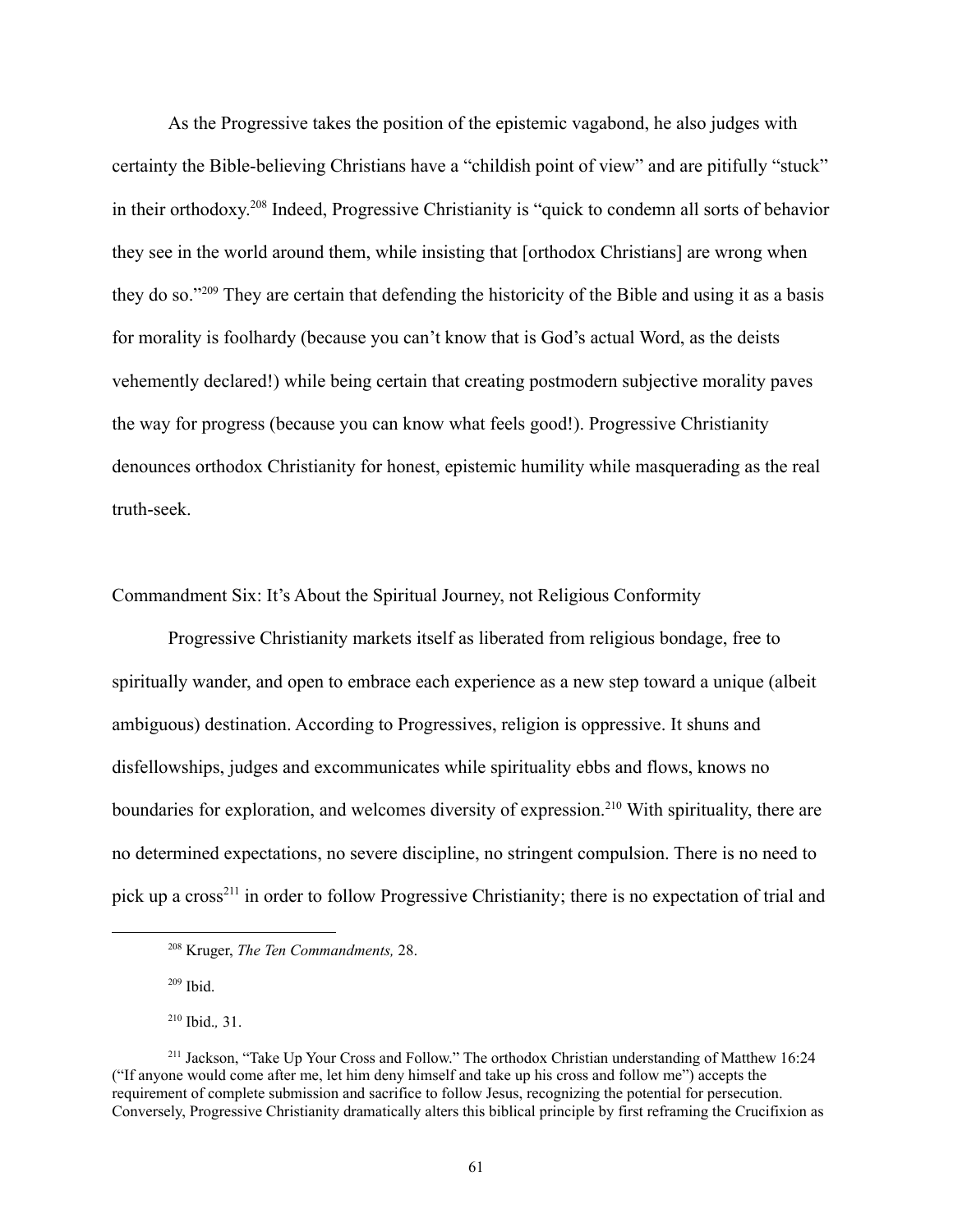As the Progressive takes the position of the epistemic vagabond, he also judges with certainty the Bible-believing Christians have a "childish point of view" and are pitifully "stuck" in their orthodoxy.[208] Indeed, Progressive Christianity is "quick to condemn all sorts of behavior they see in the world around them, while insisting that [orthodox Christians] are wrong when they do so."[209] They are certain that defending the historicity of the Bible and using it as a basis for morality is foolhardy (because you can't know that is God's actual Word, as the deists vehemently declared!) while being certain that creating postmodern subjective morality paves the way for progress (because you can know what feels good!). Progressive Christianity denounces orthodox Christianity for honest, epistemic humility while masquerading as the real truth-seek.

## Commandment Six: It's About the Spiritual Journey, not Religious Conformity

Progressive Christianity markets itself as liberated from religious bondage, free to spiritually wander, and open to embrace each experience as a new step toward a unique (albeit ambiguous) destination. According to Progressives, religion is oppressive. It shuns and disfellowships, judges and excommunicates while spirituality ebbs and flows, knows no boundaries for exploration, and welcomes diversity of expression.[210] With spirituality, there are no determined expectations, no severe discipline, no stringent compulsion. There is no need to pick up a cross[211] in order to follow Progressive Christianity; there is no expectation of trial and

---

[208] Kruger, *The Ten Commandments,* 28.

[209] Ibid.

[210] Ibid.*,* 31.

[211] Jackson, "Take Up Your Cross and Follow." The orthodox Christian understanding of Matthew 16:24 ("If anyone would come after me, let him deny himself and take up his cross and follow me") accepts the requirement of complete submission and sacrifice to follow Jesus, recognizing the potential for persecution. Conversely, Progressive Christianity dramatically alters this biblical principle by first reframing the Crucifixion as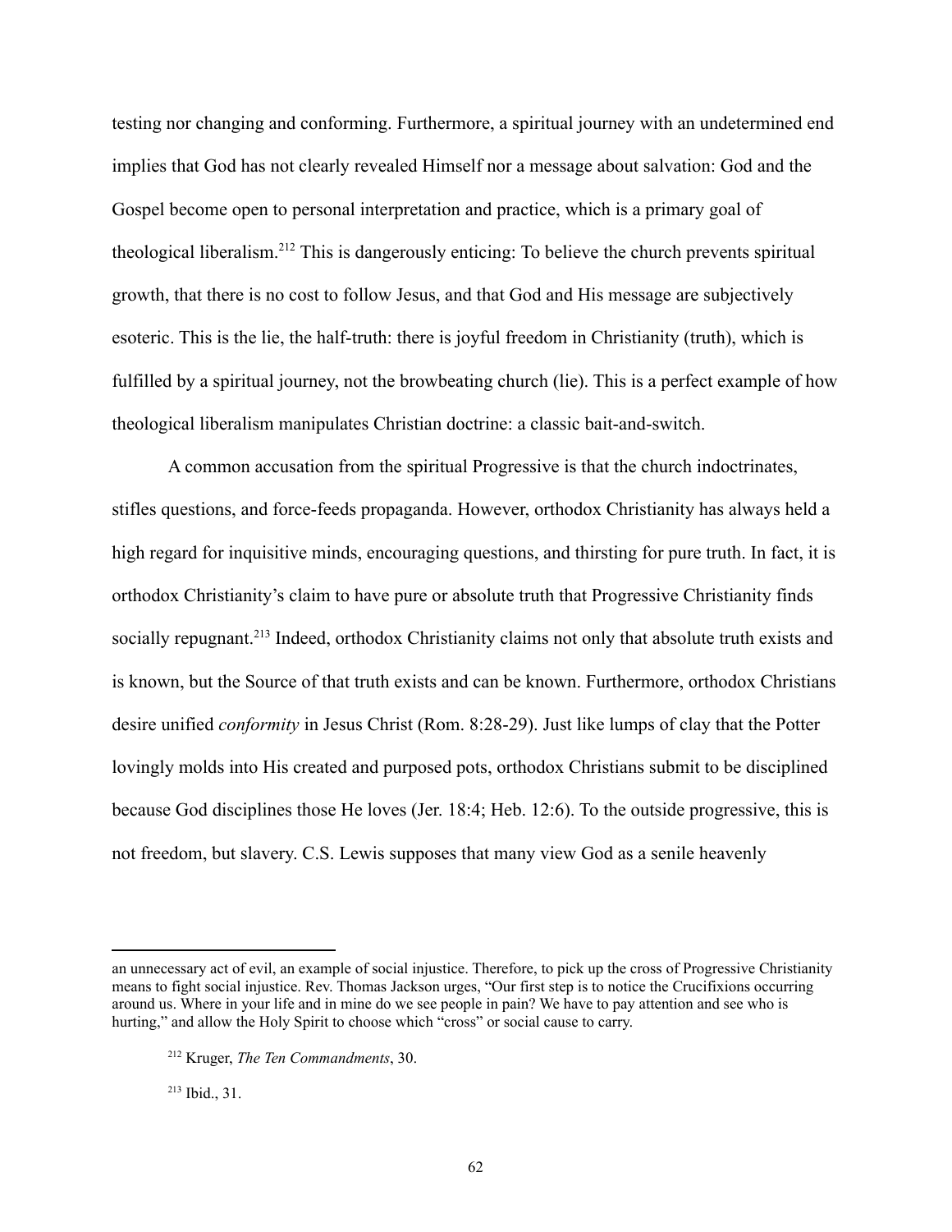testing nor changing and conforming. Furthermore, a spiritual journey with an undetermined end implies that God has not clearly revealed Himself nor a message about salvation: God and the Gospel become open to personal interpretation and practice, which is a primary goal of theological liberalism.[212] This is dangerously enticing: To believe the church prevents spiritual growth, that there is no cost to follow Jesus, and that God and His message are subjectively esoteric. This is the lie, the half-truth: there is joyful freedom in Christianity (truth), which is fulfilled by a spiritual journey, not the browbeating church (lie). This is a perfect example of how theological liberalism manipulates Christian doctrine: a classic bait-and-switch.

A common accusation from the spiritual Progressive is that the church indoctrinates, stifles questions, and force-feeds propaganda. However, orthodox Christianity has always held a high regard for inquisitive minds, encouraging questions, and thirsting for pure truth. In fact, it is orthodox Christianity's claim to have pure or absolute truth that Progressive Christianity finds socially repugnant.[213] Indeed, orthodox Christianity claims not only that absolute truth exists and is known, but the Source of that truth exists and can be known. Furthermore, orthodox Christians desire unified *conformity* in Jesus Christ (Rom. 8:28-29). Just like lumps of clay that the Potter lovingly molds into His created and purposed pots, orthodox Christians submit to be disciplined because God disciplines those He loves (Jer. 18:4; Heb. 12:6). To the outside progressive, this is not freedom, but slavery. C.S. Lewis supposes that many view God as a senile heavenly

---

an unnecessary act of evil, an example of social injustice. Therefore, to pick up the cross of Progressive Christianity means to fight social injustice. Rev. Thomas Jackson urges, "Our first step is to notice the Crucifixions occurring around us. Where in your life and in mine do we see people in pain? We have to pay attention and see who is hurting," and allow the Holy Spirit to choose which "cross" or social cause to carry.

[212] Kruger, *The Ten Commandments*, 30.

[213] Ibid., 31.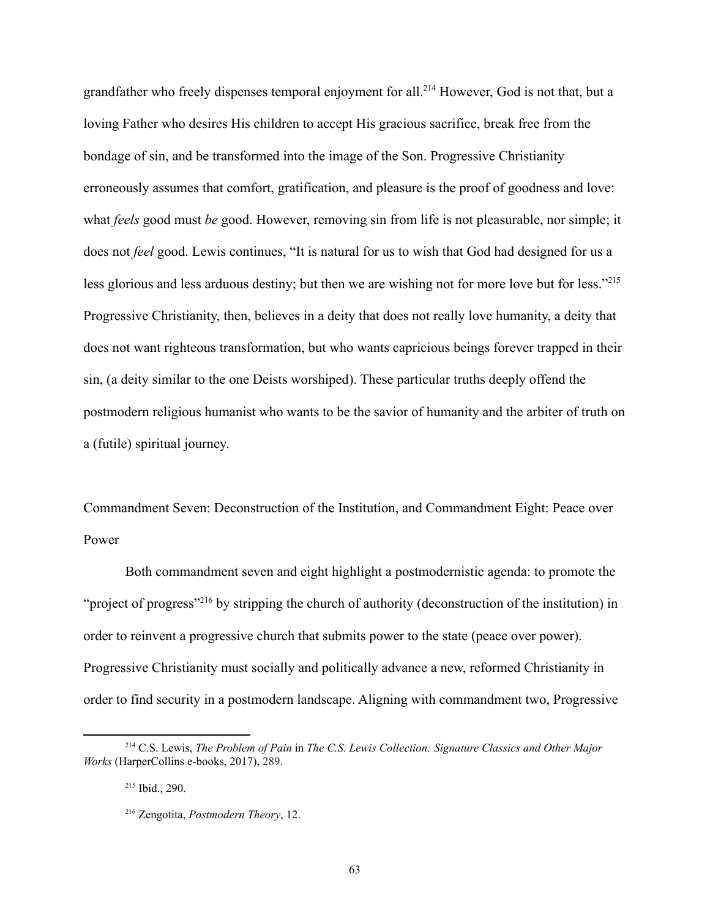grandfather who freely dispenses temporal enjoyment for all.[214] However, God is not that, but a loving Father who desires His children to accept His gracious sacrifice, break free from the bondage of sin, and be transformed into the image of the Son. Progressive Christianity erroneously assumes that comfort, gratification, and pleasure is the proof of goodness and love: what *feels* good must *be* good. However, removing sin from life is not pleasurable, nor simple; it does not *feel* good. Lewis continues, "It is natural for us to wish that God had designed for us a less glorious and less arduous destiny; but then we are wishing not for more love but for less."[215] Progressive Christianity, then, believes in a deity that does not really love humanity, a deity that does not want righteous transformation, but who wants capricious beings forever trapped in their sin, (a deity similar to the one Deists worshiped). These particular truths deeply offend the postmodern religious humanist who wants to be the savior of humanity and the arbiter of truth on a (futile) spiritual journey.

## Commandment Seven: Deconstruction of the Institution, and Commandment Eight: Peace over Power

Both commandment seven and eight highlight a postmodernistic agenda: to promote the "project of progress"[216] by stripping the church of authority (deconstruction of the institution) in order to reinvent a progressive church that submits power to the state (peace over power). Progressive Christianity must socially and politically advance a new, reformed Christianity in order to find security in a postmodern landscape. Aligning with commandment two, Progressive

---

[214] C.S. Lewis, *The Problem of Pain* in *The C.S. Lewis Collection: Signature Classics and Other Major Works* (HarperCollins e-books, 2017), 289.

[215] Ibid., 290.

[216] Zengotita, *Postmodern Theory*, 12.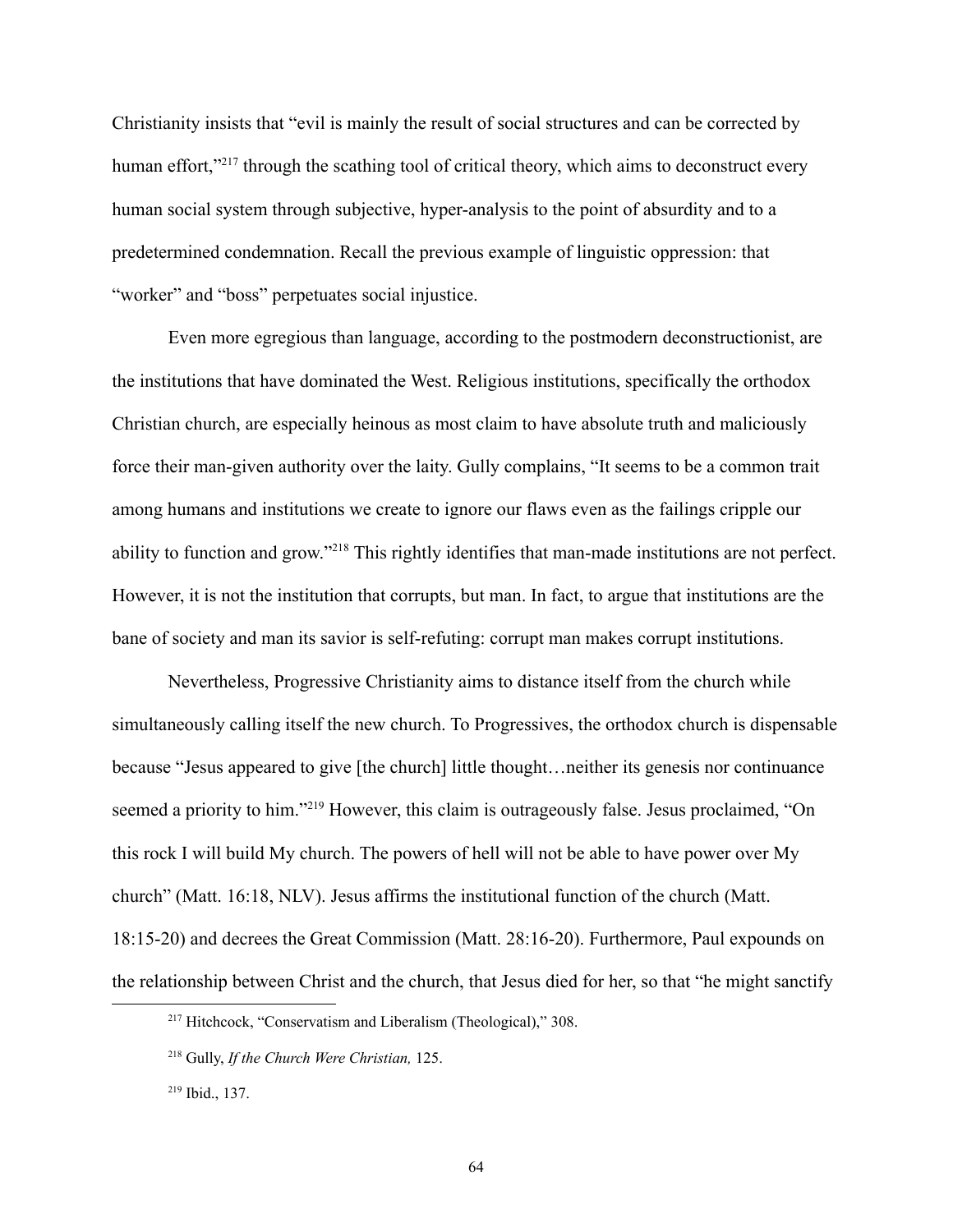Christianity insists that "evil is mainly the result of social structures and can be corrected by human effort,"[217] through the scathing tool of critical theory, which aims to deconstruct every human social system through subjective, hyper-analysis to the point of absurdity and to a predetermined condemnation. Recall the previous example of linguistic oppression: that "worker" and "boss" perpetuates social injustice.

Even more egregious than language, according to the postmodern deconstructionist, are the institutions that have dominated the West. Religious institutions, specifically the orthodox Christian church, are especially heinous as most claim to have absolute truth and maliciously force their man-given authority over the laity. Gully complains, "It seems to be a common trait among humans and institutions we create to ignore our flaws even as the failings cripple our ability to function and grow."[218] This rightly identifies that man-made institutions are not perfect. However, it is not the institution that corrupts, but man. In fact, to argue that institutions are the bane of society and man its savior is self-refuting: corrupt man makes corrupt institutions.

Nevertheless, Progressive Christianity aims to distance itself from the church while simultaneously calling itself the new church. To Progressives, the orthodox church is dispensable because "Jesus appeared to give [the church] little thought…neither its genesis nor continuance seemed a priority to him."[219] However, this claim is outrageously false. Jesus proclaimed, "On this rock I will build My church. The powers of hell will not be able to have power over My church" (Matt. 16:18, NLV). Jesus affirms the institutional function of the church (Matt. 18:15-20) and decrees the Great Commission (Matt. 28:16-20). Furthermore, Paul expounds on the relationship between Christ and the church, that Jesus died for her, so that "he might sanctify

---

[217] Hitchcock, "Conservatism and Liberalism (Theological)," 308.

[218] Gully, *If the Church Were Christian,* 125.

[219] Ibid., 137.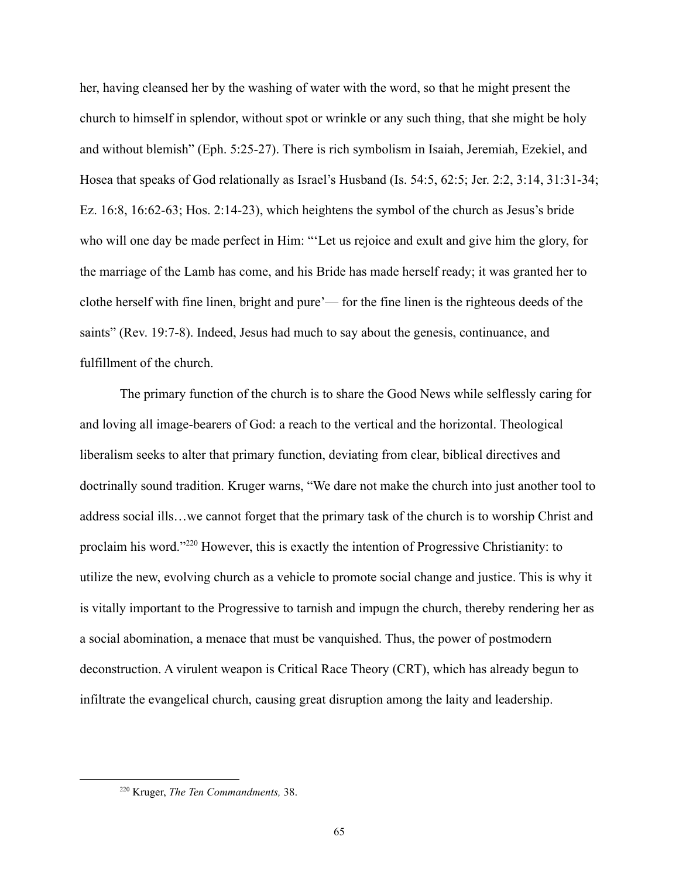her, having cleansed her by the washing of water with the word, so that he might present the church to himself in splendor, without spot or wrinkle or any such thing, that she might be holy and without blemish" (Eph. 5:25-27). There is rich symbolism in Isaiah, Jeremiah, Ezekiel, and Hosea that speaks of God relationally as Israel's Husband (Is. 54:5, 62:5; Jer. 2:2, 3:14, 31:31-34; Ez. 16:8, 16:62-63; Hos. 2:14-23), which heightens the symbol of the church as Jesus's bride who will one day be made perfect in Him: "'Let us rejoice and exult and give him the glory, for the marriage of the Lamb has come, and his Bride has made herself ready; it was granted her to clothe herself with fine linen, bright and pure'— for the fine linen is the righteous deeds of the saints" (Rev. 19:7-8). Indeed, Jesus had much to say about the genesis, continuance, and fulfillment of the church.

The primary function of the church is to share the Good News while selflessly caring for and loving all image-bearers of God: a reach to the vertical and the horizontal. Theological liberalism seeks to alter that primary function, deviating from clear, biblical directives and doctrinally sound tradition. Kruger warns, "We dare not make the church into just another tool to address social ills…we cannot forget that the primary task of the church is to worship Christ and proclaim his word."[220] However, this is exactly the intention of Progressive Christianity: to utilize the new, evolving church as a vehicle to promote social change and justice. This is why it is vitally important to the Progressive to tarnish and impugn the church, thereby rendering her as a social abomination, a menace that must be vanquished. Thus, the power of postmodern deconstruction. A virulent weapon is Critical Race Theory (CRT), which has already begun to infiltrate the evangelical church, causing great disruption among the laity and leadership.

---

[220] Kruger, *The Ten Commandments,* 38.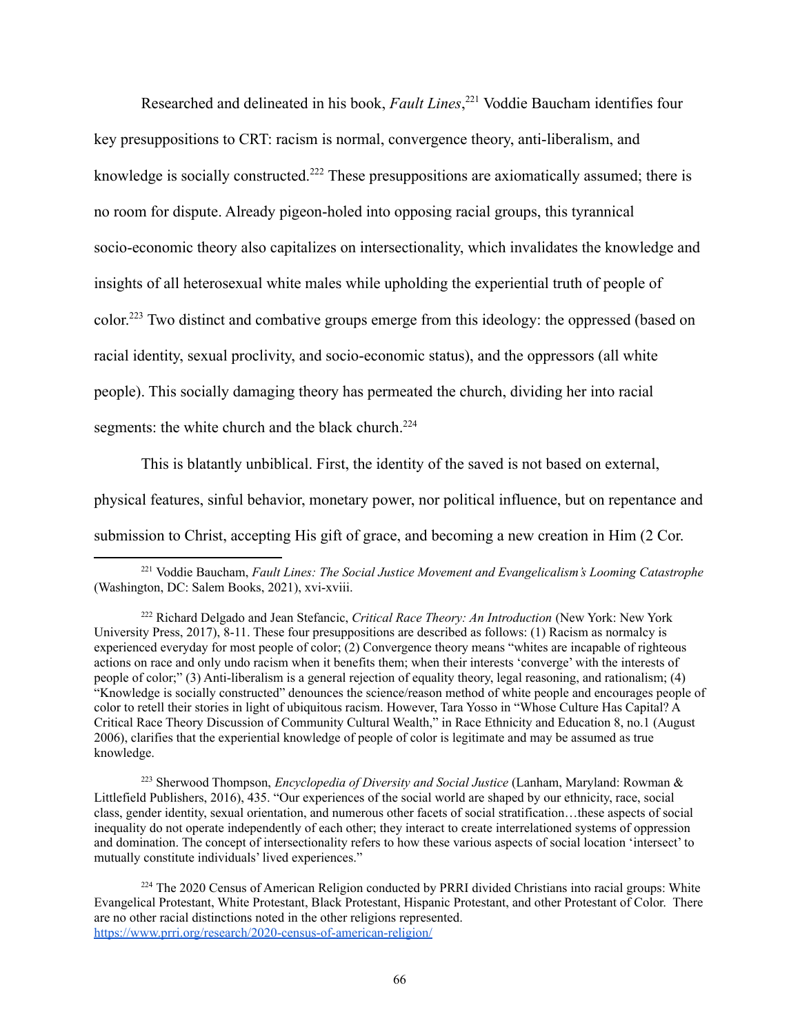Researched and delineated in his book, *Fault Lines*,[221] Voddie Baucham identifies four key presuppositions to CRT: racism is normal, convergence theory, anti-liberalism, and knowledge is socially constructed.[222] These presuppositions are axiomatically assumed; there is no room for dispute. Already pigeon-holed into opposing racial groups, this tyrannical socio-economic theory also capitalizes on intersectionality, which invalidates the knowledge and insights of all heterosexual white males while upholding the experiential truth of people of color.[223] Two distinct and combative groups emerge from this ideology: the oppressed (based on racial identity, sexual proclivity, and socio-economic status), and the oppressors (all white people). This socially damaging theory has permeated the church, dividing her into racial segments: the white church and the black church.[224]

This is blatantly unbiblical. First, the identity of the saved is not based on external, physical features, sinful behavior, monetary power, nor political influence, but on repentance and submission to Christ, accepting His gift of grace, and becoming a new creation in Him (2 Cor.

---

[221] Voddie Baucham, *Fault Lines: The Social Justice Movement and Evangelicalism's Looming Catastrophe* (Washington, DC: Salem Books, 2021), xvi-xviii.

[222] Richard Delgado and Jean Stefancic, *Critical Race Theory: An Introduction* (New York: New York University Press, 2017), 8-11. These four presuppositions are described as follows: (1) Racism as normalcy is experienced everyday for most people of color; (2) Convergence theory means "whites are incapable of righteous actions on race and only undo racism when it benefits them; when their interests 'converge' with the interests of people of color;" (3) Anti-liberalism is a general rejection of equality theory, legal reasoning, and rationalism; (4) "Knowledge is socially constructed" denounces the science/reason method of white people and encourages people of color to retell their stories in light of ubiquitous racism. However, Tara Yosso in "Whose Culture Has Capital? A Critical Race Theory Discussion of Community Cultural Wealth," in Race Ethnicity and Education 8, no.1 (August 2006), clarifies that the experiential knowledge of people of color is legitimate and may be assumed as true knowledge.

[223] Sherwood Thompson, *Encyclopedia of Diversity and Social Justice* (Lanham, Maryland: Rowman & Littlefield Publishers, 2016), 435. "Our experiences of the social world are shaped by our ethnicity, race, social class, gender identity, sexual orientation, and numerous other facets of social stratification…these aspects of social inequality do not operate independently of each other; they interact to create interrelationed systems of oppression and domination. The concept of intersectionality refers to how these various aspects of social location 'intersect' to mutually constitute individuals' lived experiences."

[224] The 2020 Census of American Religion conducted by PRRI divided Christians into racial groups: White Evangelical Protestant, White Protestant, Black Protestant, Hispanic Protestant, and other Protestant of Color. There are no other racial distinctions noted in the other religions represented. https://www.prri.org/research/2020-census-of-american-religion/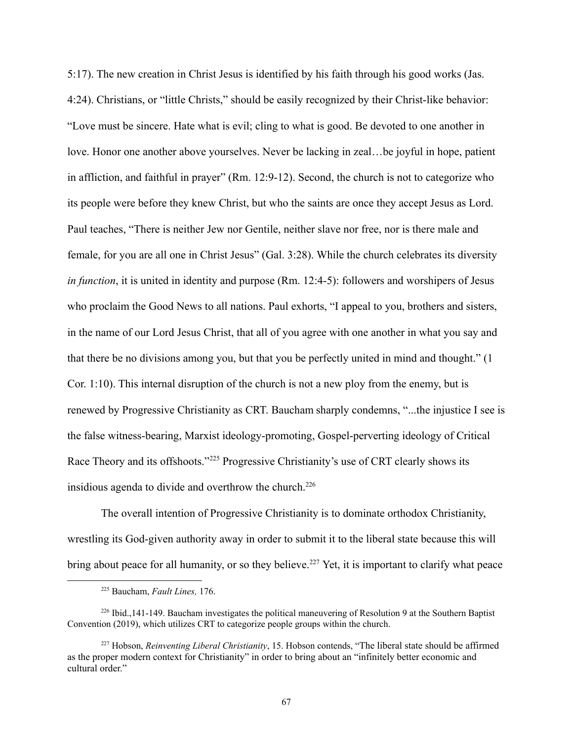5:17). The new creation in Christ Jesus is identified by his faith through his good works (Jas. 4:24). Christians, or "little Christs," should be easily recognized by their Christ-like behavior: "Love must be sincere. Hate what is evil; cling to what is good. Be devoted to one another in love. Honor one another above yourselves. Never be lacking in zeal…be joyful in hope, patient in affliction, and faithful in prayer" (Rm. 12:9-12). Second, the church is not to categorize who its people were before they knew Christ, but who the saints are once they accept Jesus as Lord. Paul teaches, "There is neither Jew nor Gentile, neither slave nor free, nor is there male and female, for you are all one in Christ Jesus" (Gal. 3:28). While the church celebrates its diversity *in function*, it is united in identity and purpose (Rm. 12:4-5): followers and worshipers of Jesus who proclaim the Good News to all nations. Paul exhorts, "I appeal to you, brothers and sisters, in the name of our Lord Jesus Christ, that all of you agree with one another in what you say and that there be no divisions among you, but that you be perfectly united in mind and thought." (1 Cor. 1:10). This internal disruption of the church is not a new ploy from the enemy, but is renewed by Progressive Christianity as CRT. Baucham sharply condemns, "...the injustice I see is the false witness-bearing, Marxist ideology-promoting, Gospel-perverting ideology of Critical Race Theory and its offshoots."[225] Progressive Christianity's use of CRT clearly shows its insidious agenda to divide and overthrow the church.[226]

The overall intention of Progressive Christianity is to dominate orthodox Christianity, wrestling its God-given authority away in order to submit it to the liberal state because this will bring about peace for all humanity, or so they believe.[227] Yet, it is important to clarify what peace

---

[225] Baucham, *Fault Lines,* 176.

[226] Ibid.,141-149. Baucham investigates the political maneuvering of Resolution 9 at the Southern Baptist Convention (2019), which utilizes CRT to categorize people groups within the church.

[227] Hobson, *Reinventing Liberal Christianity*, 15. Hobson contends, "The liberal state should be affirmed as the proper modern context for Christianity" in order to bring about an "infinitely better economic and cultural order."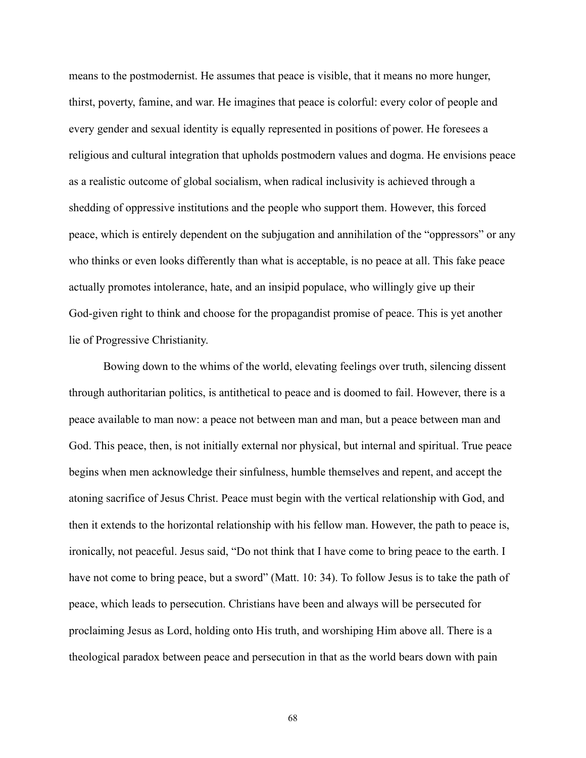means to the postmodernist. He assumes that peace is visible, that it means no more hunger, thirst, poverty, famine, and war. He imagines that peace is colorful: every color of people and every gender and sexual identity is equally represented in positions of power. He foresees a religious and cultural integration that upholds postmodern values and dogma. He envisions peace as a realistic outcome of global socialism, when radical inclusivity is achieved through a shedding of oppressive institutions and the people who support them. However, this forced peace, which is entirely dependent on the subjugation and annihilation of the "oppressors" or any who thinks or even looks differently than what is acceptable, is no peace at all. This fake peace actually promotes intolerance, hate, and an insipid populace, who willingly give up their God-given right to think and choose for the propagandist promise of peace. This is yet another lie of Progressive Christianity.

Bowing down to the whims of the world, elevating feelings over truth, silencing dissent through authoritarian politics, is antithetical to peace and is doomed to fail. However, there is a peace available to man now: a peace not between man and man, but a peace between man and God. This peace, then, is not initially external nor physical, but internal and spiritual. True peace begins when men acknowledge their sinfulness, humble themselves and repent, and accept the atoning sacrifice of Jesus Christ. Peace must begin with the vertical relationship with God, and then it extends to the horizontal relationship with his fellow man. However, the path to peace is, ironically, not peaceful. Jesus said, "Do not think that I have come to bring peace to the earth. I have not come to bring peace, but a sword" (Matt. 10: 34). To follow Jesus is to take the path of peace, which leads to persecution. Christians have been and always will be persecuted for proclaiming Jesus as Lord, holding onto His truth, and worshiping Him above all. There is a theological paradox between peace and persecution in that as the world bears down with pain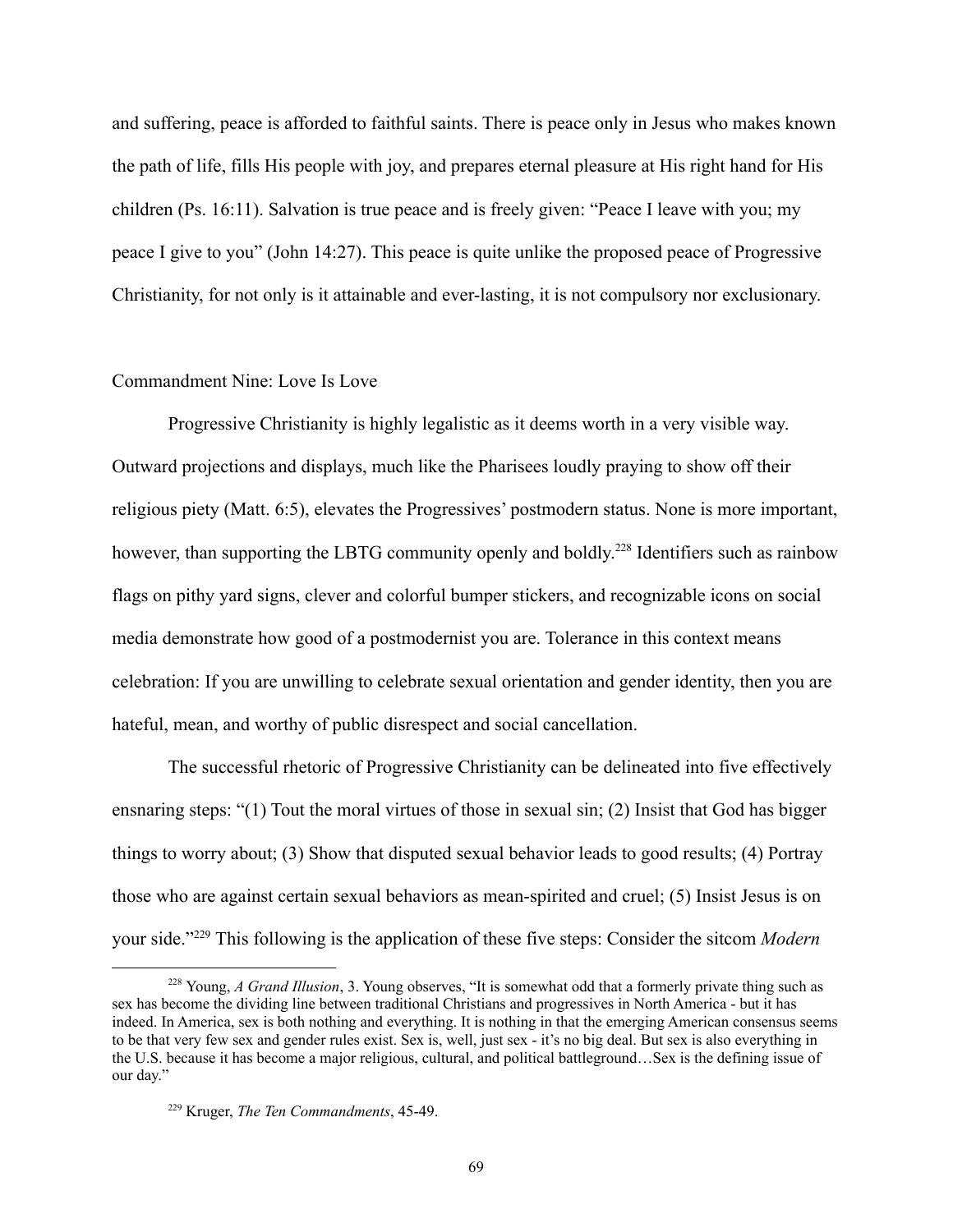and suffering, peace is afforded to faithful saints. There is peace only in Jesus who makes known the path of life, fills His people with joy, and prepares eternal pleasure at His right hand for His children (Ps. 16:11). Salvation is true peace and is freely given: "Peace I leave with you; my peace I give to you" (John 14:27). This peace is quite unlike the proposed peace of Progressive Christianity, for not only is it attainable and ever-lasting, it is not compulsory nor exclusionary.

## Commandment Nine: Love Is Love

Progressive Christianity is highly legalistic as it deems worth in a very visible way. Outward projections and displays, much like the Pharisees loudly praying to show off their religious piety (Matt. 6:5), elevates the Progressives' postmodern status. None is more important, however, than supporting the LBTG community openly and boldly.[228] Identifiers such as rainbow flags on pithy yard signs, clever and colorful bumper stickers, and recognizable icons on social media demonstrate how good of a postmodernist you are. Tolerance in this context means celebration: If you are unwilling to celebrate sexual orientation and gender identity, then you are hateful, mean, and worthy of public disrespect and social cancellation.

The successful rhetoric of Progressive Christianity can be delineated into five effectively ensnaring steps: "(1) Tout the moral virtues of those in sexual sin; (2) Insist that God has bigger things to worry about; (3) Show that disputed sexual behavior leads to good results; (4) Portray those who are against certain sexual behaviors as mean-spirited and cruel; (5) Insist Jesus is on your side."[229] This following is the application of these five steps: Consider the sitcom *Modern*

---

[228] Young, *A Grand Illusion*, 3. Young observes, "It is somewhat odd that a formerly private thing such as sex has become the dividing line between traditional Christians and progressives in North America - but it has indeed. In America, sex is both nothing and everything. It is nothing in that the emerging American consensus seems to be that very few sex and gender rules exist. Sex is, well, just sex - it's no big deal. But sex is also everything in the U.S. because it has become a major religious, cultural, and political battleground…Sex is the defining issue of our day."

[229] Kruger, *The Ten Commandments*, 45-49.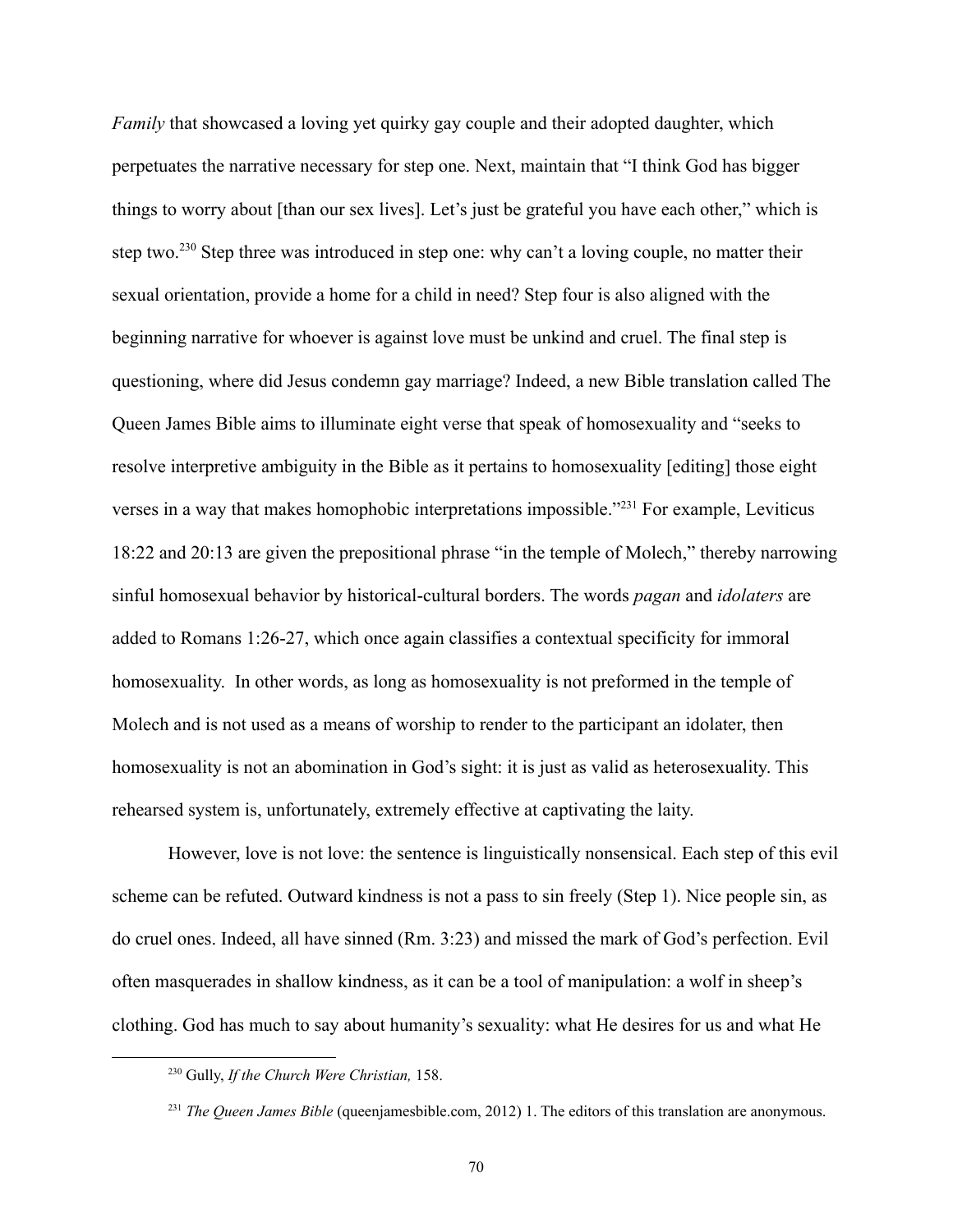*Family* that showcased a loving yet quirky gay couple and their adopted daughter, which perpetuates the narrative necessary for step one. Next, maintain that "I think God has bigger things to worry about [than our sex lives]. Let's just be grateful you have each other," which is step two.[230] Step three was introduced in step one: why can't a loving couple, no matter their sexual orientation, provide a home for a child in need? Step four is also aligned with the beginning narrative for whoever is against love must be unkind and cruel. The final step is questioning, where did Jesus condemn gay marriage? Indeed, a new Bible translation called The Queen James Bible aims to illuminate eight verse that speak of homosexuality and "seeks to resolve interpretive ambiguity in the Bible as it pertains to homosexuality [editing] those eight verses in a way that makes homophobic interpretations impossible."[231] For example, Leviticus 18:22 and 20:13 are given the prepositional phrase "in the temple of Molech," thereby narrowing sinful homosexual behavior by historical-cultural borders. The words *pagan* and *idolaters* are added to Romans 1:26-27, which once again classifies a contextual specificity for immoral homosexuality. In other words, as long as homosexuality is not preformed in the temple of Molech and is not used as a means of worship to render to the participant an idolater, then homosexuality is not an abomination in God's sight: it is just as valid as heterosexuality. This rehearsed system is, unfortunately, extremely effective at captivating the laity.

However, love is not love: the sentence is linguistically nonsensical. Each step of this evil scheme can be refuted. Outward kindness is not a pass to sin freely (Step 1). Nice people sin, as do cruel ones. Indeed, all have sinned (Rm. 3:23) and missed the mark of God's perfection. Evil often masquerades in shallow kindness, as it can be a tool of manipulation: a wolf in sheep's clothing. God has much to say about humanity's sexuality: what He desires for us and what He

---

[230] Gully, *If the Church Were Christian,* 158.

[231] *The Queen James Bible* (queenjamesbible.com, 2012) 1. The editors of this translation are anonymous.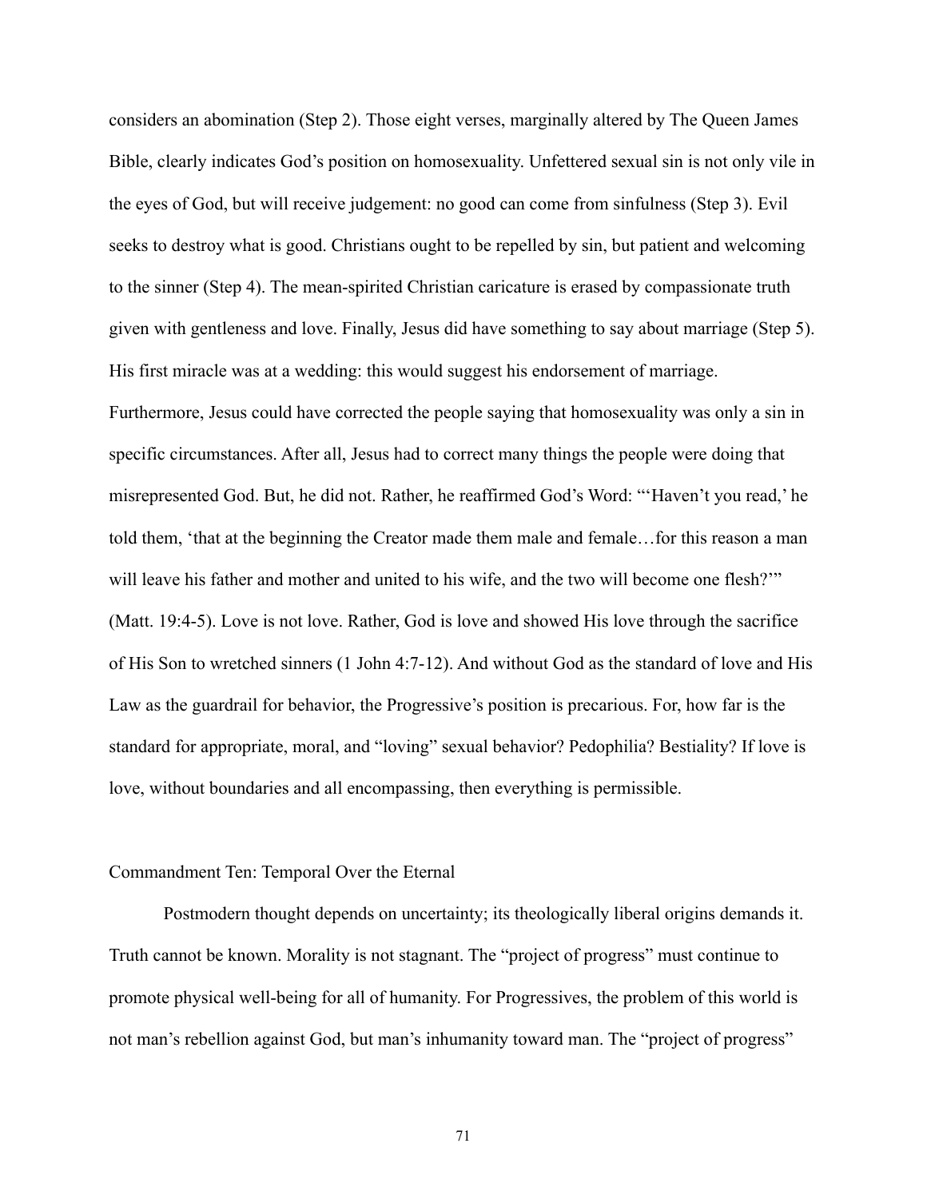considers an abomination (Step 2). Those eight verses, marginally altered by The Queen James Bible, clearly indicates God's position on homosexuality. Unfettered sexual sin is not only vile in the eyes of God, but will receive judgement: no good can come from sinfulness (Step 3). Evil seeks to destroy what is good. Christians ought to be repelled by sin, but patient and welcoming to the sinner (Step 4). The mean-spirited Christian caricature is erased by compassionate truth given with gentleness and love. Finally, Jesus did have something to say about marriage (Step 5). His first miracle was at a wedding: this would suggest his endorsement of marriage. Furthermore, Jesus could have corrected the people saying that homosexuality was only a sin in specific circumstances. After all, Jesus had to correct many things the people were doing that misrepresented God. But, he did not. Rather, he reaffirmed God's Word: "'Haven't you read,' he told them, 'that at the beginning the Creator made them male and female…for this reason a man will leave his father and mother and united to his wife, and the two will become one flesh?'" (Matt. 19:4-5). Love is not love. Rather, God is love and showed His love through the sacrifice of His Son to wretched sinners (1 John 4:7-12). And without God as the standard of love and His Law as the guardrail for behavior, the Progressive's position is precarious. For, how far is the standard for appropriate, moral, and "loving" sexual behavior? Pedophilia? Bestiality? If love is love, without boundaries and all encompassing, then everything is permissible.

## Commandment Ten: Temporal Over the Eternal

Postmodern thought depends on uncertainty; its theologically liberal origins demands it. Truth cannot be known. Morality is not stagnant. The "project of progress" must continue to promote physical well-being for all of humanity. For Progressives, the problem of this world is not man's rebellion against God, but man's inhumanity toward man. The "project of progress"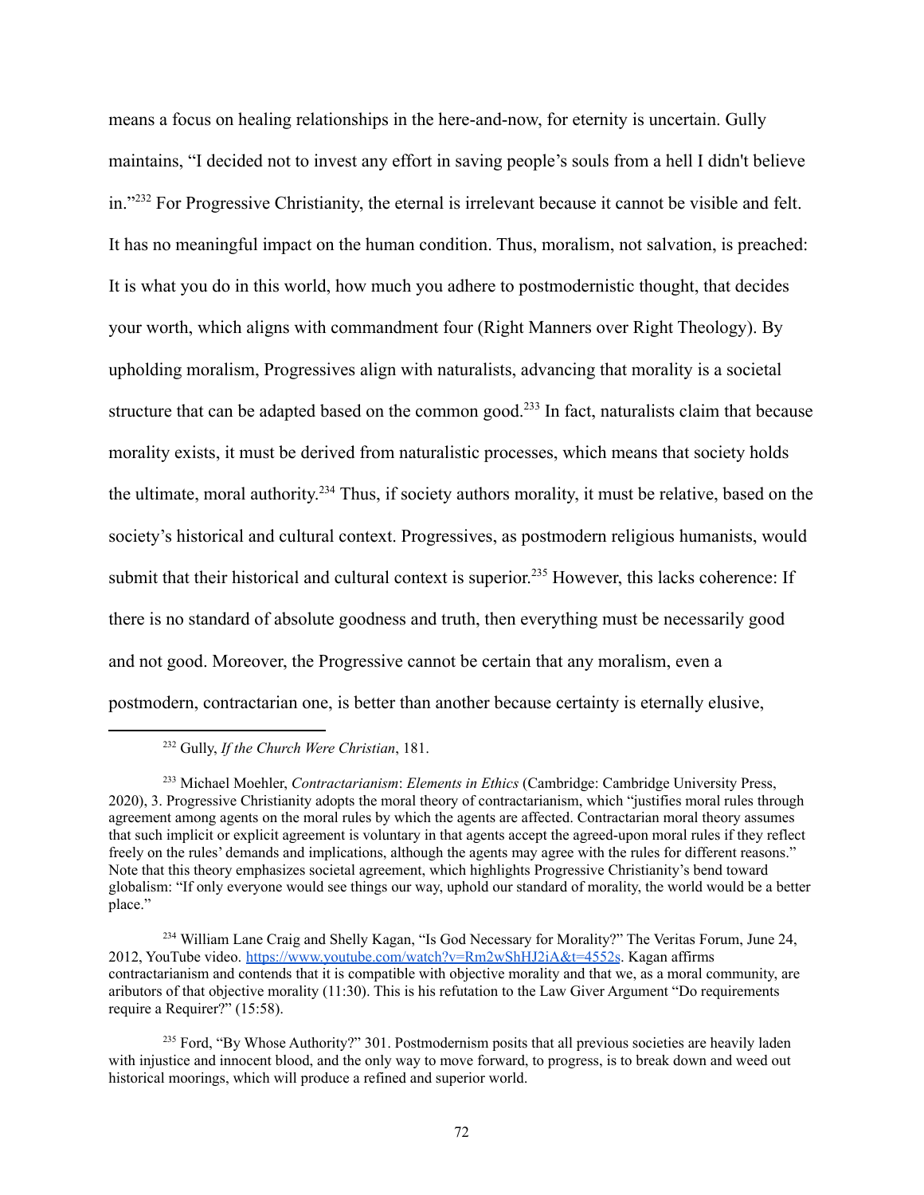means a focus on healing relationships in the here-and-now, for eternity is uncertain. Gully maintains, "I decided not to invest any effort in saving people's souls from a hell I didn't believe in."[232] For Progressive Christianity, the eternal is irrelevant because it cannot be visible and felt. It has no meaningful impact on the human condition. Thus, moralism, not salvation, is preached: It is what you do in this world, how much you adhere to postmodernistic thought, that decides your worth, which aligns with commandment four (Right Manners over Right Theology). By upholding moralism, Progressives align with naturalists, advancing that morality is a societal structure that can be adapted based on the common good.[233] In fact, naturalists claim that because morality exists, it must be derived from naturalistic processes, which means that society holds the ultimate, moral authority.[234] Thus, if society authors morality, it must be relative, based on the society's historical and cultural context. Progressives, as postmodern religious humanists, would submit that their historical and cultural context is superior.[235] However, this lacks coherence: If there is no standard of absolute goodness and truth, then everything must be necessarily good and not good. Moreover, the Progressive cannot be certain that any moralism, even a postmodern, contractarian one, is better than another because certainty is eternally elusive,

---

[232] Gully, *If the Church Were Christian*, 181.

[233] Michael Moehler, *Contractarianism*: *Elements in Ethics* (Cambridge: Cambridge University Press, 2020), 3. Progressive Christianity adopts the moral theory of contractarianism, which "justifies moral rules through agreement among agents on the moral rules by which the agents are affected. Contractarian moral theory assumes that such implicit or explicit agreement is voluntary in that agents accept the agreed-upon moral rules if they reflect freely on the rules' demands and implications, although the agents may agree with the rules for different reasons." Note that this theory emphasizes societal agreement, which highlights Progressive Christianity's bend toward globalism: "If only everyone would see things our way, uphold our standard of morality, the world would be a better place."

[234] William Lane Craig and Shelly Kagan, "Is God Necessary for Morality?" The Veritas Forum, June 24, 2012, YouTube video. https://www.youtube.com/watch?v=Rm2wShHJ2iA&t=4552s. Kagan affirms contractarianism and contends that it is compatible with objective morality and that we, as a moral community, are aributors of that objective morality (11:30). This is his refutation to the Law Giver Argument "Do requirements require a Requirer?" (15:58).

[235] Ford, "By Whose Authority?" 301. Postmodernism posits that all previous societies are heavily laden with injustice and innocent blood, and the only way to move forward, to progress, is to break down and weed out historical moorings, which will produce a refined and superior world.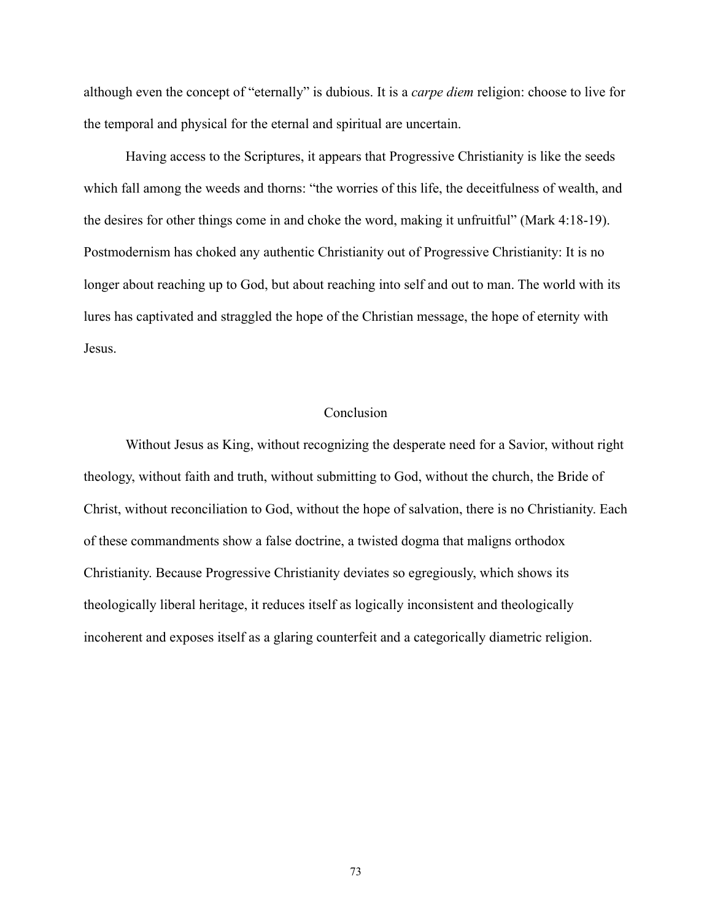although even the concept of "eternally" is dubious. It is a *carpe diem* religion: choose to live for the temporal and physical for the eternal and spiritual are uncertain.

Having access to the Scriptures, it appears that Progressive Christianity is like the seeds which fall among the weeds and thorns: "the worries of this life, the deceitfulness of wealth, and the desires for other things come in and choke the word, making it unfruitful" (Mark 4:18-19). Postmodernism has choked any authentic Christianity out of Progressive Christianity: It is no longer about reaching up to God, but about reaching into self and out to man. The world with its lures has captivated and straggled the hope of the Christian message, the hope of eternity with Jesus.

## Conclusion

Without Jesus as King, without recognizing the desperate need for a Savior, without right theology, without faith and truth, without submitting to God, without the church, the Bride of Christ, without reconciliation to God, without the hope of salvation, there is no Christianity. Each of these commandments show a false doctrine, a twisted dogma that maligns orthodox Christianity. Because Progressive Christianity deviates so egregiously, which shows its theologically liberal heritage, it reduces itself as logically inconsistent and theologically incoherent and exposes itself as a glaring counterfeit and a categorically diametric religion.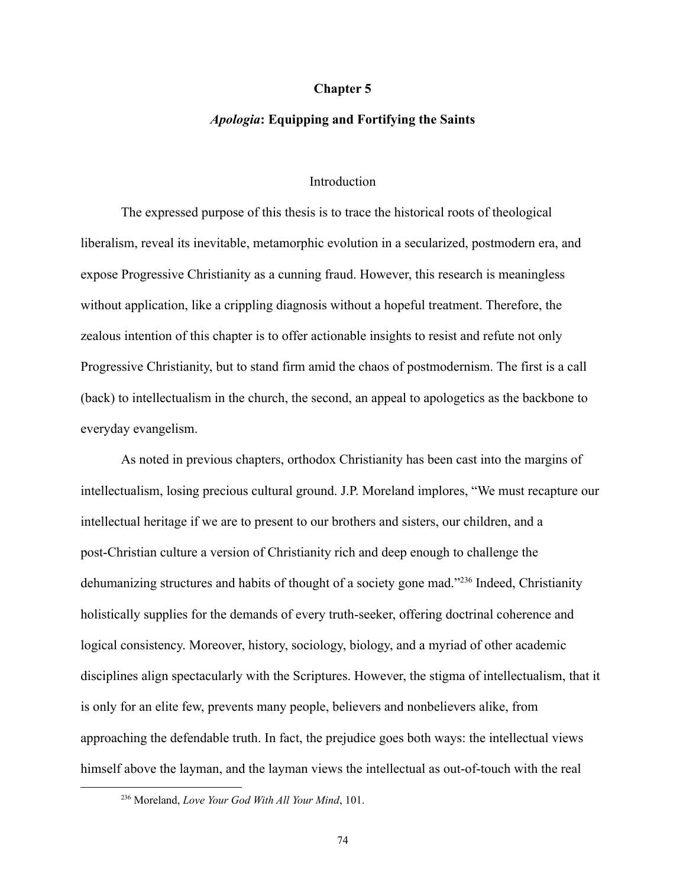## Chapter 5

### *Apologia*: Equipping and Fortifying the Saints

#### Introduction

The expressed purpose of this thesis is to trace the historical roots of theological liberalism, reveal its inevitable, metamorphic evolution in a secularized, postmodern era, and expose Progressive Christianity as a cunning fraud. However, this research is meaningless without application, like a crippling diagnosis without a hopeful treatment. Therefore, the zealous intention of this chapter is to offer actionable insights to resist and refute not only Progressive Christianity, but to stand firm amid the chaos of postmodernism. The first is a call (back) to intellectualism in the church, the second, an appeal to apologetics as the backbone to everyday evangelism.

As noted in previous chapters, orthodox Christianity has been cast into the margins of intellectualism, losing precious cultural ground. J.P. Moreland implores, "We must recapture our intellectual heritage if we are to present to our brothers and sisters, our children, and a post-Christian culture a version of Christianity rich and deep enough to challenge the dehumanizing structures and habits of thought of a society gone mad."[236] Indeed, Christianity holistically supplies for the demands of every truth-seeker, offering doctrinal coherence and logical consistency. Moreover, history, sociology, biology, and a myriad of other academic disciplines align spectacularly with the Scriptures. However, the stigma of intellectualism, that it is only for an elite few, prevents many people, believers and nonbelievers alike, from approaching the defendable truth. In fact, the prejudice goes both ways: the intellectual views himself above the layman, and the layman views the intellectual as out-of-touch with the real

[236] Moreland, *Love Your God With All Your Mind*, 101.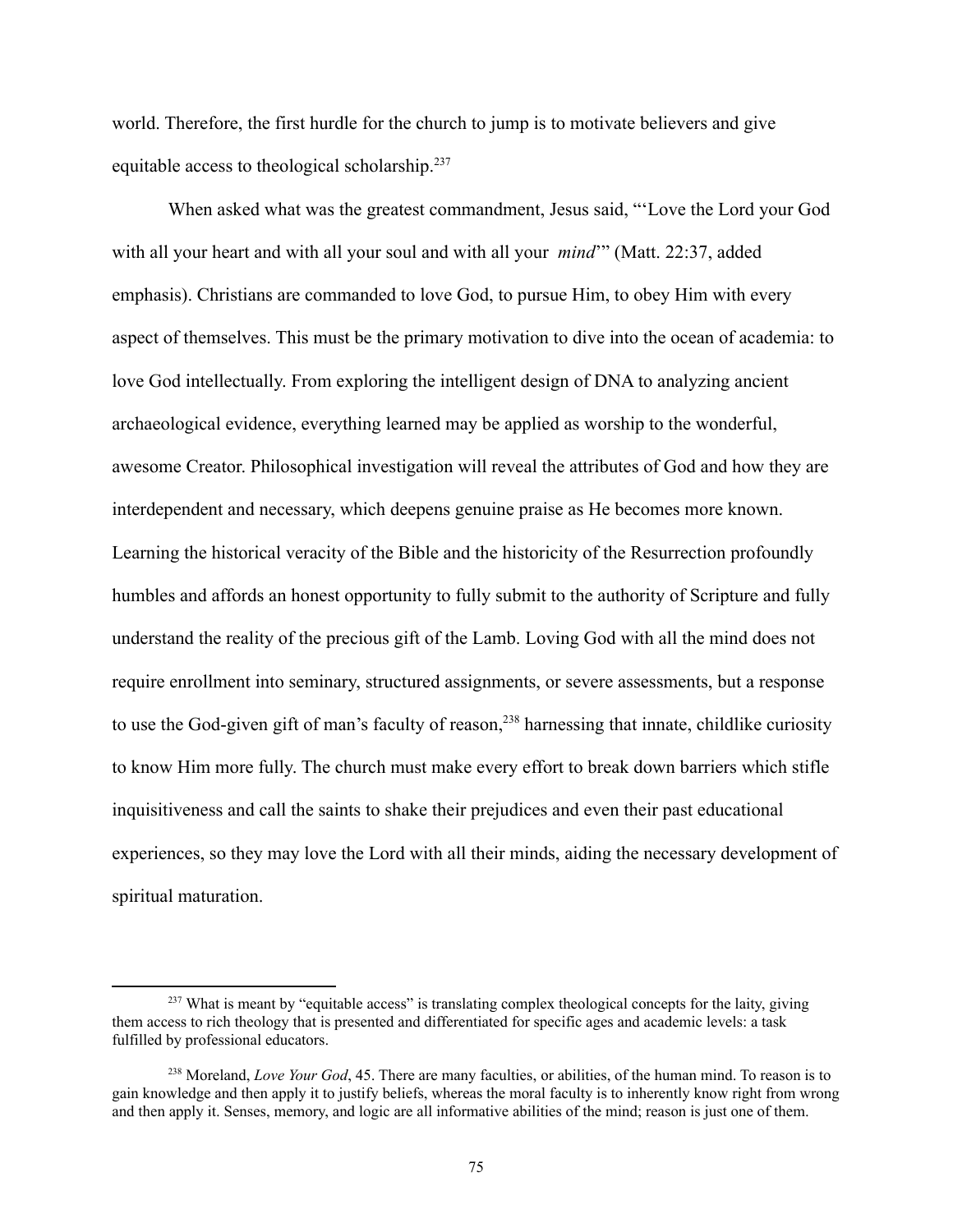world. Therefore, the first hurdle for the church to jump is to motivate believers and give equitable access to theological scholarship.[237]

When asked what was the greatest commandment, Jesus said, "'Love the Lord your God with all your heart and with all your soul and with all your *mind*'" (Matt. 22:37, added emphasis). Christians are commanded to love God, to pursue Him, to obey Him with every aspect of themselves. This must be the primary motivation to dive into the ocean of academia: to love God intellectually. From exploring the intelligent design of DNA to analyzing ancient archaeological evidence, everything learned may be applied as worship to the wonderful, awesome Creator. Philosophical investigation will reveal the attributes of God and how they are interdependent and necessary, which deepens genuine praise as He becomes more known. Learning the historical veracity of the Bible and the historicity of the Resurrection profoundly humbles and affords an honest opportunity to fully submit to the authority of Scripture and fully understand the reality of the precious gift of the Lamb. Loving God with all the mind does not require enrollment into seminary, structured assignments, or severe assessments, but a response to use the God-given gift of man's faculty of reason,[238] harnessing that innate, childlike curiosity to know Him more fully. The church must make every effort to break down barriers which stifle inquisitiveness and call the saints to shake their prejudices and even their past educational experiences, so they may love the Lord with all their minds, aiding the necessary development of spiritual maturation.

---

[237] What is meant by "equitable access" is translating complex theological concepts for the laity, giving them access to rich theology that is presented and differentiated for specific ages and academic levels: a task fulfilled by professional educators.

[238] Moreland, *Love Your God*, 45. There are many faculties, or abilities, of the human mind. To reason is to gain knowledge and then apply it to justify beliefs, whereas the moral faculty is to inherently know right from wrong and then apply it. Senses, memory, and logic are all informative abilities of the mind; reason is just one of them.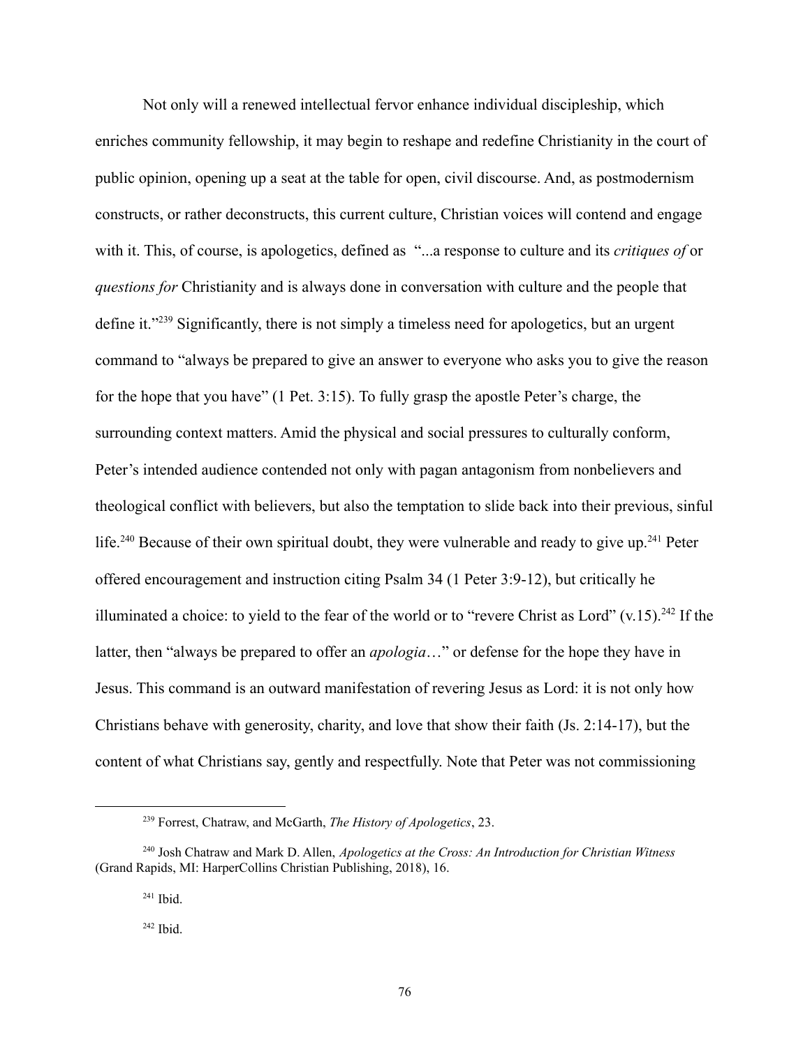Not only will a renewed intellectual fervor enhance individual discipleship, which enriches community fellowship, it may begin to reshape and redefine Christianity in the court of public opinion, opening up a seat at the table for open, civil discourse. And, as postmodernism constructs, or rather deconstructs, this current culture, Christian voices will contend and engage with it. This, of course, is apologetics, defined as "...a response to culture and its *critiques of* or *questions for* Christianity and is always done in conversation with culture and the people that define it."[239] Significantly, there is not simply a timeless need for apologetics, but an urgent command to "always be prepared to give an answer to everyone who asks you to give the reason for the hope that you have" (1 Pet. 3:15). To fully grasp the apostle Peter's charge, the surrounding context matters. Amid the physical and social pressures to culturally conform, Peter's intended audience contended not only with pagan antagonism from nonbelievers and theological conflict with believers, but also the temptation to slide back into their previous, sinful life.[240] Because of their own spiritual doubt, they were vulnerable and ready to give up.[241] Peter offered encouragement and instruction citing Psalm 34 (1 Peter 3:9-12), but critically he illuminated a choice: to yield to the fear of the world or to "revere Christ as Lord" (v.15).[242] If the latter, then "always be prepared to offer an *apologia*…" or defense for the hope they have in Jesus. This command is an outward manifestation of revering Jesus as Lord: it is not only how Christians behave with generosity, charity, and love that show their faith (Js. 2:14-17), but the content of what Christians say, gently and respectfully. Note that Peter was not commissioning

---

[239] Forrest, Chatraw, and McGarth, *The History of Apologetics*, 23.

[240] Josh Chatraw and Mark D. Allen, *Apologetics at the Cross: An Introduction for Christian Witness* (Grand Rapids, MI: HarperCollins Christian Publishing, 2018), 16.

[241] Ibid.

[242] Ibid.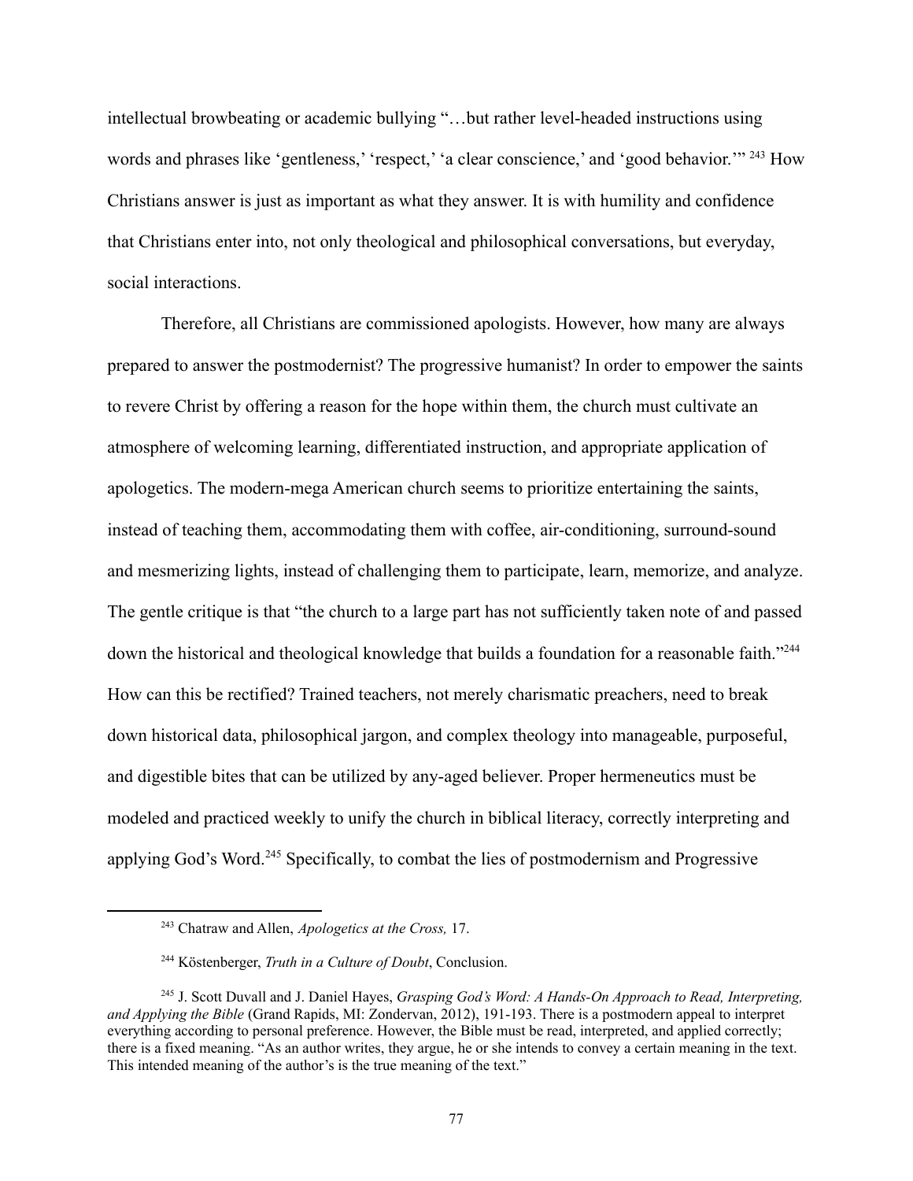intellectual browbeating or academic bullying "…but rather level-headed instructions using words and phrases like 'gentleness,' 'respect,' 'a clear conscience,' and 'good behavior.'"[243] How Christians answer is just as important as what they answer. It is with humility and confidence that Christians enter into, not only theological and philosophical conversations, but everyday, social interactions.

Therefore, all Christians are commissioned apologists. However, how many are always prepared to answer the postmodernist? The progressive humanist? In order to empower the saints to revere Christ by offering a reason for the hope within them, the church must cultivate an atmosphere of welcoming learning, differentiated instruction, and appropriate application of apologetics. The modern-mega American church seems to prioritize entertaining the saints, instead of teaching them, accommodating them with coffee, air-conditioning, surround-sound and mesmerizing lights, instead of challenging them to participate, learn, memorize, and analyze. The gentle critique is that "the church to a large part has not sufficiently taken note of and passed down the historical and theological knowledge that builds a foundation for a reasonable faith."[244] How can this be rectified? Trained teachers, not merely charismatic preachers, need to break down historical data, philosophical jargon, and complex theology into manageable, purposeful, and digestible bites that can be utilized by any-aged believer. Proper hermeneutics must be modeled and practiced weekly to unify the church in biblical literacy, correctly interpreting and applying God's Word.[245] Specifically, to combat the lies of postmodernism and Progressive

---

[243] Chatraw and Allen, *Apologetics at the Cross,* 17.

[244] Köstenberger, *Truth in a Culture of Doubt*, Conclusion.

[245] J. Scott Duvall and J. Daniel Hayes, *Grasping God's Word: A Hands-On Approach to Read, Interpreting, and Applying the Bible* (Grand Rapids, MI: Zondervan, 2012), 191-193. There is a postmodern appeal to interpret everything according to personal preference. However, the Bible must be read, interpreted, and applied correctly; there is a fixed meaning. "As an author writes, they argue, he or she intends to convey a certain meaning in the text. This intended meaning of the author's is the true meaning of the text."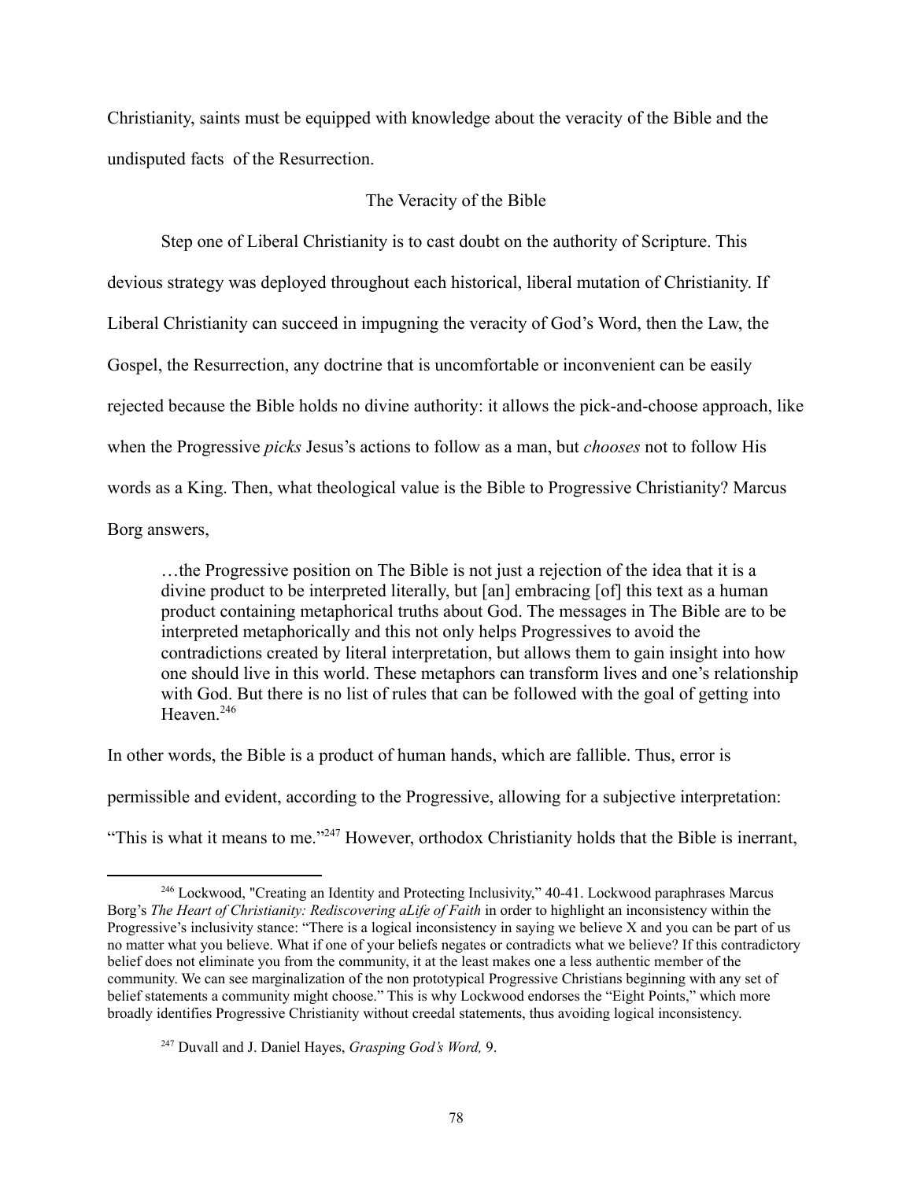Christianity, saints must be equipped with knowledge about the veracity of the Bible and the undisputed facts of the Resurrection.

## The Veracity of the Bible

Step one of Liberal Christianity is to cast doubt on the authority of Scripture. This devious strategy was deployed throughout each historical, liberal mutation of Christianity. If Liberal Christianity can succeed in impugning the veracity of God's Word, then the Law, the Gospel, the Resurrection, any doctrine that is uncomfortable or inconvenient can be easily rejected because the Bible holds no divine authority: it allows the pick-and-choose approach, like when the Progressive *picks* Jesus's actions to follow as a man, but *chooses* not to follow His words as a King. Then, what theological value is the Bible to Progressive Christianity? Marcus Borg answers,

> …the Progressive position on The Bible is not just a rejection of the idea that it is a divine product to be interpreted literally, but [an] embracing [of] this text as a human product containing metaphorical truths about God. The messages in The Bible are to be interpreted metaphorically and this not only helps Progressives to avoid the contradictions created by literal interpretation, but allows them to gain insight into how one should live in this world. These metaphors can transform lives and one's relationship with God. But there is no list of rules that can be followed with the goal of getting into Heaven.[246]

In other words, the Bible is a product of human hands, which are fallible. Thus, error is permissible and evident, according to the Progressive, allowing for a subjective interpretation: "This is what it means to me."[247] However, orthodox Christianity holds that the Bible is inerrant,

---

[246] Lockwood, "Creating an Identity and Protecting Inclusivity," 40-41. Lockwood paraphrases Marcus Borg's *The Heart of Christianity: Rediscovering aLife of Faith* in order to highlight an inconsistency within the Progressive's inclusivity stance: "There is a logical inconsistency in saying we believe X and you can be part of us no matter what you believe. What if one of your beliefs negates or contradicts what we believe? If this contradictory belief does not eliminate you from the community, it at the least makes one a less authentic member of the community. We can see marginalization of the non prototypical Progressive Christians beginning with any set of belief statements a community might choose." This is why Lockwood endorses the "Eight Points," which more broadly identifies Progressive Christianity without creedal statements, thus avoiding logical inconsistency.

[247] Duvall and J. Daniel Hayes, *Grasping God's Word,* 9.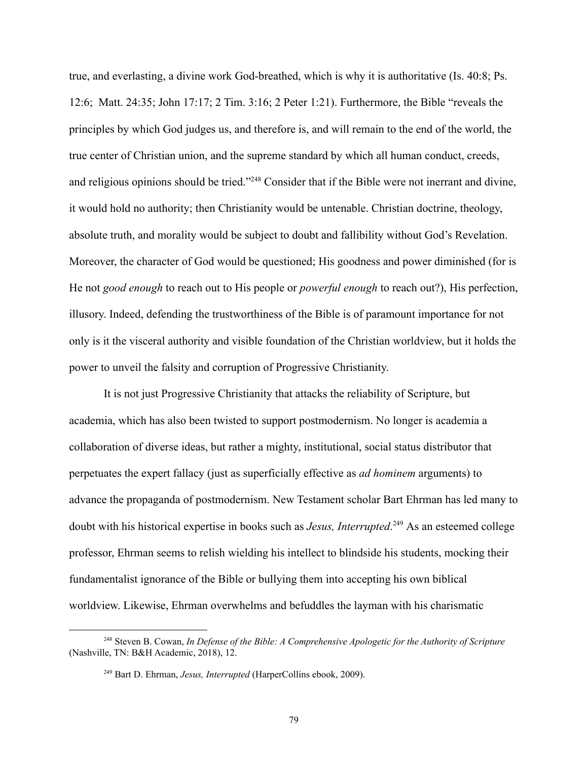true, and everlasting, a divine work God-breathed, which is why it is authoritative (Is. 40:8; Ps. 12:6; Matt. 24:35; John 17:17; 2 Tim. 3:16; 2 Peter 1:21). Furthermore, the Bible "reveals the principles by which God judges us, and therefore is, and will remain to the end of the world, the true center of Christian union, and the supreme standard by which all human conduct, creeds, and religious opinions should be tried."[248] Consider that if the Bible were not inerrant and divine, it would hold no authority; then Christianity would be untenable. Christian doctrine, theology, absolute truth, and morality would be subject to doubt and fallibility without God's Revelation. Moreover, the character of God would be questioned; His goodness and power diminished (for is He not *good enough* to reach out to His people or *powerful enough* to reach out?), His perfection, illusory. Indeed, defending the trustworthiness of the Bible is of paramount importance for not only is it the visceral authority and visible foundation of the Christian worldview, but it holds the power to unveil the falsity and corruption of Progressive Christianity.

It is not just Progressive Christianity that attacks the reliability of Scripture, but academia, which has also been twisted to support postmodernism. No longer is academia a collaboration of diverse ideas, but rather a mighty, institutional, social status distributor that perpetuates the expert fallacy (just as superficially effective as *ad hominem* arguments) to advance the propaganda of postmodernism. New Testament scholar Bart Ehrman has led many to doubt with his historical expertise in books such as *Jesus, Interrupted*.[249] As an esteemed college professor, Ehrman seems to relish wielding his intellect to blindside his students, mocking their fundamentalist ignorance of the Bible or bullying them into accepting his own biblical worldview. Likewise, Ehrman overwhelms and befuddles the layman with his charismatic

---

[248] Steven B. Cowan, *In Defense of the Bible: A Comprehensive Apologetic for the Authority of Scripture* (Nashville, TN: B&H Academic, 2018), 12.

[249] Bart D. Ehrman, *Jesus, Interrupted* (HarperCollins ebook, 2009).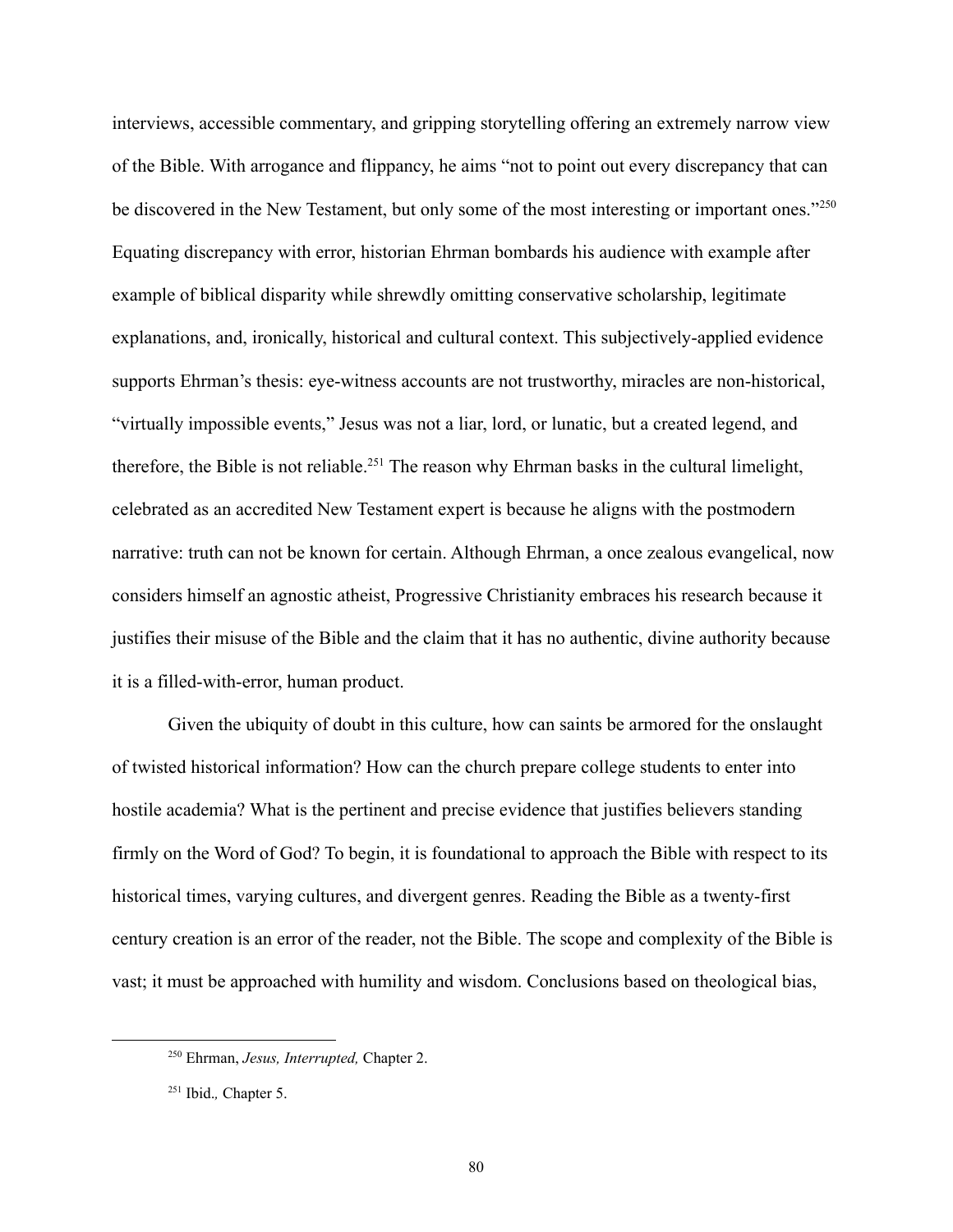interviews, accessible commentary, and gripping storytelling offering an extremely narrow view of the Bible. With arrogance and flippancy, he aims "not to point out every discrepancy that can be discovered in the New Testament, but only some of the most interesting or important ones."[250] Equating discrepancy with error, historian Ehrman bombards his audience with example after example of biblical disparity while shrewdly omitting conservative scholarship, legitimate explanations, and, ironically, historical and cultural context. This subjectively-applied evidence supports Ehrman's thesis: eye-witness accounts are not trustworthy, miracles are non-historical, "virtually impossible events," Jesus was not a liar, lord, or lunatic, but a created legend, and therefore, the Bible is not reliable.[251] The reason why Ehrman basks in the cultural limelight, celebrated as an accredited New Testament expert is because he aligns with the postmodern narrative: truth can not be known for certain. Although Ehrman, a once zealous evangelical, now considers himself an agnostic atheist, Progressive Christianity embraces his research because it justifies their misuse of the Bible and the claim that it has no authentic, divine authority because it is a filled-with-error, human product.

Given the ubiquity of doubt in this culture, how can saints be armored for the onslaught of twisted historical information? How can the church prepare college students to enter into hostile academia? What is the pertinent and precise evidence that justifies believers standing firmly on the Word of God? To begin, it is foundational to approach the Bible with respect to its historical times, varying cultures, and divergent genres. Reading the Bible as a twenty-first century creation is an error of the reader, not the Bible. The scope and complexity of the Bible is vast; it must be approached with humility and wisdom. Conclusions based on theological bias,

---

[250] Ehrman, *Jesus, Interrupted,* Chapter 2.

[251] Ibid.*,* Chapter 5.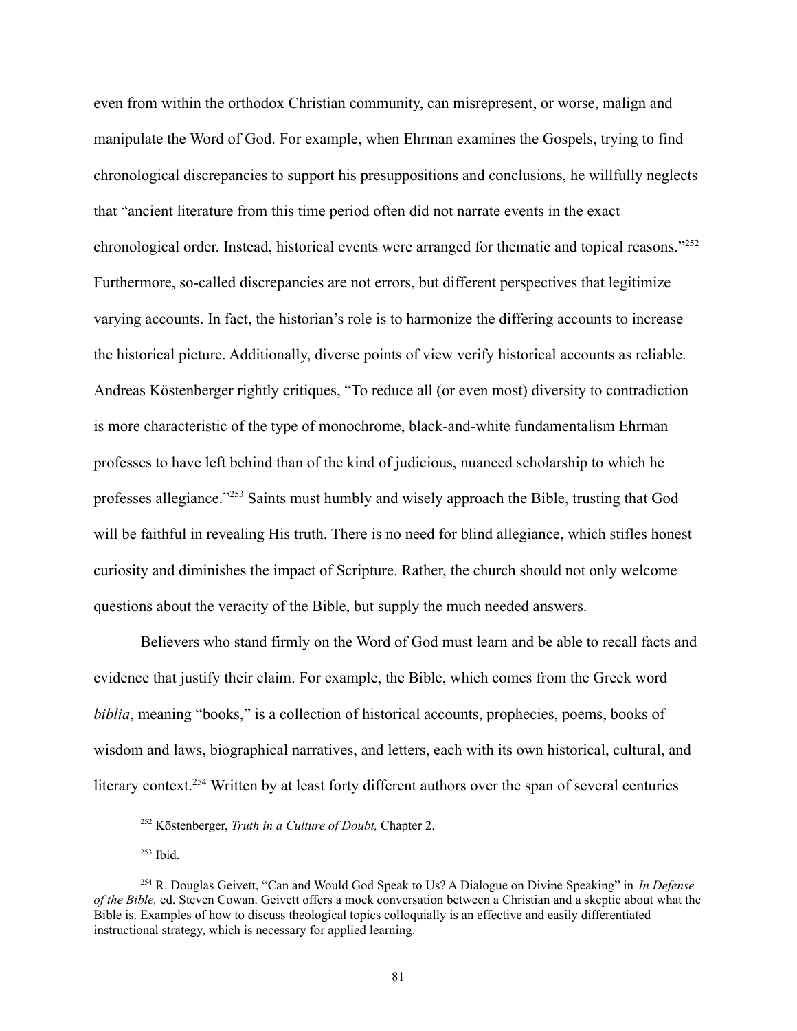even from within the orthodox Christian community, can misrepresent, or worse, malign and manipulate the Word of God. For example, when Ehrman examines the Gospels, trying to find chronological discrepancies to support his presuppositions and conclusions, he willfully neglects that "ancient literature from this time period often did not narrate events in the exact chronological order. Instead, historical events were arranged for thematic and topical reasons."[252] Furthermore, so-called discrepancies are not errors, but different perspectives that legitimize varying accounts. In fact, the historian's role is to harmonize the differing accounts to increase the historical picture. Additionally, diverse points of view verify historical accounts as reliable. Andreas Köstenberger rightly critiques, "To reduce all (or even most) diversity to contradiction is more characteristic of the type of monochrome, black-and-white fundamentalism Ehrman professes to have left behind than of the kind of judicious, nuanced scholarship to which he professes allegiance."[253] Saints must humbly and wisely approach the Bible, trusting that God will be faithful in revealing His truth. There is no need for blind allegiance, which stifles honest curiosity and diminishes the impact of Scripture. Rather, the church should not only welcome questions about the veracity of the Bible, but supply the much needed answers.

Believers who stand firmly on the Word of God must learn and be able to recall facts and evidence that justify their claim. For example, the Bible, which comes from the Greek word *biblia*, meaning "books," is a collection of historical accounts, prophecies, poems, books of wisdom and laws, biographical narratives, and letters, each with its own historical, cultural, and literary context.[254] Written by at least forty different authors over the span of several centuries

---

[252] Köstenberger, *Truth in a Culture of Doubt,* Chapter 2.

[253] Ibid.

[254] R. Douglas Geivett, "Can and Would God Speak to Us? A Dialogue on Divine Speaking" in *In Defense of the Bible,* ed. Steven Cowan. Geivett offers a mock conversation between a Christian and a skeptic about what the Bible is. Examples of how to discuss theological topics colloquially is an effective and easily differentiated instructional strategy, which is necessary for applied learning.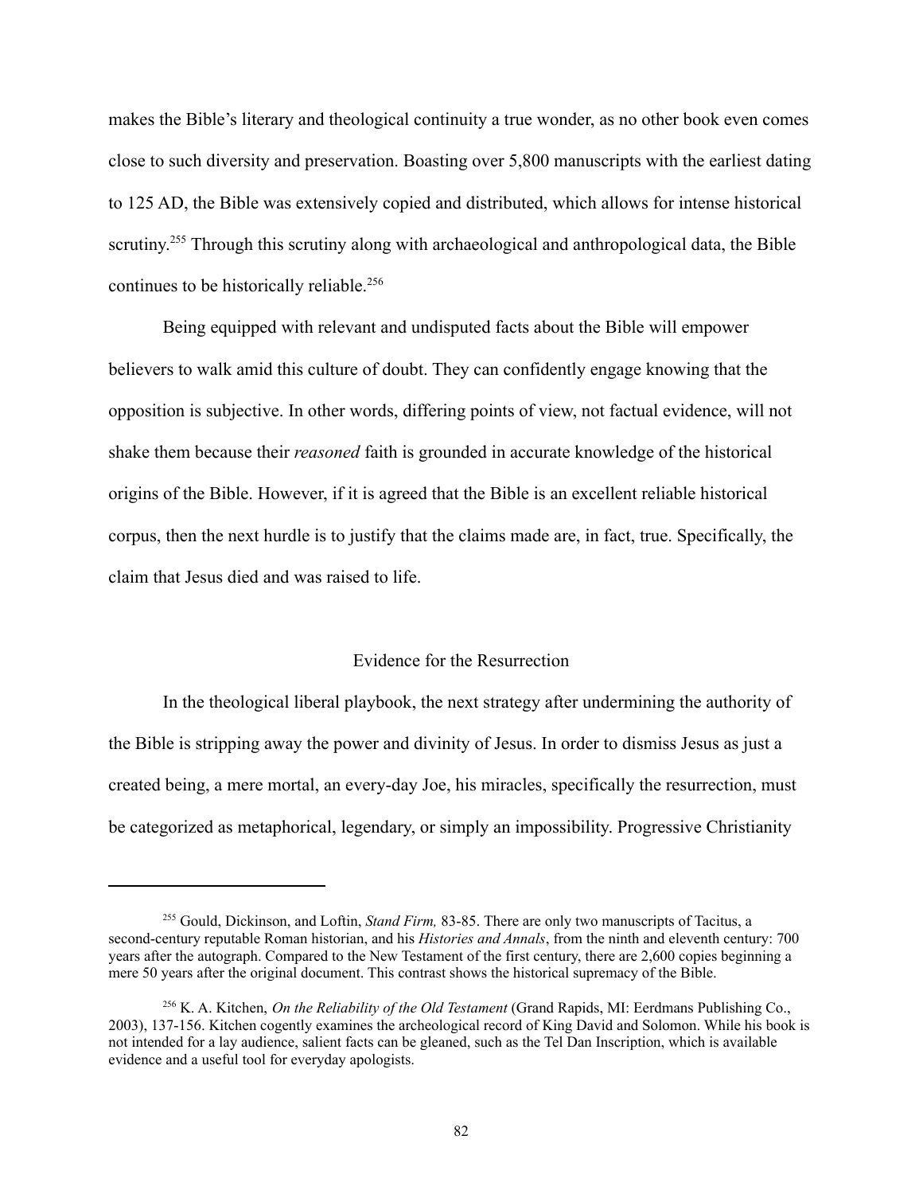makes the Bible's literary and theological continuity a true wonder, as no other book even comes close to such diversity and preservation. Boasting over 5,800 manuscripts with the earliest dating to 125 AD, the Bible was extensively copied and distributed, which allows for intense historical scrutiny.[255] Through this scrutiny along with archaeological and anthropological data, the Bible continues to be historically reliable.[256]

Being equipped with relevant and undisputed facts about the Bible will empower believers to walk amid this culture of doubt. They can confidently engage knowing that the opposition is subjective. In other words, differing points of view, not factual evidence, will not shake them because their *reasoned* faith is grounded in accurate knowledge of the historical origins of the Bible. However, if it is agreed that the Bible is an excellent reliable historical corpus, then the next hurdle is to justify that the claims made are, in fact, true. Specifically, the claim that Jesus died and was raised to life.

## Evidence for the Resurrection

In the theological liberal playbook, the next strategy after undermining the authority of the Bible is stripping away the power and divinity of Jesus. In order to dismiss Jesus as just a created being, a mere mortal, an every-day Joe, his miracles, specifically the resurrection, must be categorized as metaphorical, legendary, or simply an impossibility. Progressive Christianity

---

[255] Gould, Dickinson, and Loftin, *Stand Firm,* 83-85. There are only two manuscripts of Tacitus, a second-century reputable Roman historian, and his *Histories and Annals*, from the ninth and eleventh century: 700 years after the autograph. Compared to the New Testament of the first century, there are 2,600 copies beginning a mere 50 years after the original document. This contrast shows the historical supremacy of the Bible.

[256] K. A. Kitchen, *On the Reliability of the Old Testament* (Grand Rapids, MI: Eerdmans Publishing Co., 2003), 137-156. Kitchen cogently examines the archeological record of King David and Solomon. While his book is not intended for a lay audience, salient facts can be gleaned, such as the Tel Dan Inscription, which is available evidence and a useful tool for everyday apologists.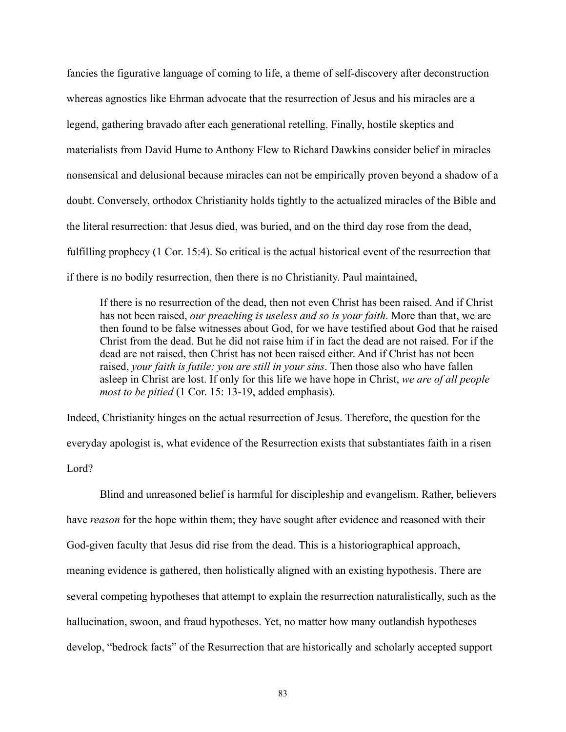fancies the figurative language of coming to life, a theme of self-discovery after deconstruction whereas agnostics like Ehrman advocate that the resurrection of Jesus and his miracles are a legend, gathering bravado after each generational retelling. Finally, hostile skeptics and materialists from David Hume to Anthony Flew to Richard Dawkins consider belief in miracles nonsensical and delusional because miracles can not be empirically proven beyond a shadow of a doubt. Conversely, orthodox Christianity holds tightly to the actualized miracles of the Bible and the literal resurrection: that Jesus died, was buried, and on the third day rose from the dead, fulfilling prophecy (1 Cor. 15:4). So critical is the actual historical event of the resurrection that if there is no bodily resurrection, then there is no Christianity. Paul maintained,

> If there is no resurrection of the dead, then not even Christ has been raised. And if Christ has not been raised, *our preaching is useless and so is your faith*. More than that, we are then found to be false witnesses about God, for we have testified about God that he raised Christ from the dead. But he did not raise him if in fact the dead are not raised. For if the dead are not raised, then Christ has not been raised either. And if Christ has not been raised, *your faith is futile; you are still in your sins*. Then those also who have fallen asleep in Christ are lost. If only for this life we have hope in Christ, *we are of all people most to be pitied* (1 Cor. 15: 13-19, added emphasis).

Indeed, Christianity hinges on the actual resurrection of Jesus. Therefore, the question for the everyday apologist is, what evidence of the Resurrection exists that substantiates faith in a risen Lord?

Blind and unreasoned belief is harmful for discipleship and evangelism. Rather, believers have *reason* for the hope within them; they have sought after evidence and reasoned with their God-given faculty that Jesus did rise from the dead. This is a historiographical approach, meaning evidence is gathered, then holistically aligned with an existing hypothesis. There are several competing hypotheses that attempt to explain the resurrection naturalistically, such as the hallucination, swoon, and fraud hypotheses. Yet, no matter how many outlandish hypotheses develop, "bedrock facts" of the Resurrection that are historically and scholarly accepted support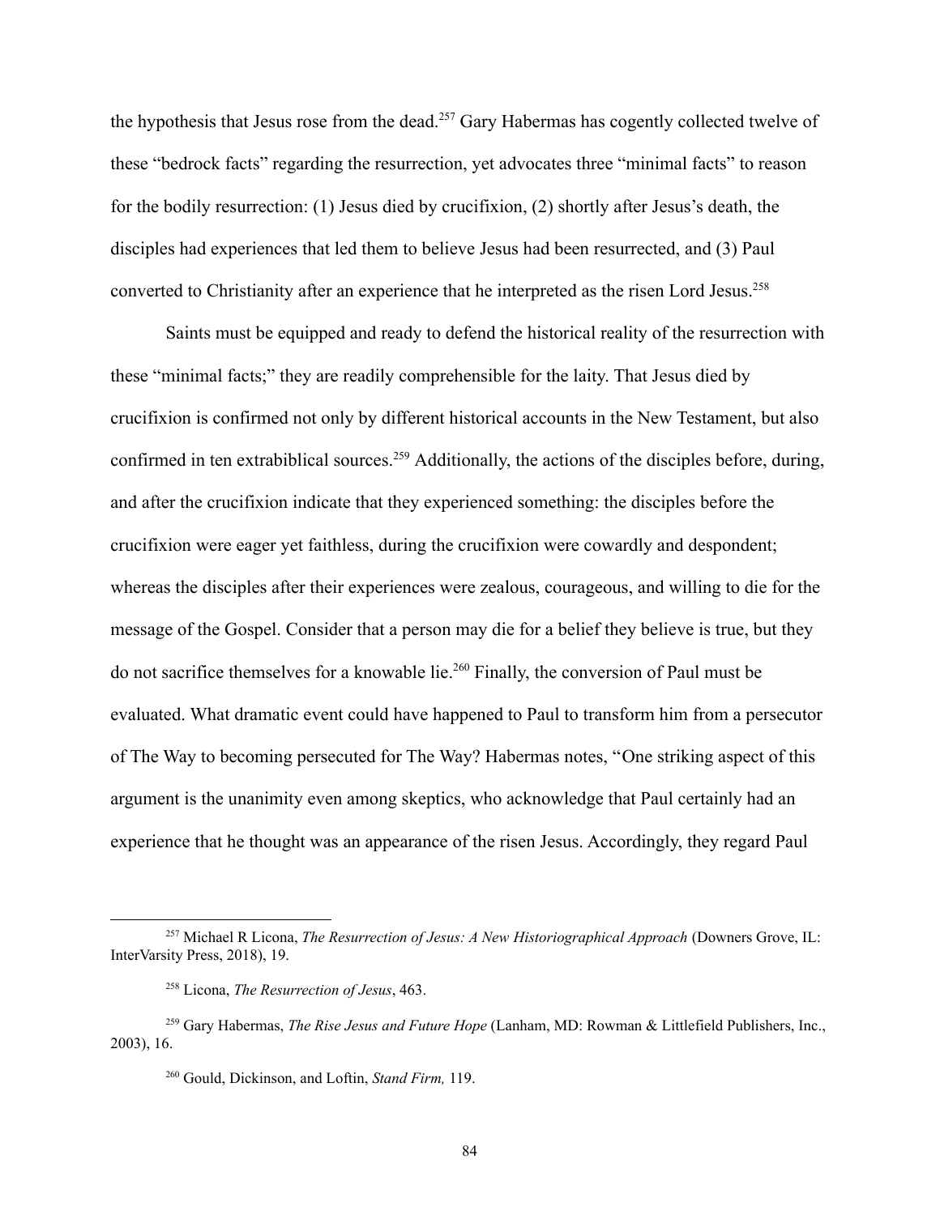the hypothesis that Jesus rose from the dead.[257] Gary Habermas has cogently collected twelve of these "bedrock facts" regarding the resurrection, yet advocates three "minimal facts" to reason for the bodily resurrection: (1) Jesus died by crucifixion, (2) shortly after Jesus's death, the disciples had experiences that led them to believe Jesus had been resurrected, and (3) Paul converted to Christianity after an experience that he interpreted as the risen Lord Jesus.[258]

Saints must be equipped and ready to defend the historical reality of the resurrection with these "minimal facts;" they are readily comprehensible for the laity. That Jesus died by crucifixion is confirmed not only by different historical accounts in the New Testament, but also confirmed in ten extrabiblical sources.[259] Additionally, the actions of the disciples before, during, and after the crucifixion indicate that they experienced something: the disciples before the crucifixion were eager yet faithless, during the crucifixion were cowardly and despondent; whereas the disciples after their experiences were zealous, courageous, and willing to die for the message of the Gospel. Consider that a person may die for a belief they believe is true, but they do not sacrifice themselves for a knowable lie.[260] Finally, the conversion of Paul must be evaluated. What dramatic event could have happened to Paul to transform him from a persecutor of The Way to becoming persecuted for The Way? Habermas notes, "One striking aspect of this argument is the unanimity even among skeptics, who acknowledge that Paul certainly had an experience that he thought was an appearance of the risen Jesus. Accordingly, they regard Paul

---

[257] Michael R Licona, *The Resurrection of Jesus: A New Historiographical Approach* (Downers Grove, IL: InterVarsity Press, 2018), 19.

[258] Licona, *The Resurrection of Jesus*, 463.

[259] Gary Habermas, *The Rise Jesus and Future Hope* (Lanham, MD: Rowman & Littlefield Publishers, Inc., 2003), 16.

[260] Gould, Dickinson, and Loftin, *Stand Firm,* 119.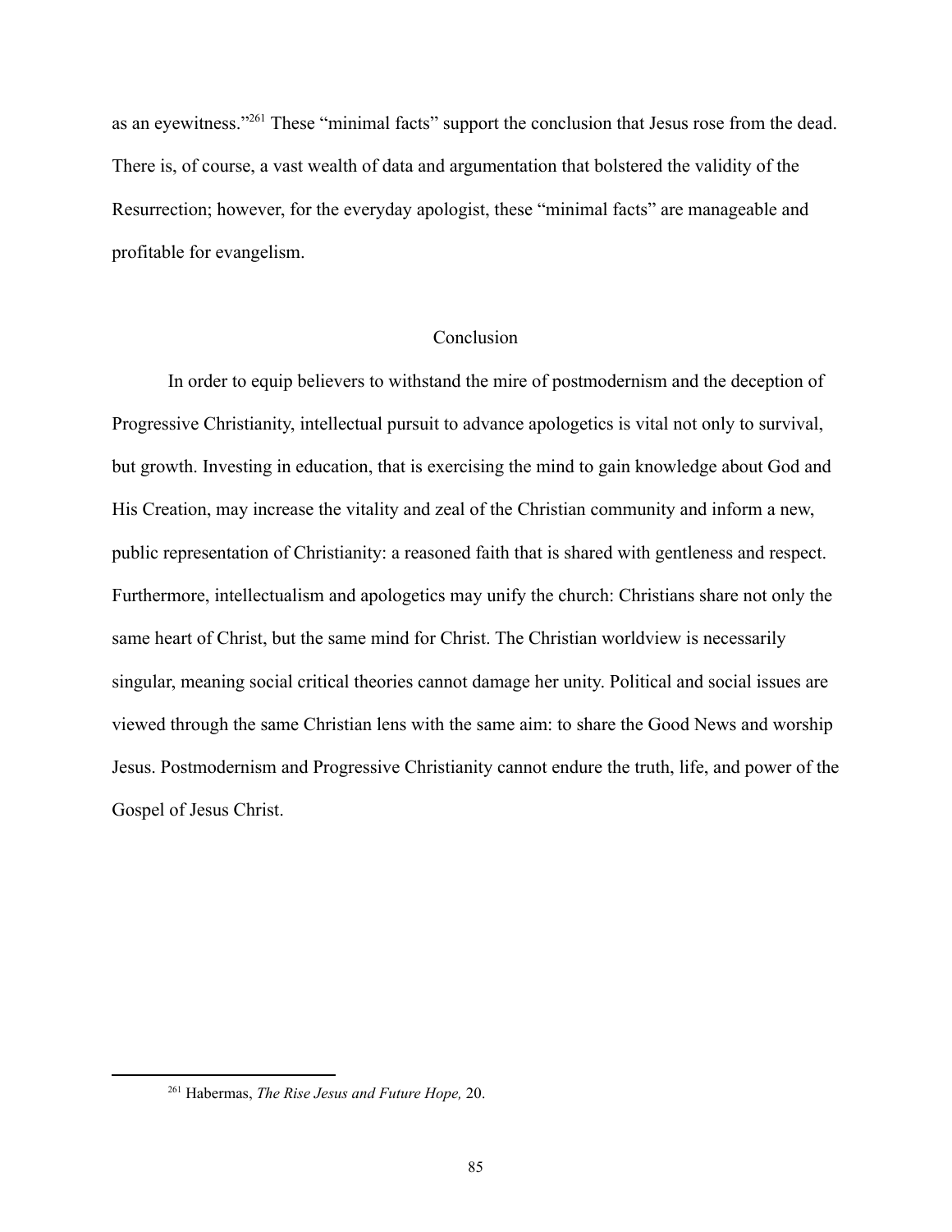as an eyewitness."[261] These "minimal facts" support the conclusion that Jesus rose from the dead. There is, of course, a vast wealth of data and argumentation that bolstered the validity of the Resurrection; however, for the everyday apologist, these "minimal facts" are manageable and profitable for evangelism.

## Conclusion

In order to equip believers to withstand the mire of postmodernism and the deception of Progressive Christianity, intellectual pursuit to advance apologetics is vital not only to survival, but growth. Investing in education, that is exercising the mind to gain knowledge about God and His Creation, may increase the vitality and zeal of the Christian community and inform a new, public representation of Christianity: a reasoned faith that is shared with gentleness and respect. Furthermore, intellectualism and apologetics may unify the church: Christians share not only the same heart of Christ, but the same mind for Christ. The Christian worldview is necessarily singular, meaning social critical theories cannot damage her unity. Political and social issues are viewed through the same Christian lens with the same aim: to share the Good News and worship Jesus. Postmodernism and Progressive Christianity cannot endure the truth, life, and power of the Gospel of Jesus Christ.

---

[261] Habermas, *The Rise Jesus and Future Hope,* 20.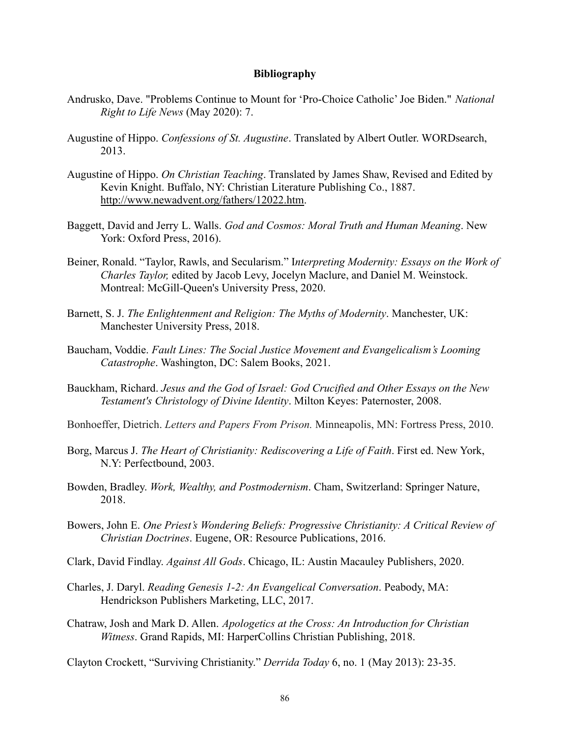# Bibliography

Andrusko, Dave. "Problems Continue to Mount for 'Pro-Choice Catholic' Joe Biden." *National Right to Life News* (May 2020): 7.

Augustine of Hippo. *Confessions of St. Augustine*. Translated by Albert Outler. WORDsearch, 2013.

Augustine of Hippo. *On Christian Teaching*. Translated by James Shaw, Revised and Edited by Kevin Knight. Buffalo, NY: Christian Literature Publishing Co., 1887. http://www.newadvent.org/fathers/12022.htm.

Baggett, David and Jerry L. Walls. *God and Cosmos: Moral Truth and Human Meaning*. New York: Oxford Press, 2016).

Beiner, Ronald. "Taylor, Rawls, and Secularism." I*nterpreting Modernity: Essays on the Work of Charles Taylor,* edited by Jacob Levy, Jocelyn Maclure, and Daniel M. Weinstock. Montreal: McGill-Queen's University Press, 2020.

Barnett, S. J. *The Enlightenment and Religion: The Myths of Modernity*. Manchester, UK: Manchester University Press, 2018.

Baucham, Voddie. *Fault Lines: The Social Justice Movement and Evangelicalism's Looming Catastrophe*. Washington, DC: Salem Books, 2021.

Bauckham, Richard. *Jesus and the God of Israel: God Crucified and Other Essays on the New Testament's Christology of Divine Identity*. Milton Keyes: Paternoster, 2008.

Bonhoeffer, Dietrich. *Letters and Papers From Prison.* Minneapolis, MN: Fortress Press, 2010.

Borg, Marcus J. *The Heart of Christianity: Rediscovering a Life of Faith*. First ed. New York, N.Y: Perfectbound, 2003.

Bowden, Bradley. *Work, Wealthy, and Postmodernism*. Cham, Switzerland: Springer Nature, 2018.

Bowers, John E. *One Priest's Wondering Beliefs: Progressive Christianity: A Critical Review of Christian Doctrines*. Eugene, OR: Resource Publications, 2016.

Clark, David Findlay. *Against All Gods*. Chicago, IL: Austin Macauley Publishers, 2020.

Charles, J. Daryl. *Reading Genesis 1-2: An Evangelical Conversation*. Peabody, MA: Hendrickson Publishers Marketing, LLC, 2017.

Chatraw, Josh and Mark D. Allen. *Apologetics at the Cross: An Introduction for Christian Witness*. Grand Rapids, MI: HarperCollins Christian Publishing, 2018.

Clayton Crockett, "Surviving Christianity." *Derrida Today* 6, no. 1 (May 2013): 23-35.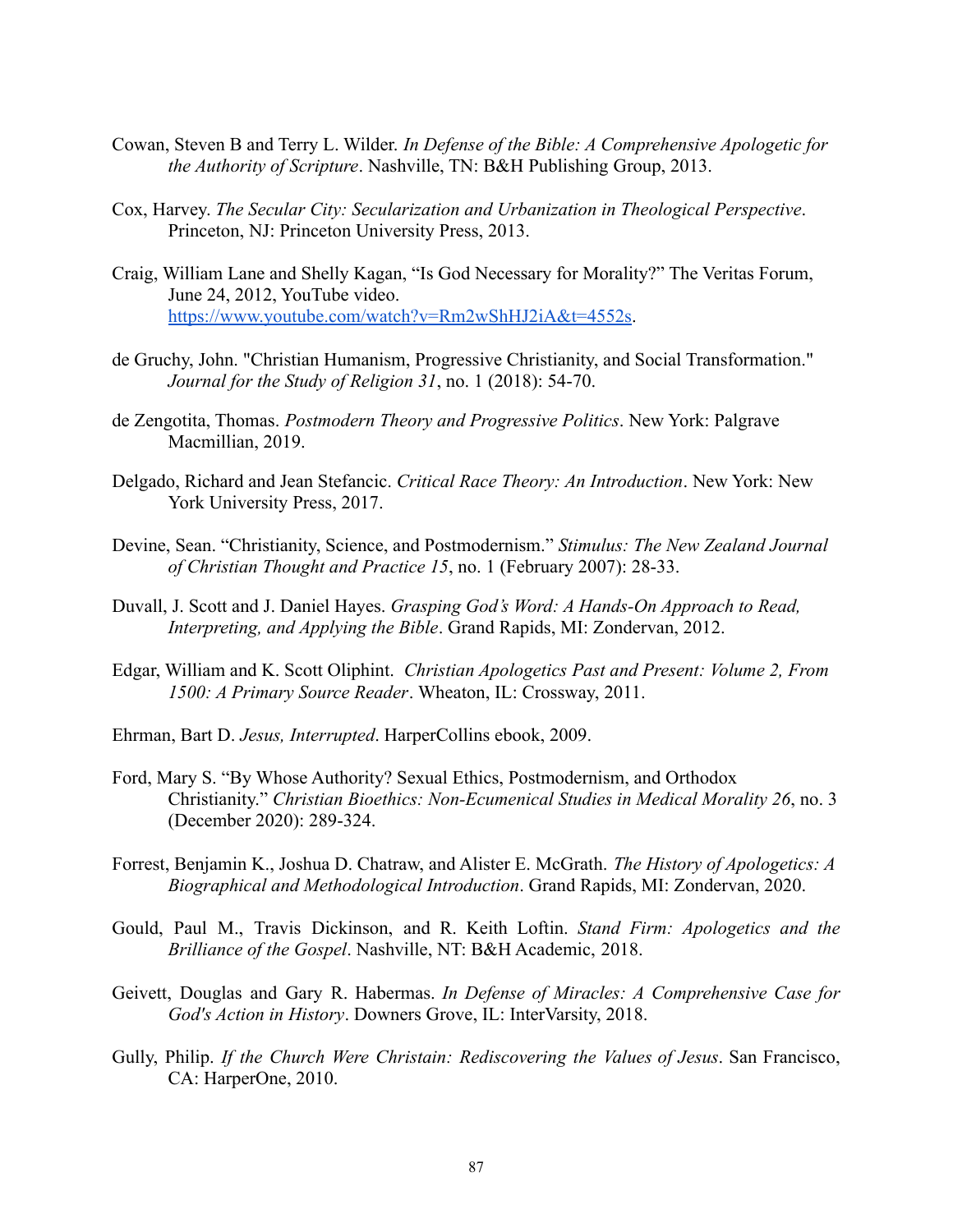Cowan, Steven B and Terry L. Wilder. *In Defense of the Bible: A Comprehensive Apologetic for the Authority of Scripture*. Nashville, TN: B&H Publishing Group, 2013.

Cox, Harvey. *The Secular City: Secularization and Urbanization in Theological Perspective*. Princeton, NJ: Princeton University Press, 2013.

Craig, William Lane and Shelly Kagan, "Is God Necessary for Morality?" The Veritas Forum, June 24, 2012, YouTube video. https://www.youtube.com/watch?v=Rm2wShHJ2iA&t=4552s.

de Gruchy, John. "Christian Humanism, Progressive Christianity, and Social Transformation." *Journal for the Study of Religion 31*, no. 1 (2018): 54-70.

de Zengotita, Thomas. *Postmodern Theory and Progressive Politics*. New York: Palgrave Macmillian, 2019.

Delgado, Richard and Jean Stefancic. *Critical Race Theory: An Introduction*. New York: New York University Press, 2017.

Devine, Sean. "Christianity, Science, and Postmodernism." *Stimulus: The New Zealand Journal of Christian Thought and Practice 15*, no. 1 (February 2007): 28-33.

Duvall, J. Scott and J. Daniel Hayes. *Grasping God's Word: A Hands-On Approach to Read, Interpreting, and Applying the Bible*. Grand Rapids, MI: Zondervan, 2012.

Edgar, William and K. Scott Oliphint. *Christian Apologetics Past and Present: Volume 2, From 1500: A Primary Source Reader*. Wheaton, IL: Crossway, 2011.

Ehrman, Bart D. *Jesus, Interrupted*. HarperCollins ebook, 2009.

Ford, Mary S. "By Whose Authority? Sexual Ethics, Postmodernism, and Orthodox Christianity." *Christian Bioethics: Non-Ecumenical Studies in Medical Morality 26*, no. 3 (December 2020): 289-324.

Forrest, Benjamin K., Joshua D. Chatraw, and Alister E. McGrath. *The History of Apologetics: A Biographical and Methodological Introduction*. Grand Rapids, MI: Zondervan, 2020.

Gould, Paul M., Travis Dickinson, and R. Keith Loftin. *Stand Firm: Apologetics and the Brilliance of the Gospel*. Nashville, NT: B&H Academic, 2018.

Geivett, Douglas and Gary R. Habermas. *In Defense of Miracles: A Comprehensive Case for God's Action in History*. Downers Grove, IL: InterVarsity, 2018.

Gully, Philip. *If the Church Were Christain: Rediscovering the Values of Jesus*. San Francisco, CA: HarperOne, 2010.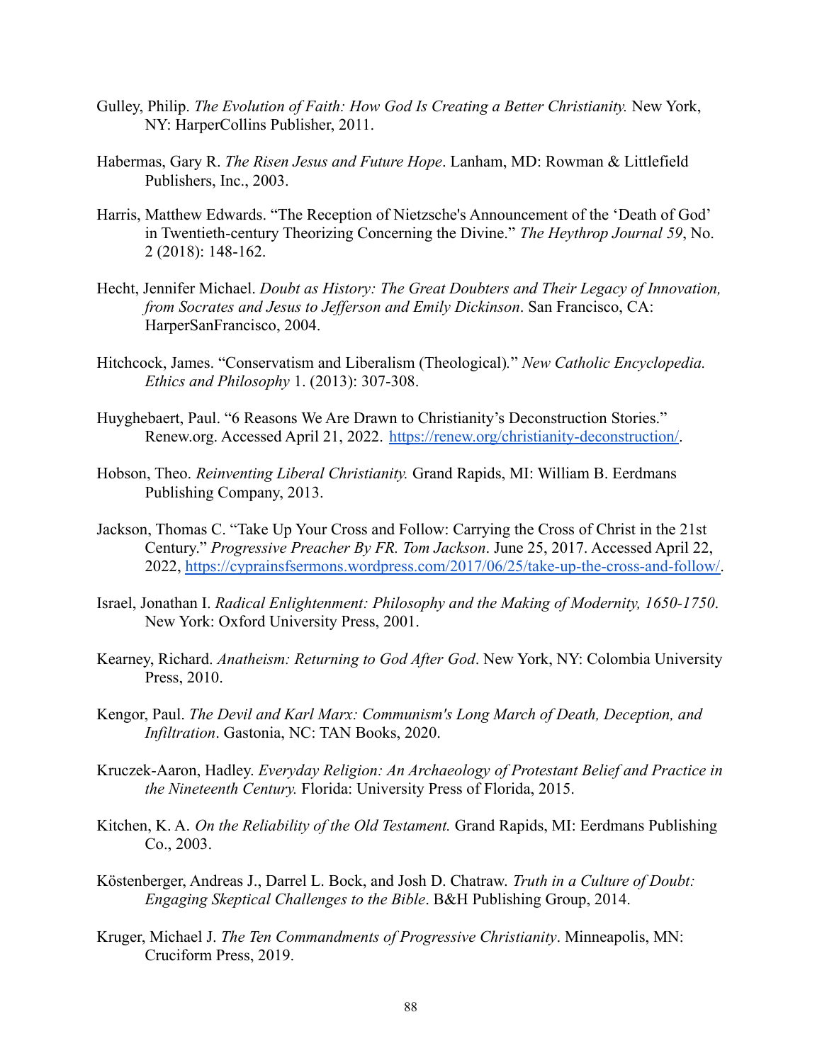Gulley, Philip. *The Evolution of Faith: How God Is Creating a Better Christianity.* New York, NY: HarperCollins Publisher, 2011.

Habermas, Gary R. *The Risen Jesus and Future Hope*. Lanham, MD: Rowman & Littlefield Publishers, Inc., 2003.

Harris, Matthew Edwards. "The Reception of Nietzsche's Announcement of the 'Death of God' in Twentieth-century Theorizing Concerning the Divine." *The Heythrop Journal 59*, No. 2 (2018): 148-162.

Hecht, Jennifer Michael. *Doubt as History: The Great Doubters and Their Legacy of Innovation, from Socrates and Jesus to Jefferson and Emily Dickinson*. San Francisco, CA: HarperSanFrancisco, 2004.

Hitchcock, James. "Conservatism and Liberalism (Theological)." *New Catholic Encyclopedia. Ethics and Philosophy* 1. (2013): 307-308.

Huyghebaert, Paul. "6 Reasons We Are Drawn to Christianity's Deconstruction Stories." Renew.org. Accessed April 21, 2022. https://renew.org/christianity-deconstruction/.

Hobson, Theo. *Reinventing Liberal Christianity.* Grand Rapids, MI: William B. Eerdmans Publishing Company, 2013.

Jackson, Thomas C. "Take Up Your Cross and Follow: Carrying the Cross of Christ in the 21st Century." *Progressive Preacher By FR. Tom Jackson*. June 25, 2017. Accessed April 22, 2022, https://cyprainsfsermons.wordpress.com/2017/06/25/take-up-the-cross-and-follow/.

Israel, Jonathan I. *Radical Enlightenment: Philosophy and the Making of Modernity, 1650-1750*. New York: Oxford University Press, 2001.

Kearney, Richard. *Anatheism: Returning to God After God*. New York, NY: Colombia University Press, 2010.

Kengor, Paul. *The Devil and Karl Marx: Communism's Long March of Death, Deception, and Infiltration*. Gastonia, NC: TAN Books, 2020.

Kruczek-Aaron, Hadley. *Everyday Religion: An Archaeology of Protestant Belief and Practice in the Nineteenth Century.* Florida: University Press of Florida, 2015.

Kitchen, K. A. *On the Reliability of the Old Testament.* Grand Rapids, MI: Eerdmans Publishing Co., 2003.

Köstenberger, Andreas J., Darrel L. Bock, and Josh D. Chatraw. *Truth in a Culture of Doubt: Engaging Skeptical Challenges to the Bible*. B&H Publishing Group, 2014.

Kruger, Michael J. *The Ten Commandments of Progressive Christianity*. Minneapolis, MN: Cruciform Press, 2019.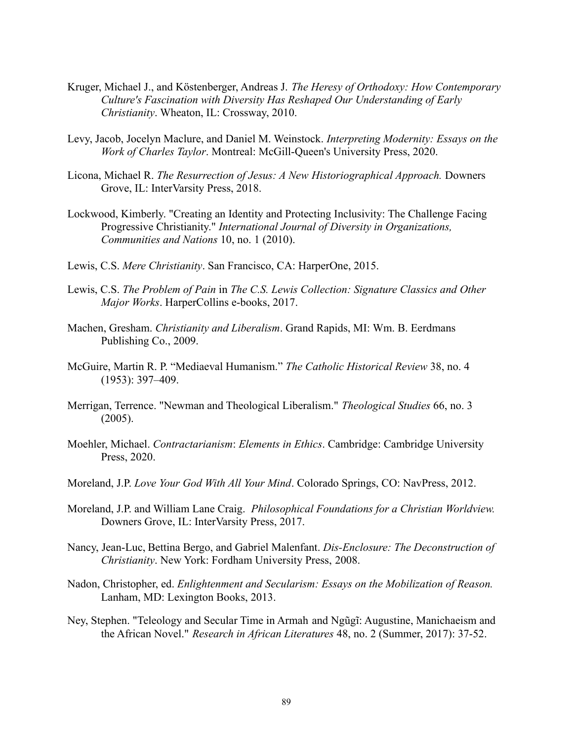Kruger, Michael J., and Köstenberger, Andreas J. *The Heresy of Orthodoxy: How Contemporary Culture's Fascination with Diversity Has Reshaped Our Understanding of Early Christianity*. Wheaton, IL: Crossway, 2010.

Levy, Jacob, Jocelyn Maclure, and Daniel M. Weinstock. *Interpreting Modernity: Essays on the Work of Charles Taylor*. Montreal: McGill-Queen's University Press, 2020.

Licona, Michael R. *The Resurrection of Jesus: A New Historiographical Approach.* Downers Grove, IL: InterVarsity Press, 2018.

Lockwood, Kimberly. "Creating an Identity and Protecting Inclusivity: The Challenge Facing Progressive Christianity." *International Journal of Diversity in Organizations, Communities and Nations* 10, no. 1 (2010).

Lewis, C.S. *Mere Christianity*. San Francisco, CA: HarperOne, 2015.

Lewis, C.S. *The Problem of Pain* in *The C.S. Lewis Collection: Signature Classics and Other Major Works*. HarperCollins e-books, 2017.

Machen, Gresham. *Christianity and Liberalism*. Grand Rapids, MI: Wm. B. Eerdmans Publishing Co., 2009.

McGuire, Martin R. P. "Mediaeval Humanism." *The Catholic Historical Review* 38, no. 4 (1953): 397–409.

Merrigan, Terrence. "Newman and Theological Liberalism." *Theological Studies* 66, no. 3 (2005).

Moehler, Michael. *Contractarianism*: *Elements in Ethics*. Cambridge: Cambridge University Press, 2020.

Moreland, J.P. *Love Your God With All Your Mind*. Colorado Springs, CO: NavPress, 2012.

Moreland, J.P. and William Lane Craig. *Philosophical Foundations for a Christian Worldview.* Downers Grove, IL: InterVarsity Press, 2017.

Nancy, Jean-Luc, Bettina Bergo, and Gabriel Malenfant. *Dis-Enclosure: The Deconstruction of Christianity*. New York: Fordham University Press, 2008.

Nadon, Christopher, ed. *Enlightenment and Secularism: Essays on the Mobilization of Reason.* Lanham, MD: Lexington Books, 2013.

Ney, Stephen. "Teleology and Secular Time in Armah and Ngũgĩ: Augustine, Manichaeism and the African Novel." *Research in African Literatures* 48, no. 2 (Summer, 2017): 37-52.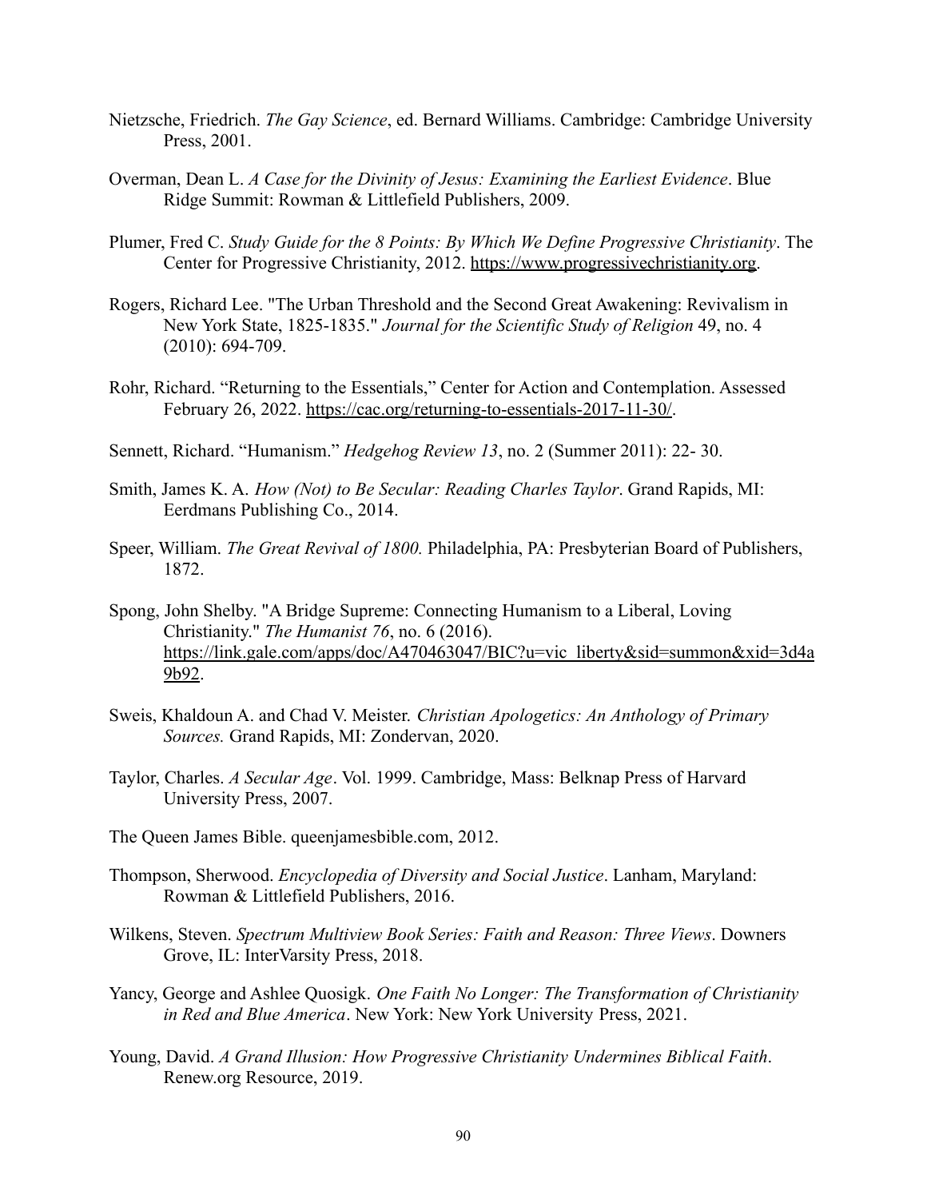Nietzsche, Friedrich. *The Gay Science*, ed. Bernard Williams. Cambridge: Cambridge University Press, 2001.

Overman, Dean L. *A Case for the Divinity of Jesus: Examining the Earliest Evidence*. Blue Ridge Summit: Rowman & Littlefield Publishers, 2009.

Plumer, Fred C. *Study Guide for the 8 Points: By Which We Define Progressive Christianity*. The Center for Progressive Christianity, 2012. https://www.progressivechristianity.org.

Rogers, Richard Lee. "The Urban Threshold and the Second Great Awakening: Revivalism in New York State, 1825-1835." *Journal for the Scientific Study of Religion* 49, no. 4 (2010): 694-709.

Rohr, Richard. "Returning to the Essentials," Center for Action and Contemplation. Assessed February 26, 2022. https://cac.org/returning-to-essentials-2017-11-30/.

Sennett, Richard. "Humanism." *Hedgehog Review 13*, no. 2 (Summer 2011): 22- 30.

Smith, James K. A. *How (Not) to Be Secular: Reading Charles Taylor*. Grand Rapids, MI: Eerdmans Publishing Co., 2014.

Speer, William. *The Great Revival of 1800.* Philadelphia, PA: Presbyterian Board of Publishers, 1872.

Spong, John Shelby. "A Bridge Supreme: Connecting Humanism to a Liberal, Loving Christianity." *The Humanist 76*, no. 6 (2016). https://link.gale.com/apps/doc/A470463047/BIC?u=vic_liberty&sid=summon&xid=3d4a9b92.

Sweis, Khaldoun A. and Chad V. Meister. *Christian Apologetics: An Anthology of Primary Sources.* Grand Rapids, MI: Zondervan, 2020.

Taylor, Charles. *A Secular Age*. Vol. 1999. Cambridge, Mass: Belknap Press of Harvard University Press, 2007.

The Queen James Bible. queenjamesbible.com, 2012.

Thompson, Sherwood. *Encyclopedia of Diversity and Social Justice*. Lanham, Maryland: Rowman & Littlefield Publishers, 2016.

Wilkens, Steven. *Spectrum Multiview Book Series: Faith and Reason: Three Views*. Downers Grove, IL: InterVarsity Press, 2018.

Yancy, George and Ashlee Quosigk. *One Faith No Longer: The Transformation of Christianity in Red and Blue America*. New York: New York University Press, 2021.

Young, David. *A Grand Illusion: How Progressive Christianity Undermines Biblical Faith*. Renew.org Resource, 2019.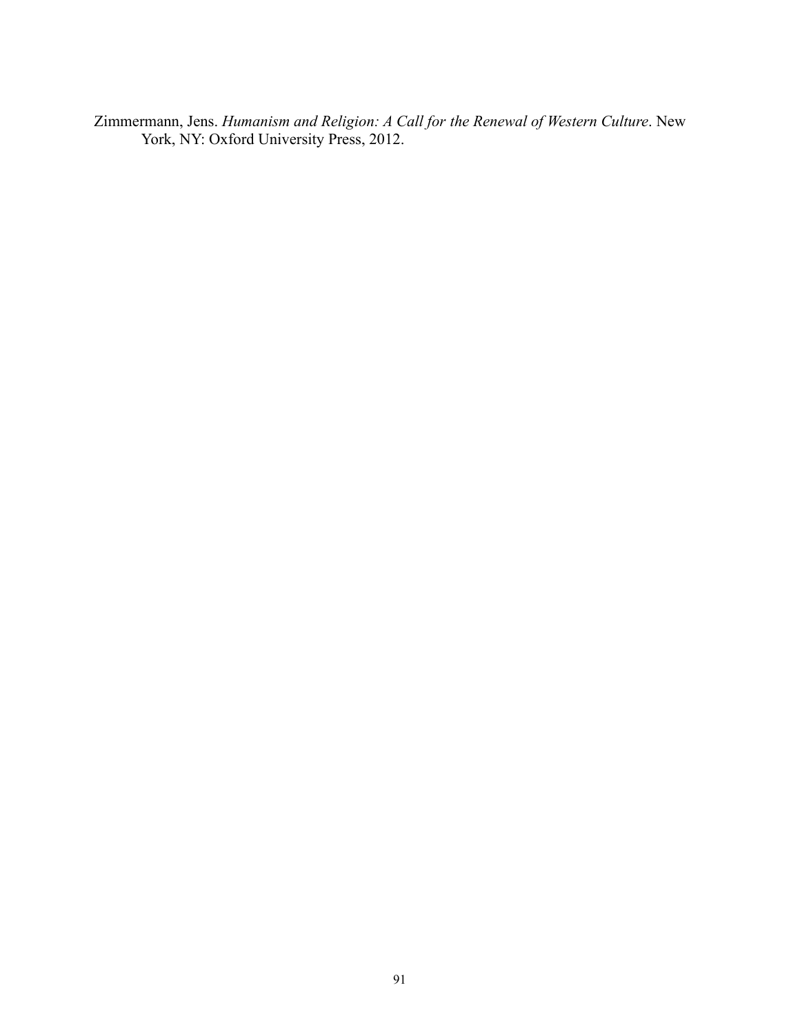Zimmermann, Jens. *Humanism and Religion: A Call for the Renewal of Western Culture*. New York, NY: Oxford University Press, 2012.